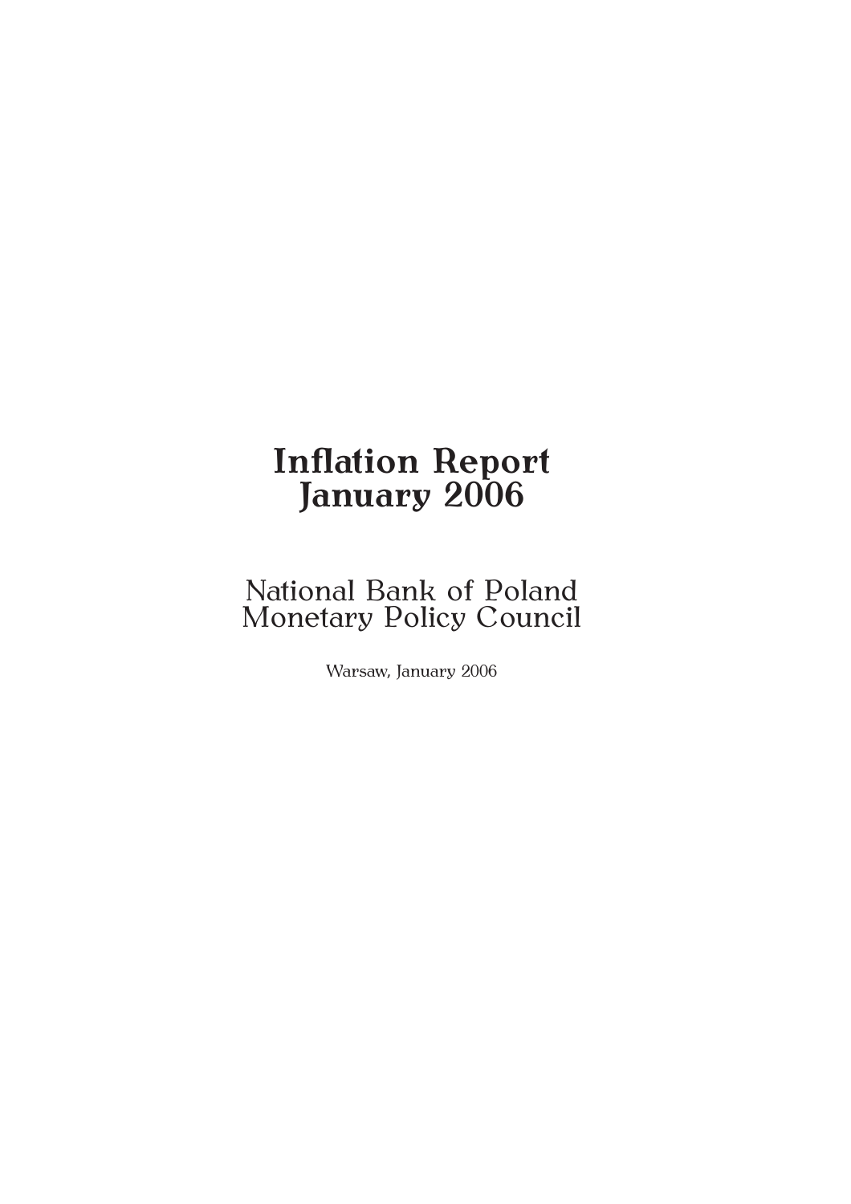# Inflation Report
# January 2006

National Bank of Poland
Monetary Policy Council

Warsaw, January 2006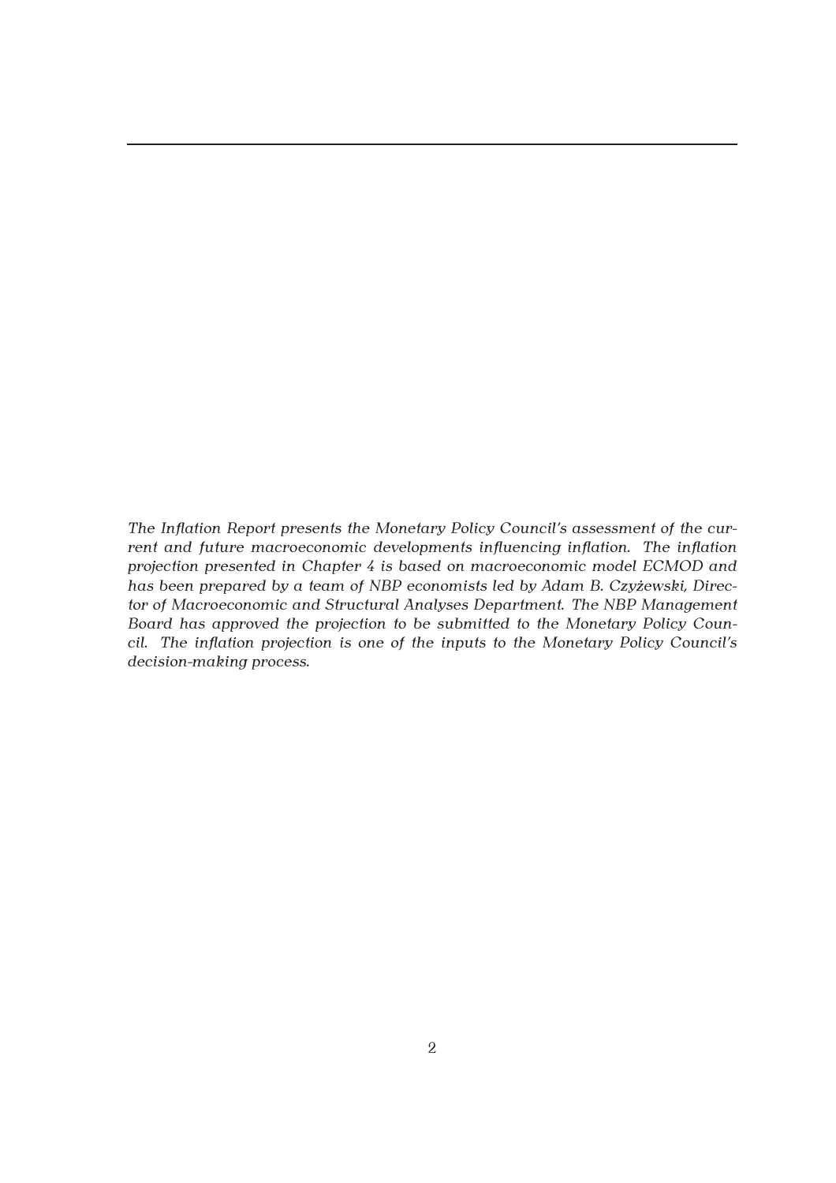*The Inflation Report presents the Monetary Policy Council's assessment of the current and future macroeconomic developments influencing inflation. The inflation projection presented in Chapter 4 is based on macroeconomic model ECMOD and has been prepared by a team of NBP economists led by Adam B. Czyżewski, Director of Macroeconomic and Structural Analyses Department. The NBP Management Board has approved the projection to be submitted to the Monetary Policy Council. The inflation projection is one of the inputs to the Monetary Policy Council's decision-making process.*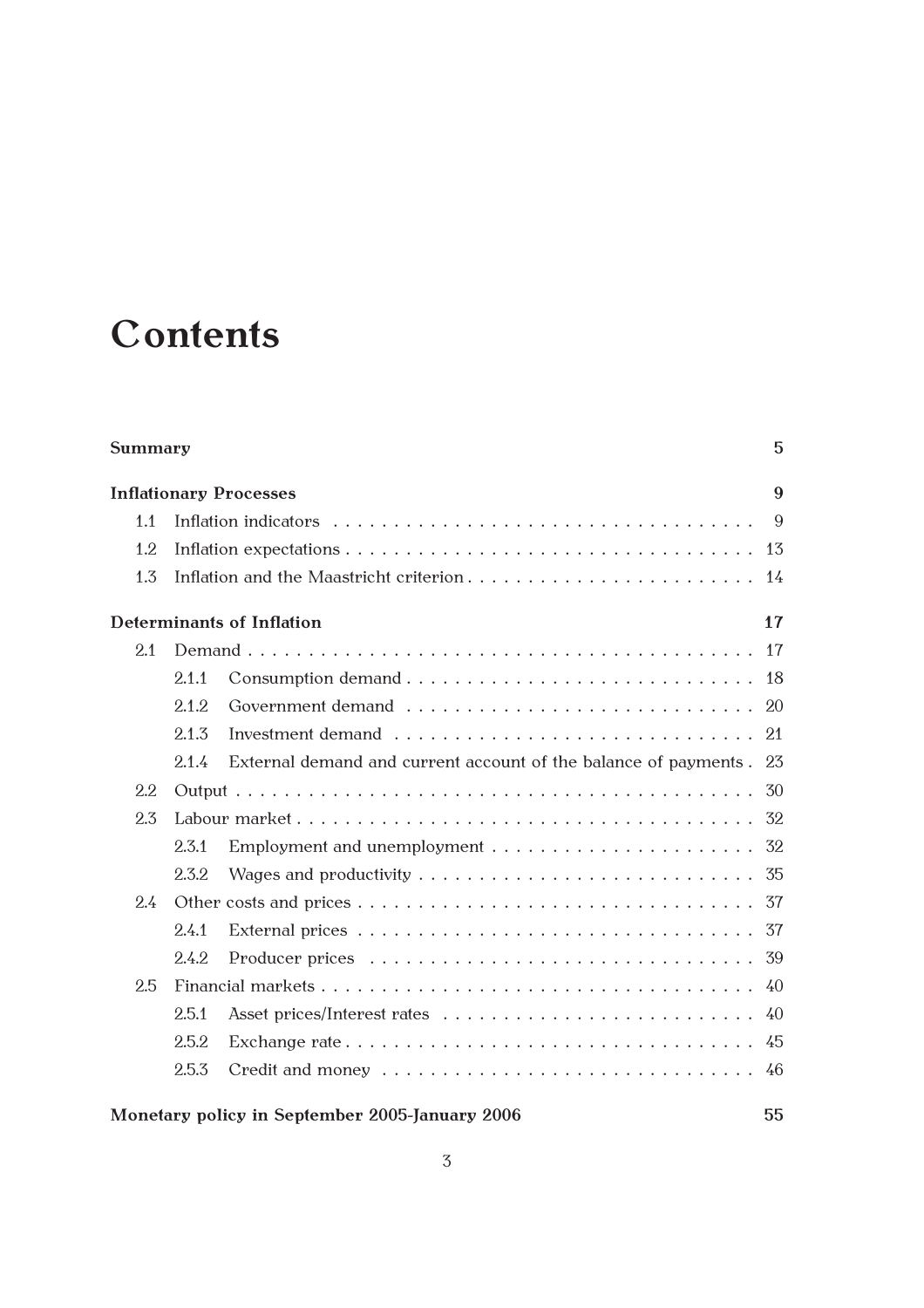# Contents

**Summary** 5

**Inflationary Processes** 9

- 1.1 Inflation indicators 9
- 1.2 Inflation expectations 13
- 1.3 Inflation and the Maastricht criterion 14

**Determinants of Inflation** 17

- 2.1 Demand 17
  - 2.1.1 Consumption demand 18
  - 2.1.2 Government demand 20
  - 2.1.3 Investment demand 21
  - 2.1.4 External demand and current account of the balance of payments 23
- 2.2 Output 30
- 2.3 Labour market 32
  - 2.3.1 Employment and unemployment 32
  - 2.3.2 Wages and productivity 35
- 2.4 Other costs and prices 37
  - 2.4.1 External prices 37
  - 2.4.2 Producer prices 39
- 2.5 Financial markets 40
  - 2.5.1 Asset prices/Interest rates 40
  - 2.5.2 Exchange rate 45
  - 2.5.3 Credit and money 46

**Monetary policy in September 2005-January 2006** 55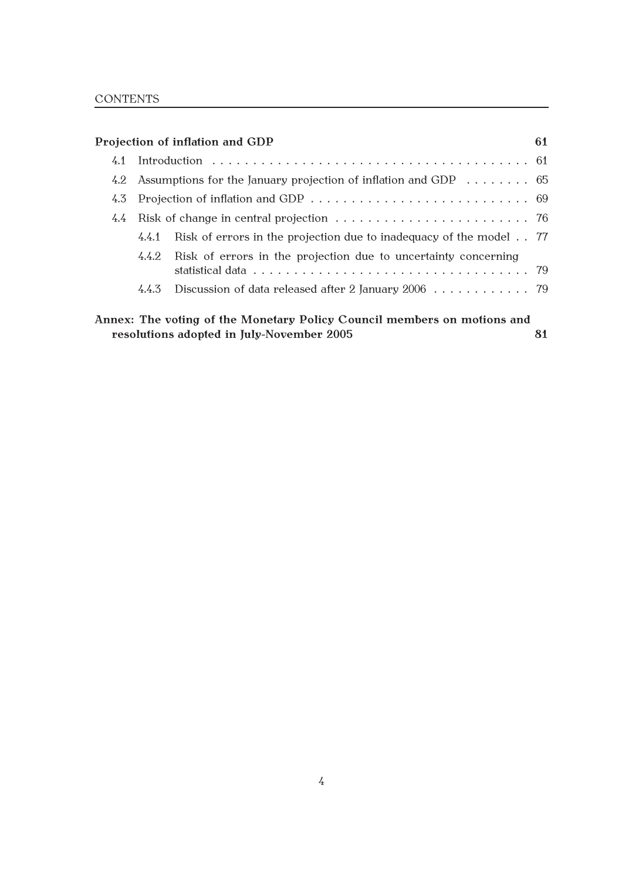**Projection of inflation and GDP** **61**

- 4.1 Introduction . . . . . . . . . . . . . . . . . . . . . . . . . . . . . . . . . . . . . . . . 61
- 4.2 Assumptions for the January projection of inflation and GDP . . . . . . . . 65
- 4.3 Projection of inflation and GDP . . . . . . . . . . . . . . . . . . . . . . . . . . . . 69
- 4.4 Risk of change in central projection . . . . . . . . . . . . . . . . . . . . . . . . 76
  - 4.4.1 Risk of errors in the projection due to inadequacy of the model . . 77
  - 4.4.2 Risk of errors in the projection due to uncertainty concerning statistical data . . . . . . . . . . . . . . . . . . . . . . . . . . . . . . . . . . . 79
  - 4.4.3 Discussion of data released after 2 January 2006 . . . . . . . . . . . . 79

**Annex: The voting of the Monetary Policy Council members on motions and resolutions adopted in July-November 2005** **81**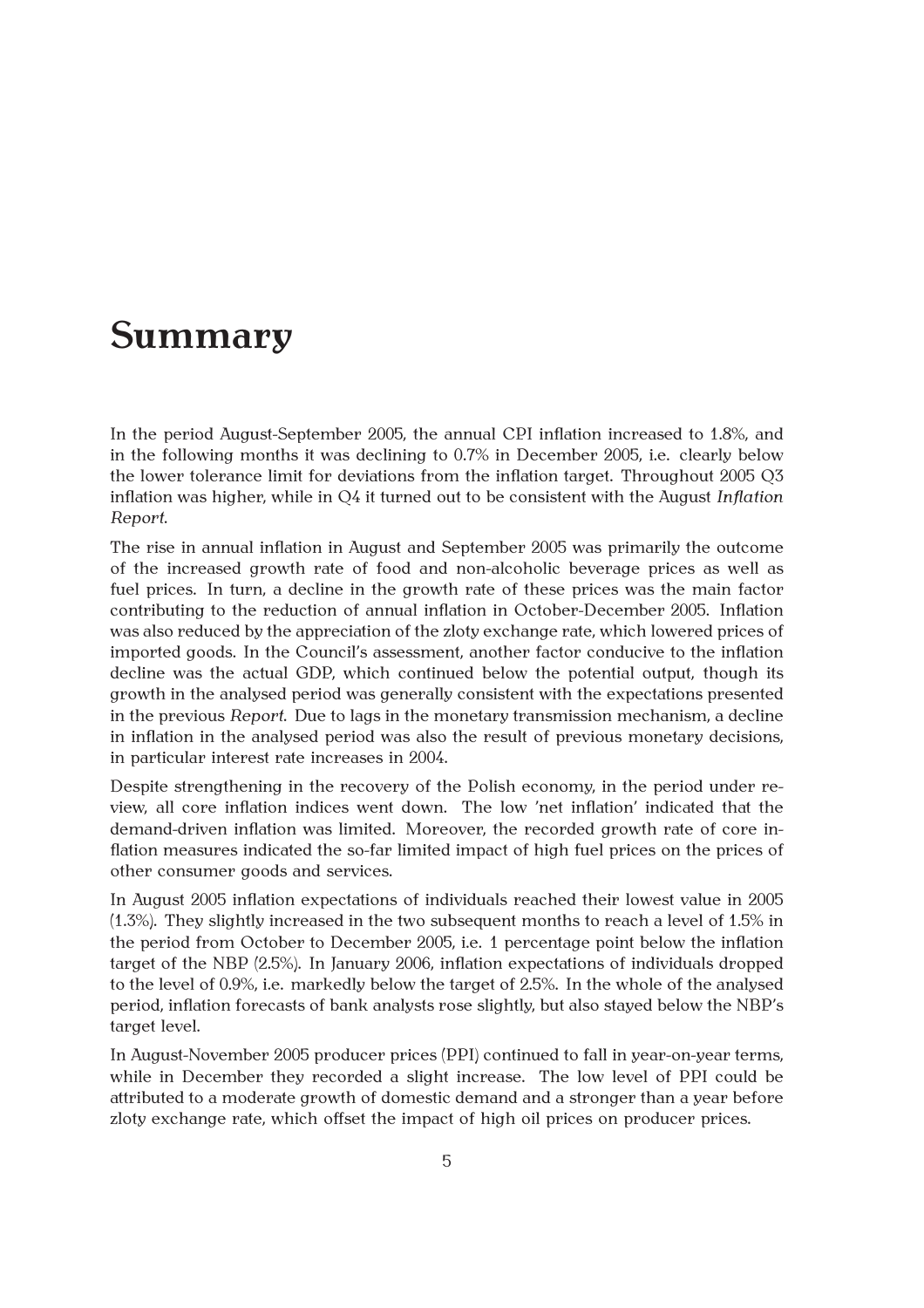# Summary

In the period August-September 2005, the annual CPI inflation increased to 1.8%, and in the following months it was declining to 0.7% in December 2005, i.e. clearly below the lower tolerance limit for deviations from the inflation target. Throughout 2005 Q3 inflation was higher, while in Q4 it turned out to be consistent with the August *Inflation Report*.

The rise in annual inflation in August and September 2005 was primarily the outcome of the increased growth rate of food and non-alcoholic beverage prices as well as fuel prices. In turn, a decline in the growth rate of these prices was the main factor contributing to the reduction of annual inflation in October-December 2005. Inflation was also reduced by the appreciation of the zloty exchange rate, which lowered prices of imported goods. In the Council's assessment, another factor conducive to the inflation decline was the actual GDP, which continued below the potential output, though its growth in the analysed period was generally consistent with the expectations presented in the previous *Report*. Due to lags in the monetary transmission mechanism, a decline in inflation in the analysed period was also the result of previous monetary decisions, in particular interest rate increases in 2004.

Despite strengthening in the recovery of the Polish economy, in the period under review, all core inflation indices went down. The low 'net inflation' indicated that the demand-driven inflation was limited. Moreover, the recorded growth rate of core inflation measures indicated the so-far limited impact of high fuel prices on the prices of other consumer goods and services.

In August 2005 inflation expectations of individuals reached their lowest value in 2005 (1.3%). They slightly increased in the two subsequent months to reach a level of 1.5% in the period from October to December 2005, i.e. 1 percentage point below the inflation target of the NBP (2.5%). In January 2006, inflation expectations of individuals dropped to the level of 0.9%, i.e. markedly below the target of 2.5%. In the whole of the analysed period, inflation forecasts of bank analysts rose slightly, but also stayed below the NBP's target level.

In August-November 2005 producer prices (PPI) continued to fall in year-on-year terms, while in December they recorded a slight increase. The low level of PPI could be attributed to a moderate growth of domestic demand and a stronger than a year before zloty exchange rate, which offset the impact of high oil prices on producer prices.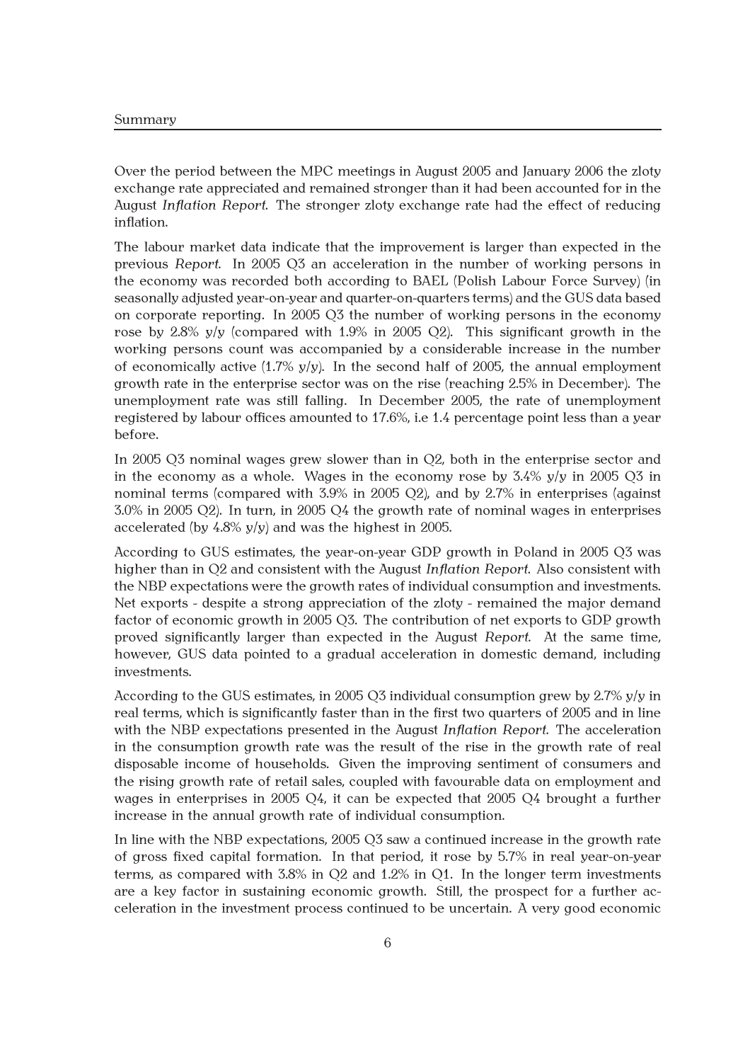Over the period between the MPC meetings in August 2005 and January 2006 the zloty exchange rate appreciated and remained stronger than it had been accounted for in the August *Inflation Report*. The stronger zloty exchange rate had the effect of reducing inflation.

The labour market data indicate that the improvement is larger than expected in the previous *Report*. In 2005 Q3 an acceleration in the number of working persons in the economy was recorded both according to BAEL (Polish Labour Force Survey) (in seasonally adjusted year-on-year and quarter-on-quarters terms) and the GUS data based on corporate reporting. In 2005 Q3 the number of working persons in the economy rose by 2.8% y/y (compared with 1.9% in 2005 Q2). This significant growth in the working persons count was accompanied by a considerable increase in the number of economically active (1.7% y/y). In the second half of 2005, the annual employment growth rate in the enterprise sector was on the rise (reaching 2.5% in December). The unemployment rate was still falling. In December 2005, the rate of unemployment registered by labour offices amounted to 17.6%, i.e 1.4 percentage point less than a year before.

In 2005 Q3 nominal wages grew slower than in Q2, both in the enterprise sector and in the economy as a whole. Wages in the economy rose by 3.4% y/y in 2005 Q3 in nominal terms (compared with 3.9% in 2005 Q2), and by 2.7% in enterprises (against 3.0% in 2005 Q2). In turn, in 2005 Q4 the growth rate of nominal wages in enterprises accelerated (by 4.8% y/y) and was the highest in 2005.

According to GUS estimates, the year-on-year GDP growth in Poland in 2005 Q3 was higher than in Q2 and consistent with the August *Inflation Report*. Also consistent with the NBP expectations were the growth rates of individual consumption and investments. Net exports - despite a strong appreciation of the zloty - remained the major demand factor of economic growth in 2005 Q3. The contribution of net exports to GDP growth proved significantly larger than expected in the August *Report*. At the same time, however, GUS data pointed to a gradual acceleration in domestic demand, including investments.

According to the GUS estimates, in 2005 Q3 individual consumption grew by 2.7% y/y in real terms, which is significantly faster than in the first two quarters of 2005 and in line with the NBP expectations presented in the August *Inflation Report*. The acceleration in the consumption growth rate was the result of the rise in the growth rate of real disposable income of households. Given the improving sentiment of consumers and the rising growth rate of retail sales, coupled with favourable data on employment and wages in enterprises in 2005 Q4, it can be expected that 2005 Q4 brought a further increase in the annual growth rate of individual consumption.

In line with the NBP expectations, 2005 Q3 saw a continued increase in the growth rate of gross fixed capital formation. In that period, it rose by 5.7% in real year-on-year terms, as compared with 3.8% in Q2 and 1.2% in Q1. In the longer term investments are a key factor in sustaining economic growth. Still, the prospect for a further acceleration in the investment process continued to be uncertain. A very good economic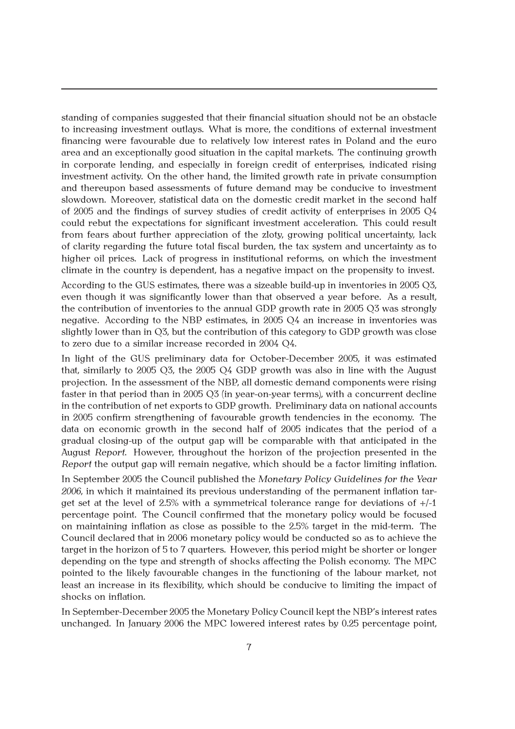standing of companies suggested that their financial situation should not be an obstacle to increasing investment outlays. What is more, the conditions of external investment financing were favourable due to relatively low interest rates in Poland and the euro area and an exceptionally good situation in the capital markets. The continuing growth in corporate lending, and especially in foreign credit of enterprises, indicated rising investment activity. On the other hand, the limited growth rate in private consumption and thereupon based assessments of future demand may be conducive to investment slowdown. Moreover, statistical data on the domestic credit market in the second half of 2005 and the findings of survey studies of credit activity of enterprises in 2005 Q4 could rebut the expectations for significant investment acceleration. This could result from fears about further appreciation of the zloty, growing political uncertainty, lack of clarity regarding the future total fiscal burden, the tax system and uncertainty as to higher oil prices. Lack of progress in institutional reforms, on which the investment climate in the country is dependent, has a negative impact on the propensity to invest.

According to the GUS estimates, there was a sizeable build-up in inventories in 2005 Q3, even though it was significantly lower than that observed a year before. As a result, the contribution of inventories to the annual GDP growth rate in 2005 Q3 was strongly negative. According to the NBP estimates, in 2005 Q4 an increase in inventories was slightly lower than in Q3, but the contribution of this category to GDP growth was close to zero due to a similar increase recorded in 2004 Q4.

In light of the GUS preliminary data for October-December 2005, it was estimated that, similarly to 2005 Q3, the 2005 Q4 GDP growth was also in line with the August projection. In the assessment of the NBP, all domestic demand components were rising faster in that period than in 2005 Q3 (in year-on-year terms), with a concurrent decline in the contribution of net exports to GDP growth. Preliminary data on national accounts in 2005 confirm strengthening of favourable growth tendencies in the economy. The data on economic growth in the second half of 2005 indicates that the period of a gradual closing-up of the output gap will be comparable with that anticipated in the August *Report*. However, throughout the horizon of the projection presented in the *Report* the output gap will remain negative, which should be a factor limiting inflation.

In September 2005 the Council published the *Monetary Policy Guidelines for the Year 2006*, in which it maintained its previous understanding of the permanent inflation target set at the level of 2.5% with a symmetrical tolerance range for deviations of +/-1 percentage point. The Council confirmed that the monetary policy would be focused on maintaining inflation as close as possible to the 2.5% target in the mid-term. The Council declared that in 2006 monetary policy would be conducted so as to achieve the target in the horizon of 5 to 7 quarters. However, this period might be shorter or longer depending on the type and strength of shocks affecting the Polish economy. The MPC pointed to the likely favourable changes in the functioning of the labour market, not least an increase in its flexibility, which should be conducive to limiting the impact of shocks on inflation.

In September-December 2005 the Monetary Policy Council kept the NBP's interest rates unchanged. In January 2006 the MPC lowered interest rates by 0.25 percentage point,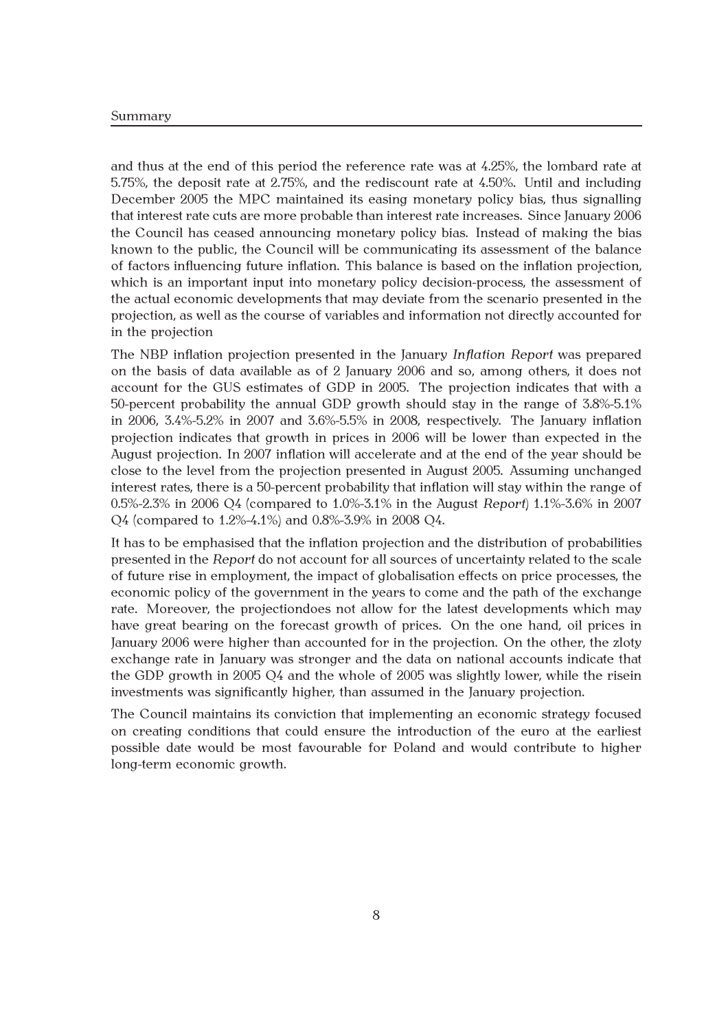and thus at the end of this period the reference rate was at 4.25%, the lombard rate at 5.75%, the deposit rate at 2.75%, and the rediscount rate at 4.50%. Until and including December 2005 the MPC maintained its easing monetary policy bias, thus signalling that interest rate cuts are more probable than interest rate increases. Since January 2006 the Council has ceased announcing monetary policy bias. Instead of making the bias known to the public, the Council will be communicating its assessment of the balance of factors influencing future inflation. This balance is based on the inflation projection, which is an important input into monetary policy decision-process, the assessment of the actual economic developments that may deviate from the scenario presented in the projection, as well as the course of variables and information not directly accounted for in the projection

The NBP inflation projection presented in the January *Inflation Report* was prepared on the basis of data available as of 2 January 2006 and so, among others, it does not account for the GUS estimates of GDP in 2005. The projection indicates that with a 50-percent probability the annual GDP growth should stay in the range of 3.8%-5.1% in 2006, 3.4%-5.2% in 2007 and 3.6%-5.5% in 2008, respectively. The January inflation projection indicates that growth in prices in 2006 will be lower than expected in the August projection. In 2007 inflation will accelerate and at the end of the year should be close to the level from the projection presented in August 2005. Assuming unchanged interest rates, there is a 50-percent probability that inflation will stay within the range of 0.5%-2.3% in 2006 Q4 (compared to 1.0%-3.1% in the August *Report*) 1.1%-3.6% in 2007 Q4 (compared to 1.2%-4.1%) and 0.8%-3.9% in 2008 Q4.

It has to be emphasised that the inflation projection and the distribution of probabilities presented in the *Report* do not account for all sources of uncertainty related to the scale of future rise in employment, the impact of globalisation effects on price processes, the economic policy of the government in the years to come and the path of the exchange rate. Moreover, the projectiondoes not allow for the latest developments which may have great bearing on the forecast growth of prices. On the one hand, oil prices in January 2006 were higher than accounted for in the projection. On the other, the zloty exchange rate in January was stronger and the data on national accounts indicate that the GDP growth in 2005 Q4 and the whole of 2005 was slightly lower, while the risein investments was significantly higher, than assumed in the January projection.

The Council maintains its conviction that implementing an economic strategy focused on creating conditions that could ensure the introduction of the euro at the earliest possible date would be most favourable for Poland and would contribute to higher long-term economic growth.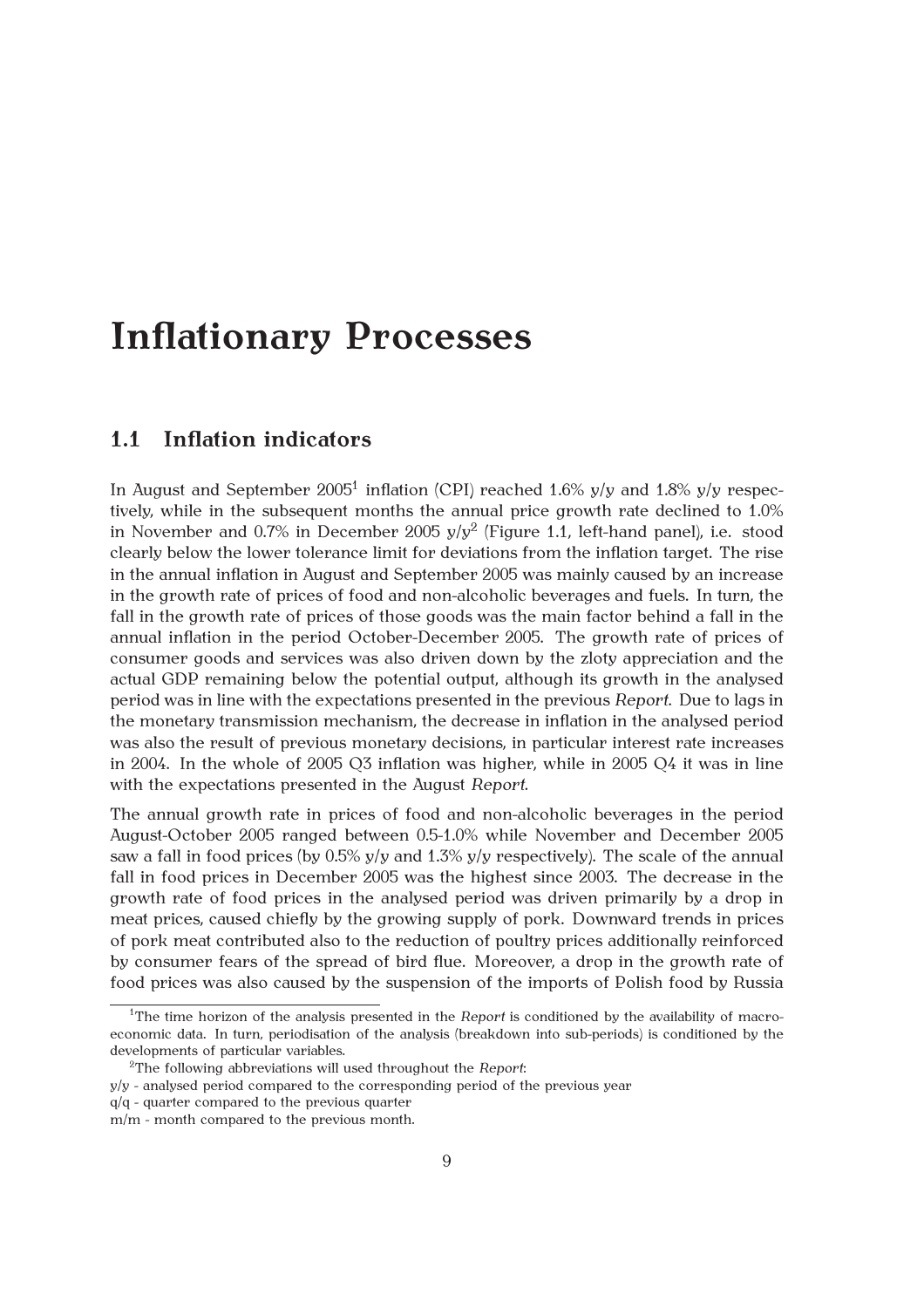# Inflationary Processes

## 1.1 Inflation indicators

In August and September 2005[1] inflation (CPI) reached 1.6% y/y and 1.8% y/y respectively, while in the subsequent months the annual price growth rate declined to 1.0% in November and 0.7% in December 2005 y/y[2] (Figure 1.1, left-hand panel), i.e. stood clearly below the lower tolerance limit for deviations from the inflation target. The rise in the annual inflation in August and September 2005 was mainly caused by an increase in the growth rate of prices of food and non-alcoholic beverages and fuels. In turn, the fall in the growth rate of prices of those goods was the main factor behind a fall in the annual inflation in the period October-December 2005. The growth rate of prices of consumer goods and services was also driven down by the zloty appreciation and the actual GDP remaining below the potential output, although its growth in the analysed period was in line with the expectations presented in the previous *Report*. Due to lags in the monetary transmission mechanism, the decrease in inflation in the analysed period was also the result of previous monetary decisions, in particular interest rate increases in 2004. In the whole of 2005 Q3 inflation was higher, while in 2005 Q4 it was in line with the expectations presented in the August *Report*.

The annual growth rate in prices of food and non-alcoholic beverages in the period August-October 2005 ranged between 0.5-1.0% while November and December 2005 saw a fall in food prices (by 0.5% y/y and 1.3% y/y respectively). The scale of the annual fall in food prices in December 2005 was the highest since 2003. The decrease in the growth rate of food prices in the analysed period was driven primarily by a drop in meat prices, caused chiefly by the growing supply of pork. Downward trends in prices of pork meat contributed also to the reduction of poultry prices additionally reinforced by consumer fears of the spread of bird flue. Moreover, a drop in the growth rate of food prices was also caused by the suspension of the imports of Polish food by Russia

---

[1] The time horizon of the analysis presented in the *Report* is conditioned by the availability of macroeconomic data. In turn, periodisation of the analysis (breakdown into sub-periods) is conditioned by the developments of particular variables.

[2] The following abbreviations will used throughout the *Report*:
y/y - analysed period compared to the corresponding period of the previous year
q/q - quarter compared to the previous quarter
m/m - month compared to the previous month.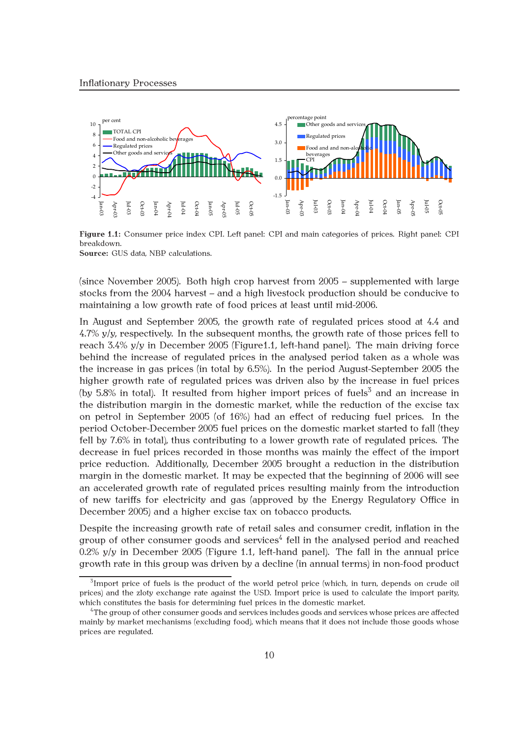Figure 1.1: Consumer price index CPI. Left panel: CPI and main categories of prices. Right panel: CPI breakdown.
**Source:** GUS data, NBP calculations.

(since November 2005). Both high crop harvest from 2005 – supplemented with large stocks from the 2004 harvest – and a high livestock production should be conducive to maintaining a low growth rate of food prices at least until mid-2006.

In August and September 2005, the growth rate of regulated prices stood at 4.4 and 4.7% y/y, respectively. In the subsequent months, the growth rate of those prices fell to reach 3.4% y/y in December 2005 (Figure1.1, left-hand panel). The main driving force behind the increase of regulated prices in the analysed period taken as a whole was the increase in gas prices (in total by 6.5%). In the period August-September 2005 the higher growth rate of regulated prices was driven also by the increase in fuel prices (by 5.8% in total). It resulted from higher import prices of fuels[3] and an increase in the distribution margin in the domestic market, while the reduction of the excise tax on petrol in September 2005 (of 16%) had an effect of reducing fuel prices. In the period October-December 2005 fuel prices on the domestic market started to fall (they fell by 7.6% in total), thus contributing to a lower growth rate of regulated prices. The decrease in fuel prices recorded in those months was mainly the effect of the import price reduction. Additionally, December 2005 brought a reduction in the distribution margin in the domestic market. It may be expected that the beginning of 2006 will see an accelerated growth rate of regulated prices resulting mainly from the introduction of new tariffs for electricity and gas (approved by the Energy Regulatory Office in December 2005) and a higher excise tax on tobacco products.

Despite the increasing growth rate of retail sales and consumer credit, inflation in the group of other consumer goods and services[4] fell in the analysed period and reached 0.2% y/y in December 2005 (Figure 1.1, left-hand panel). The fall in the annual price growth rate in this group was driven by a decline (in annual terms) in non-food product

[3] Import price of fuels is the product of the world petrol price (which, in turn, depends on crude oil prices) and the zloty exchange rate against the USD. Import price is used to calculate the import parity, which constitutes the basis for determining fuel prices in the domestic market.

[4] The group of other consumer goods and services includes goods and services whose prices are affected mainly by market mechanisms (excluding food), which means that it does not include those goods whose prices are regulated.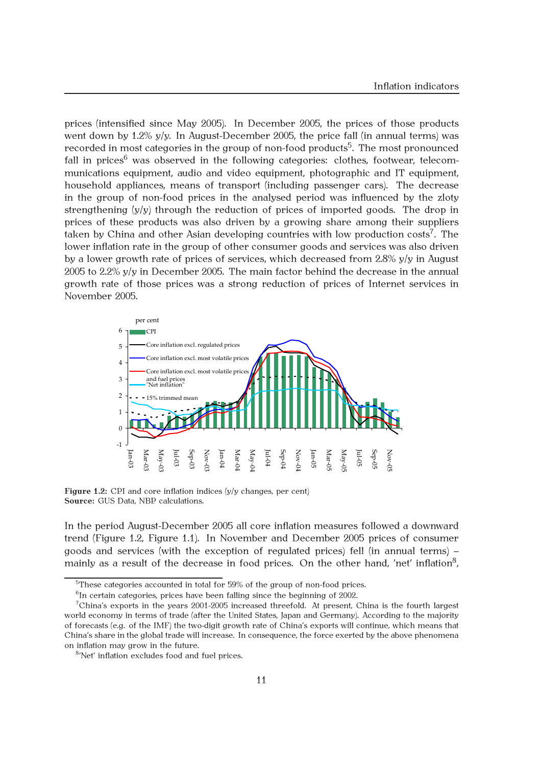prices (intensified since May 2005). In December 2005, the prices of those products went down by 1.2% y/y. In August-December 2005, the price fall (in annual terms) was recorded in most categories in the group of non-food products[5]. The most pronounced fall in prices[6] was observed in the following categories: clothes, footwear, telecommunications equipment, audio and video equipment, photographic and IT equipment, household appliances, means of transport (including passenger cars). The decrease in the group of non-food prices in the analysed period was influenced by the zloty strengthening (y/y) through the reduction of prices of imported goods. The drop in prices of these products was also driven by a growing share among their suppliers taken by China and other Asian developing countries with low production costs[7]. The lower inflation rate in the group of other consumer goods and services was also driven by a lower growth rate of prices of services, which decreased from 2.8% y/y in August 2005 to 2.2% y/y in December 2005. The main factor behind the decrease in the annual growth rate of those prices was a strong reduction of prices of Internet services in November 2005.

**Figure 1.2:** CPI and core inflation indices (y/y changes, per cent)
**Source:** GUS Data, NBP calculations.

In the period August-December 2005 all core inflation measures followed a downward trend (Figure 1.2, Figure 1.1). In November and December 2005 prices of consumer goods and services (with the exception of regulated prices) fell (in annual terms) – mainly as a result of the decrease in food prices. On the other hand, 'net' inflation[8],

[5] These categories accounted in total for 59% of the group of non-food prices.

[6] In certain categories, prices have been falling since the beginning of 2002.

[7] China's exports in the years 2001-2005 increased threefold. At present, China is the fourth largest world economy in terms of trade (after the United States, Japan and Germany). According to the majority of forecasts (e.g. of the IMF) the two-digit growth rate of China's exports will continue, which means that China's share in the global trade will increase. In consequence, the force exerted by the above phenomena on inflation may grow in the future.

[8] 'Net' inflation excludes food and fuel prices.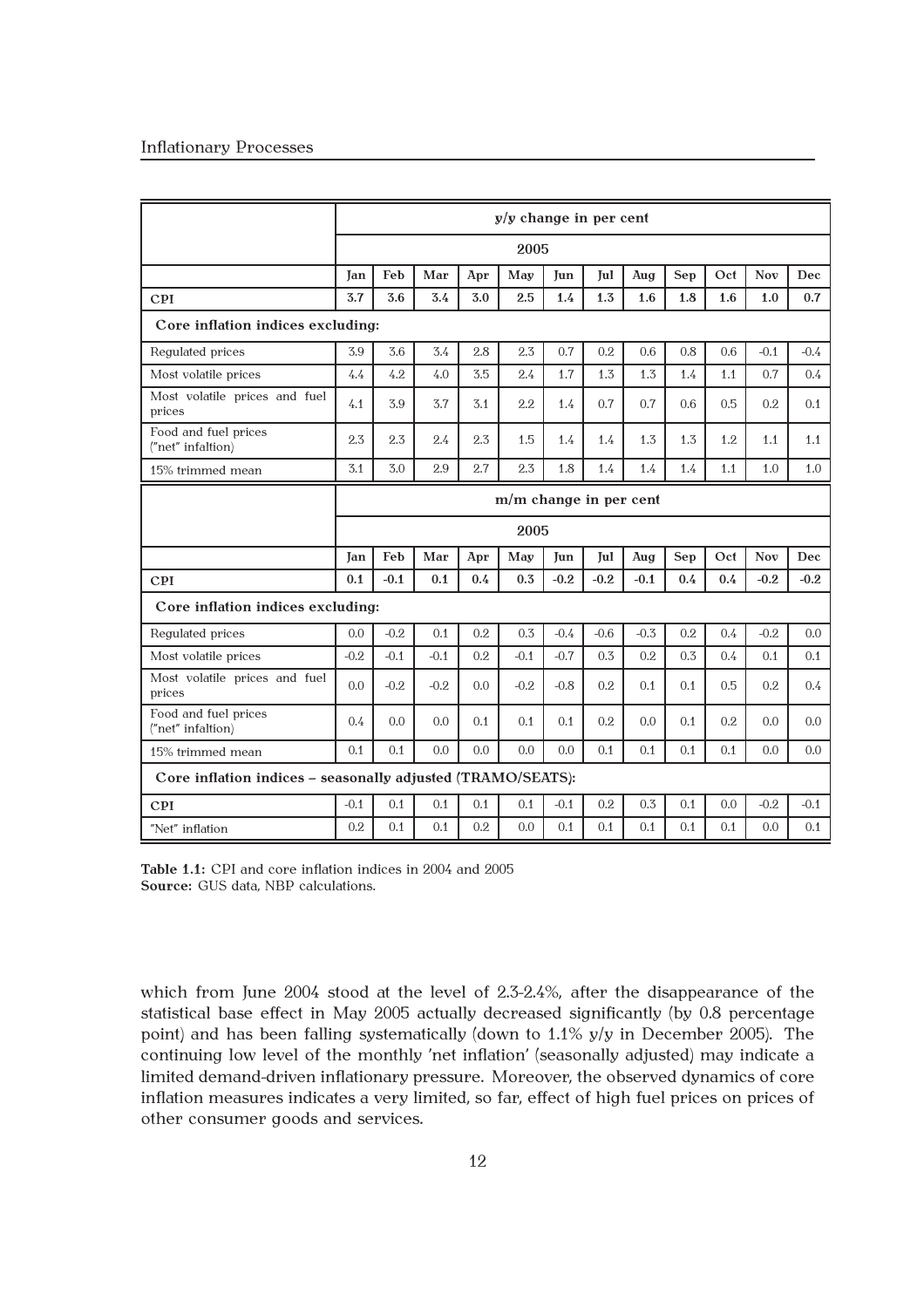| | y/y change in per cent | | | | | | | | | | | |
|---|---|---|---|---|---|---|---|---|---|---|---|---|
| | 2005 | | | | | | | | | | | |
| | Jan | Feb | Mar | Apr | May | Jun | Jul | Aug | Sep | Oct | Nov | Dec |
| **CPI** | **3.7** | **3.6** | **3.4** | **3.0** | **2.5** | **1.4** | **1.3** | **1.6** | **1.8** | **1.6** | **1.0** | **0.7** |
| **Core inflation indices excluding:** | | | | | | | | | | | | |
| Regulated prices | 3.9 | 3.6 | 3.4 | 2.8 | 2.3 | 0.7 | 0.2 | 0.6 | 0.8 | 0.6 | -0.1 | -0.4 |
| Most volatile prices | 4.4 | 4.2 | 4.0 | 3.5 | 2.4 | 1.7 | 1.3 | 1.3 | 1.4 | 1.1 | 0.7 | 0.4 |
| Most volatile prices and fuel prices | 4.1 | 3.9 | 3.7 | 3.1 | 2.2 | 1.4 | 0.7 | 0.7 | 0.6 | 0.5 | 0.2 | 0.1 |
| Food and fuel prices ("net" infaltion) | 2.3 | 2.3 | 2.4 | 2.3 | 1.5 | 1.4 | 1.4 | 1.3 | 1.3 | 1.2 | 1.1 | 1.1 |
| 15% trimmed mean | 3.1 | 3.0 | 2.9 | 2.7 | 2.3 | 1.8 | 1.4 | 1.4 | 1.4 | 1.1 | 1.0 | 1.0 |
| | **m/m change in per cent** | | | | | | | | | | | |
| | **2005** | | | | | | | | | | | |
| | **Jan** | **Feb** | **Mar** | **Apr** | **May** | **Jun** | **Jul** | **Aug** | **Sep** | **Oct** | **Nov** | **Dec** |
| **CPI** | **0.1** | **-0.1** | **0.1** | **0.4** | **0.3** | **-0.2** | **-0.2** | **-0.1** | **0.4** | **0.4** | **-0.2** | **-0.2** |
| **Core inflation indices excluding:** | | | | | | | | | | | | |
| Regulated prices | 0.0 | -0.2 | 0.1 | 0.2 | 0.3 | -0.4 | -0.6 | -0.3 | 0.2 | 0.4 | -0.2 | 0.0 |
| Most volatile prices | -0.2 | -0.1 | -0.1 | 0.2 | -0.1 | -0.7 | 0.3 | 0.2 | 0.3 | 0.4 | 0.1 | 0.1 |
| Most volatile prices and fuel prices | 0.0 | -0.2 | -0.2 | 0.0 | -0.2 | -0.8 | 0.2 | 0.1 | 0.1 | 0.5 | 0.2 | 0.4 |
| Food and fuel prices ("net" infaltion) | 0.4 | 0.0 | 0.0 | 0.1 | 0.1 | 0.1 | 0.2 | 0.0 | 0.1 | 0.2 | 0.0 | 0.0 |
| 15% trimmed mean | 0.1 | 0.1 | 0.0 | 0.0 | 0.0 | 0.0 | 0.1 | 0.1 | 0.1 | 0.1 | 0.0 | 0.0 |
| **Core inflation indices – seasonally adjusted (TRAMO/SEATS):** | | | | | | | | | | | | |
| **CPI** | -0.1 | 0.1 | 0.1 | 0.1 | 0.1 | -0.1 | 0.2 | 0.3 | 0.1 | 0.0 | -0.2 | -0.1 |
| "Net" inflation | 0.2 | 0.1 | 0.1 | 0.2 | 0.0 | 0.1 | 0.1 | 0.1 | 0.1 | 0.1 | 0.0 | 0.1 |

**Table 1.1:** CPI and core inflation indices in 2004 and 2005
**Source:** GUS data, NBP calculations.

which from June 2004 stood at the level of 2.3-2.4%, after the disappearance of the statistical base effect in May 2005 actually decreased significantly (by 0.8 percentage point) and has been falling systematically (down to 1.1% y/y in December 2005). The continuing low level of the monthly 'net inflation' (seasonally adjusted) may indicate a limited demand-driven inflationary pressure. Moreover, the observed dynamics of core inflation measures indicates a very limited, so far, effect of high fuel prices on prices of other consumer goods and services.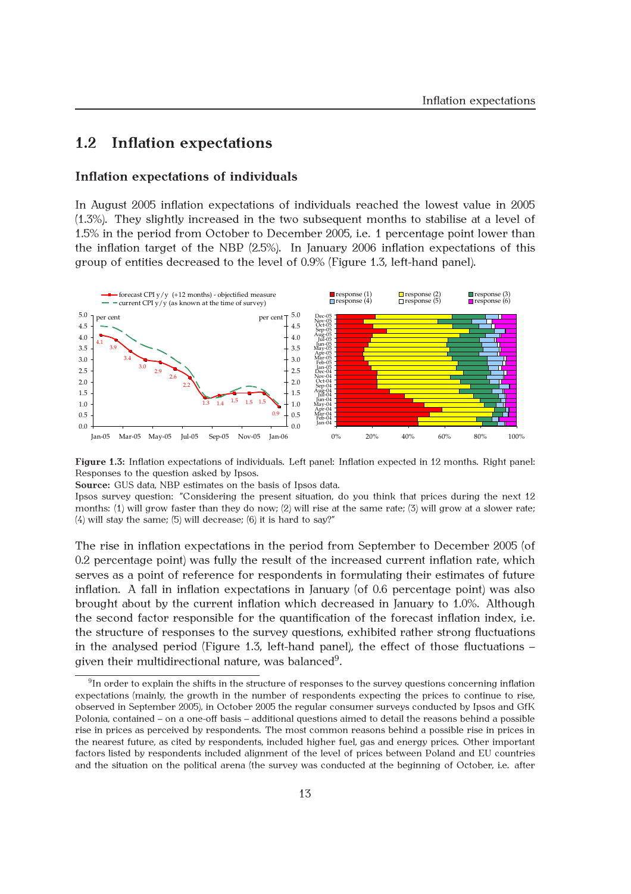## 1.2 Inflation expectations

### Inflation expectations of individuals

In August 2005 inflation expectations of individuals reached the lowest value in 2005 (1.3%). They slightly increased in the two subsequent months to stabilise at a level of 1.5% in the period from October to December 2005, i.e. 1 percentage point lower than the inflation target of the NBP (2.5%). In January 2006 inflation expectations of this group of entities decreased to the level of 0.9% (Figure 1.3, left-hand panel).

**Figure 1.3:** Inflation expectations of individuals. Left panel: Inflation expected in 12 months. Right panel: Responses to the question asked by Ipsos.
**Source:** GUS data, NBP estimates on the basis of Ipsos data.
Ipsos survey question: "Considering the present situation, do you think that prices during the next 12 months: (1) will grow faster than they do now; (2) will rise at the same rate; (3) will grow at a slower rate; (4) will stay the same; (5) will decrease; (6) it is hard to say?"

The rise in inflation expectations in the period from September to December 2005 (of 0.2 percentage point) was fully the result of the increased current inflation rate, which serves as a point of reference for respondents in formulating their estimates of future inflation. A fall in inflation expectations in January (of 0.6 percentage point) was also brought about by the current inflation which decreased in January to 1.0%. Although the second factor responsible for the quantification of the forecast inflation index, i.e. the structure of responses to the survey questions, exhibited rather strong fluctuations in the analysed period (Figure 1.3, left-hand panel), the effect of those fluctuations – given their multidirectional nature, was balanced[9].

[9] In order to explain the shifts in the structure of responses to the survey questions concerning inflation expectations (mainly, the growth in the number of respondents expecting the prices to continue to rise, observed in September 2005), in October 2005 the regular consumer surveys conducted by Ipsos and GfK Polonia, contained – on a one-off basis – additional questions aimed to detail the reasons behind a possible rise in prices as perceived by respondents. The most common reasons behind a possible rise in prices in the nearest future, as cited by respondents, included higher fuel, gas and energy prices. Other important factors listed by respondents included alignment of the level of prices between Poland and EU countries and the situation on the political arena (the survey was conducted at the beginning of October, i.e. after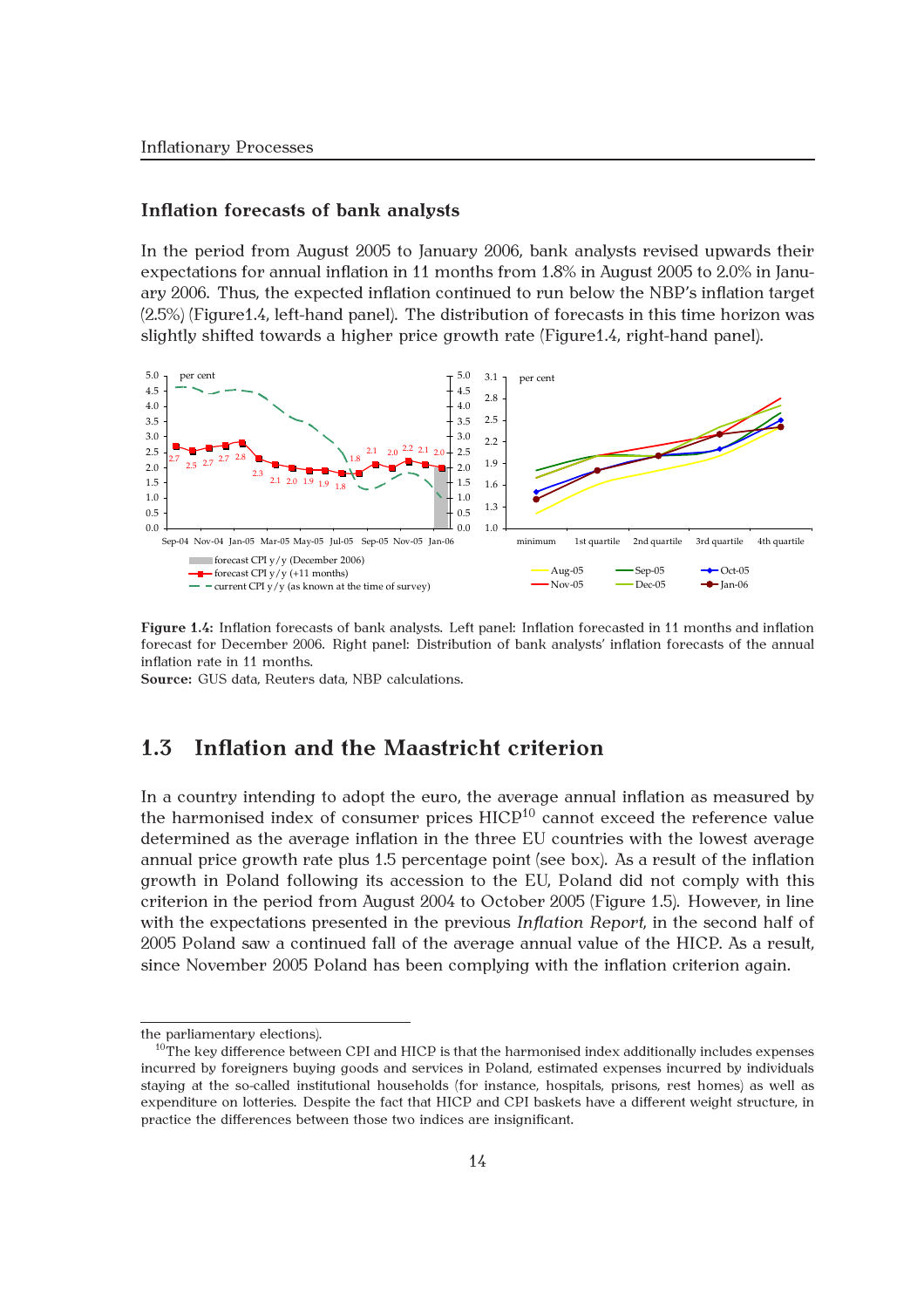### Inflation forecasts of bank analysts

In the period from August 2005 to January 2006, bank analysts revised upwards their expectations for annual inflation in 11 months from 1.8% in August 2005 to 2.0% in January 2006. Thus, the expected inflation continued to run below the NBP's inflation target (2.5%) (Figure1.4, left-hand panel). The distribution of forecasts in this time horizon was slightly shifted towards a higher price growth rate (Figure1.4, right-hand panel).

**Figure 1.4:** Inflation forecasts of bank analysts. Left panel: Inflation forecasted in 11 months and inflation forecast for December 2006. Right panel: Distribution of bank analysts' inflation forecasts of the annual inflation rate in 11 months.
**Source:** GUS data, Reuters data, NBP calculations.

## 1.3 Inflation and the Maastricht criterion

In a country intending to adopt the euro, the average annual inflation as measured by the harmonised index of consumer prices HICP[10] cannot exceed the reference value determined as the average inflation in the three EU countries with the lowest average annual price growth rate plus 1.5 percentage point (see box). As a result of the inflation growth in Poland following its accession to the EU, Poland did not comply with this criterion in the period from August 2004 to October 2005 (Figure 1.5). However, in line with the expectations presented in the previous *Inflation Report*, in the second half of 2005 Poland saw a continued fall of the average annual value of the HICP. As a result, since November 2005 Poland has been complying with the inflation criterion again.

the parliamentary elections).

[10]The key difference between CPI and HICP is that the harmonised index additionally includes expenses incurred by foreigners buying goods and services in Poland, estimated expenses incurred by individuals staying at the so-called institutional households (for instance, hospitals, prisons, rest homes) as well as expenditure on lotteries. Despite the fact that HICP and CPI baskets have a different weight structure, in practice the differences between those two indices are insignificant.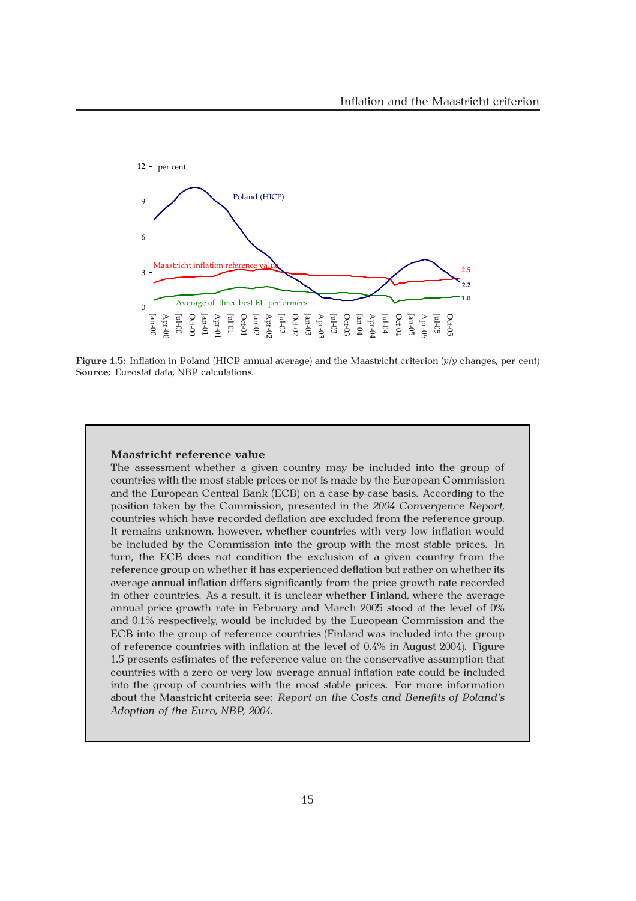**Figure 1.5:** Inflation in Poland (HICP annual average) and the Maastricht criterion (y/y changes, per cent)
**Source:** Eurostat data, NBP calculations.

### Maastricht reference value

The assessment whether a given country may be included into the group of countries with the most stable prices or not is made by the European Commission and the European Central Bank (ECB) on a case-by-case basis. According to the position taken by the Commission, presented in the *2004 Convergence Report*, countries which have recorded deflation are excluded from the reference group. It remains unknown, however, whether countries with very low inflation would be included by the Commission into the group with the most stable prices. In turn, the ECB does not condition the exclusion of a given country from the reference group on whether it has experienced deflation but rather on whether its average annual inflation differs significantly from the price growth rate recorded in other countries. As a result, it is unclear whether Finland, where the average annual price growth rate in February and March 2005 stood at the level of 0% and 0.1% respectively, would be included by the European Commission and the ECB into the group of reference countries (Finland was included into the group of reference countries with inflation at the level of 0.4% in August 2004). Figure 1.5 presents estimates of the reference value on the conservative assumption that countries with a zero or very low average annual inflation rate could be included into the group of countries with the most stable prices. For more information about the Maastricht criteria see: *Report on the Costs and Benefits of Poland's Adoption of the Euro, NBP, 2004.*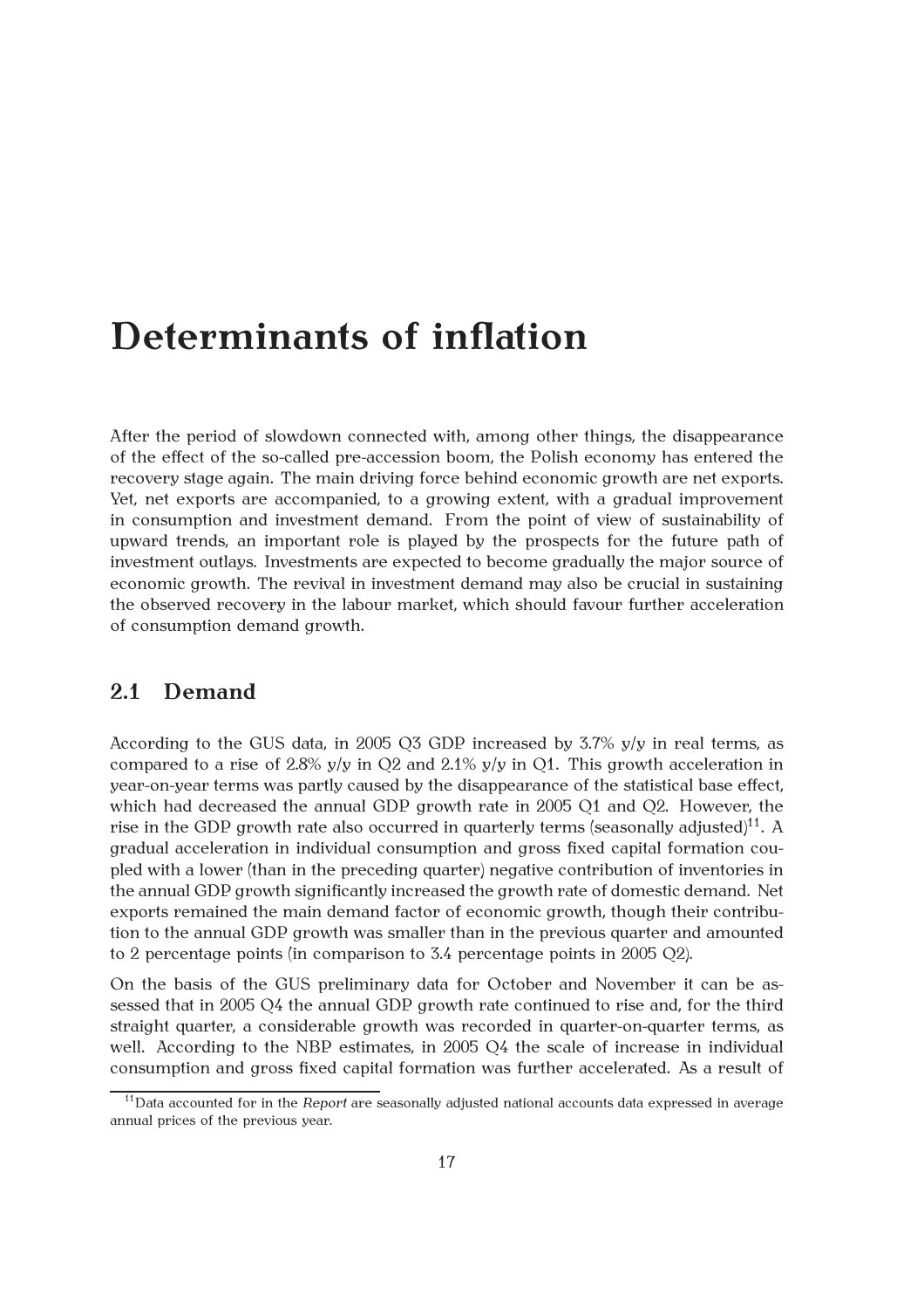# Determinants of inflation

After the period of slowdown connected with, among other things, the disappearance of the effect of the so-called pre-accession boom, the Polish economy has entered the recovery stage again. The main driving force behind economic growth are net exports. Yet, net exports are accompanied, to a growing extent, with a gradual improvement in consumption and investment demand. From the point of view of sustainability of upward trends, an important role is played by the prospects for the future path of investment outlays. Investments are expected to become gradually the major source of economic growth. The revival in investment demand may also be crucial in sustaining the observed recovery in the labour market, which should favour further acceleration of consumption demand growth.

## 2.1 Demand

According to the GUS data, in 2005 Q3 GDP increased by 3.7% y/y in real terms, as compared to a rise of 2.8% y/y in Q2 and 2.1% y/y in Q1. This growth acceleration in year-on-year terms was partly caused by the disappearance of the statistical base effect, which had decreased the annual GDP growth rate in 2005 Q1 and Q2. However, the rise in the GDP growth rate also occurred in quarterly terms (seasonally adjusted)[11]. A gradual acceleration in individual consumption and gross fixed capital formation coupled with a lower (than in the preceding quarter) negative contribution of inventories in the annual GDP growth significantly increased the growth rate of domestic demand. Net exports remained the main demand factor of economic growth, though their contribution to the annual GDP growth was smaller than in the previous quarter and amounted to 2 percentage points (in comparison to 3.4 percentage points in 2005 Q2).

On the basis of the GUS preliminary data for October and November it can be assessed that in 2005 Q4 the annual GDP growth rate continued to rise and, for the third straight quarter, a considerable growth was recorded in quarter-on-quarter terms, as well. According to the NBP estimates, in 2005 Q4 the scale of increase in individual consumption and gross fixed capital formation was further accelerated. As a result of

[11] Data accounted for in the *Report* are seasonally adjusted national accounts data expressed in average annual prices of the previous year.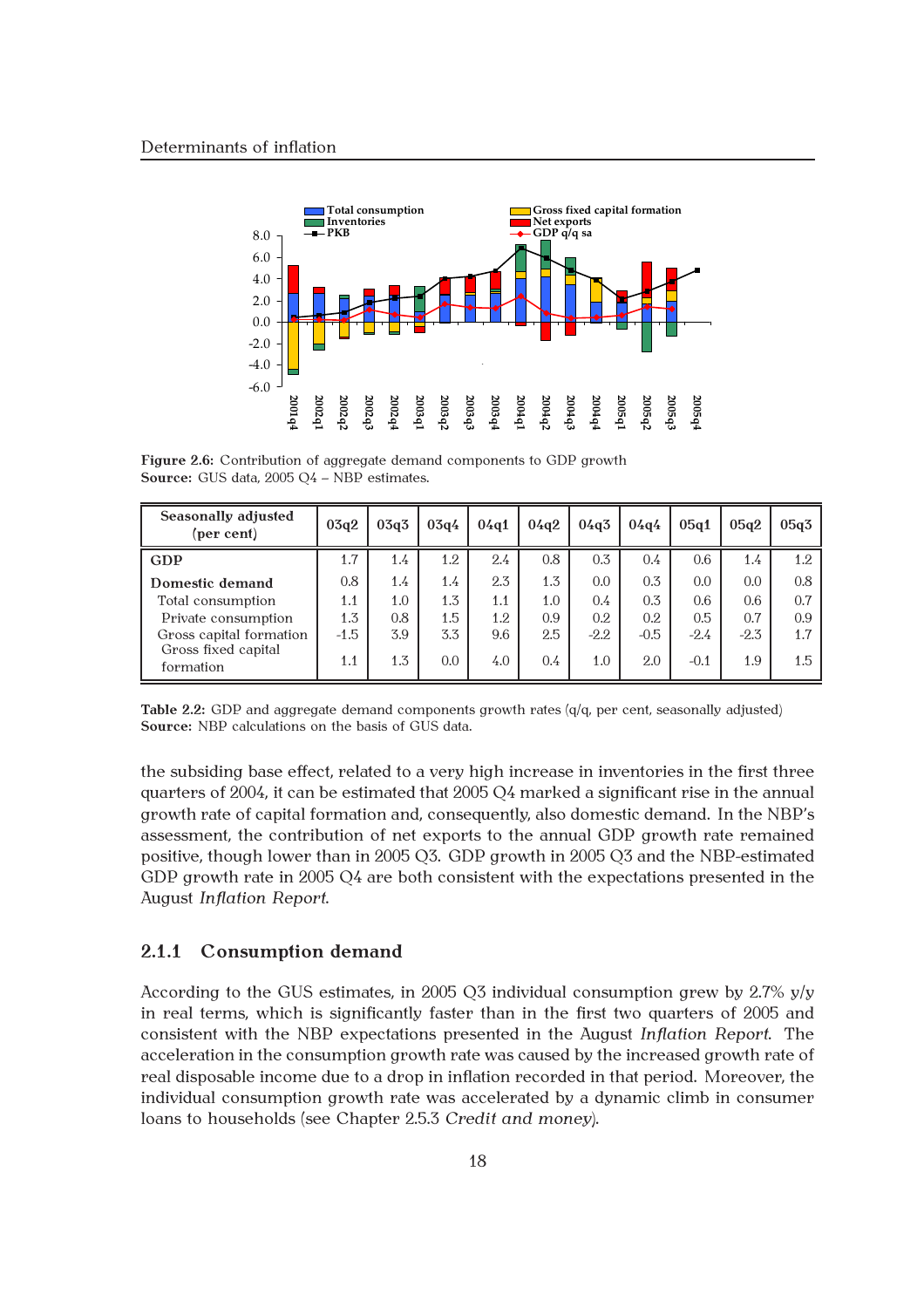Figure 2.6: Contribution of aggregate demand components to GDP growth
**Source:** GUS data, 2005 Q4 – NBP estimates.

| Seasonally adjusted (per cent) | 03q2 | 03q3 | 03q4 | 04q1 | 04q2 | 04q3 | 04q4 | 05q1 | 05q2 | 05q3 |
|---|---|---|---|---|---|---|---|---|---|---|
| **GDP** | 1.7 | 1.4 | 1.2 | 2.4 | 0.8 | 0.3 | 0.4 | 0.6 | 1.4 | 1.2 |
| **Domestic demand** | 0.8 | 1.4 | 1.4 | 2.3 | 1.3 | 0.0 | 0.3 | 0.0 | 0.0 | 0.8 |
| Total consumption | 1.1 | 1.0 | 1.3 | 1.1 | 1.0 | 0.4 | 0.3 | 0.6 | 0.6 | 0.7 |
| Private consumption | 1.3 | 0.8 | 1.5 | 1.2 | 0.9 | 0.2 | 0.2 | 0.5 | 0.7 | 0.9 |
| Gross capital formation | -1.5 | 3.9 | 3.3 | 9.6 | 2.5 | -2.2 | -0.5 | -2.4 | -2.3 | 1.7 |
| Gross fixed capital formation | 1.1 | 1.3 | 0.0 | 4.0 | 0.4 | 1.0 | 2.0 | -0.1 | 1.9 | 1.5 |

**Table 2.2:** GDP and aggregate demand components growth rates (q/q, per cent, seasonally adjusted)
**Source:** NBP calculations on the basis of GUS data.

the subsiding base effect, related to a very high increase in inventories in the first three quarters of 2004, it can be estimated that 2005 Q4 marked a significant rise in the annual growth rate of capital formation and, consequently, also domestic demand. In the NBP's assessment, the contribution of net exports to the annual GDP growth rate remained positive, though lower than in 2005 Q3. GDP growth in 2005 Q3 and the NBP-estimated GDP growth rate in 2005 Q4 are both consistent with the expectations presented in the August *Inflation Report*.

### 2.1.1 Consumption demand

According to the GUS estimates, in 2005 Q3 individual consumption grew by 2.7% y/y in real terms, which is significantly faster than in the first two quarters of 2005 and consistent with the NBP expectations presented in the August *Inflation Report*. The acceleration in the consumption growth rate was caused by the increased growth rate of real disposable income due to a drop in inflation recorded in that period. Moreover, the individual consumption growth rate was accelerated by a dynamic climb in consumer loans to households (see Chapter 2.5.3 *Credit and money*).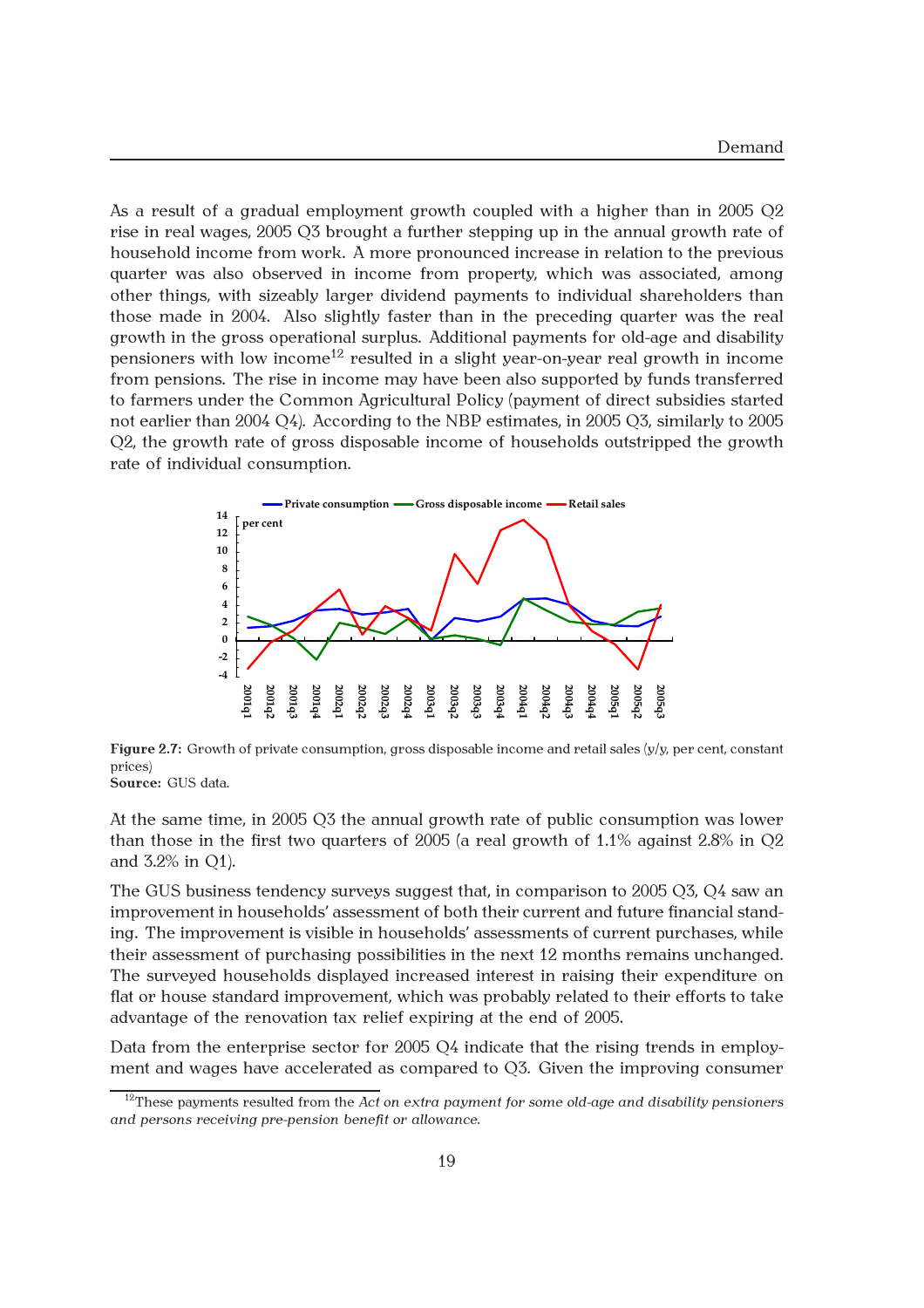As a result of a gradual employment growth coupled with a higher than in 2005 Q2 rise in real wages, 2005 Q3 brought a further stepping up in the annual growth rate of household income from work. A more pronounced increase in relation to the previous quarter was also observed in income from property, which was associated, among other things, with sizeably larger dividend payments to individual shareholders than those made in 2004. Also slightly faster than in the preceding quarter was the real growth in the gross operational surplus. Additional payments for old-age and disability pensioners with low income[12] resulted in a slight year-on-year real growth in income from pensions. The rise in income may have been also supported by funds transferred to farmers under the Common Agricultural Policy (payment of direct subsidies started not earlier than 2004 Q4). According to the NBP estimates, in 2005 Q3, similarly to 2005 Q2, the growth rate of gross disposable income of households outstripped the growth rate of individual consumption.

**Figure 2.7:** Growth of private consumption, gross disposable income and retail sales (y/y, per cent, constant prices)
**Source:** GUS data.

At the same time, in 2005 Q3 the annual growth rate of public consumption was lower than those in the first two quarters of 2005 (a real growth of 1.1% against 2.8% in Q2 and 3.2% in Q1).

The GUS business tendency surveys suggest that, in comparison to 2005 Q3, Q4 saw an improvement in households' assessment of both their current and future financial standing. The improvement is visible in households' assessments of current purchases, while their assessment of purchasing possibilities in the next 12 months remains unchanged. The surveyed households displayed increased interest in raising their expenditure on flat or house standard improvement, which was probably related to their efforts to take advantage of the renovation tax relief expiring at the end of 2005.

Data from the enterprise sector for 2005 Q4 indicate that the rising trends in employment and wages have accelerated as compared to Q3. Given the improving consumer

[12] These payments resulted from the *Act on extra payment for some old-age and disability pensioners and persons receiving pre-pension benefit or allowance*.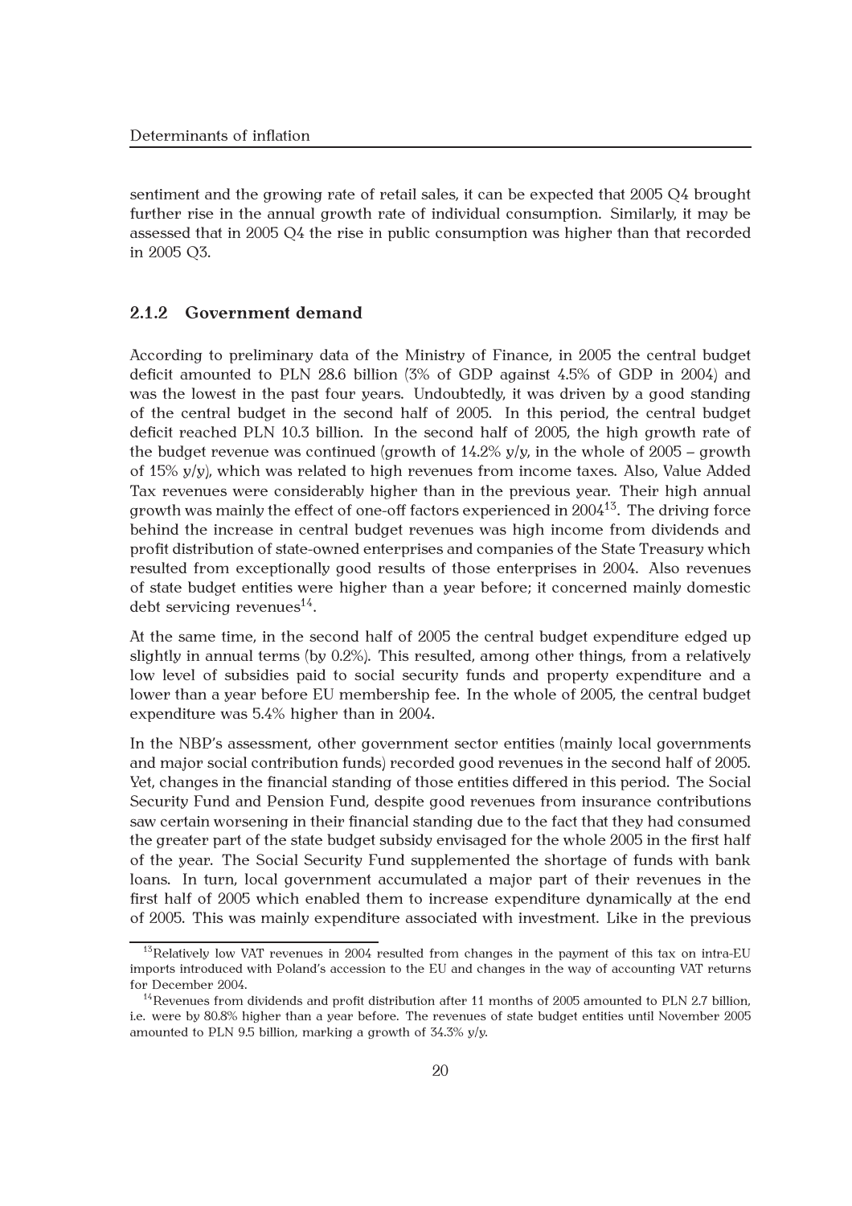sentiment and the growing rate of retail sales, it can be expected that 2005 Q4 brought further rise in the annual growth rate of individual consumption. Similarly, it may be assessed that in 2005 Q4 the rise in public consumption was higher than that recorded in 2005 Q3.

### 2.1.2 Government demand

According to preliminary data of the Ministry of Finance, in 2005 the central budget deficit amounted to PLN 28.6 billion (3% of GDP against 4.5% of GDP in 2004) and was the lowest in the past four years. Undoubtedly, it was driven by a good standing of the central budget in the second half of 2005. In this period, the central budget deficit reached PLN 10.3 billion. In the second half of 2005, the high growth rate of the budget revenue was continued (growth of 14.2% y/y, in the whole of 2005 – growth of 15% y/y), which was related to high revenues from income taxes. Also, Value Added Tax revenues were considerably higher than in the previous year. Their high annual growth was mainly the effect of one-off factors experienced in 2004[13]. The driving force behind the increase in central budget revenues was high income from dividends and profit distribution of state-owned enterprises and companies of the State Treasury which resulted from exceptionally good results of those enterprises in 2004. Also revenues of state budget entities were higher than a year before; it concerned mainly domestic debt servicing revenues[14].

At the same time, in the second half of 2005 the central budget expenditure edged up slightly in annual terms (by 0.2%). This resulted, among other things, from a relatively low level of subsidies paid to social security funds and property expenditure and a lower than a year before EU membership fee. In the whole of 2005, the central budget expenditure was 5.4% higher than in 2004.

In the NBP's assessment, other government sector entities (mainly local governments and major social contribution funds) recorded good revenues in the second half of 2005. Yet, changes in the financial standing of those entities differed in this period. The Social Security Fund and Pension Fund, despite good revenues from insurance contributions saw certain worsening in their financial standing due to the fact that they had consumed the greater part of the state budget subsidy envisaged for the whole 2005 in the first half of the year. The Social Security Fund supplemented the shortage of funds with bank loans. In turn, local government accumulated a major part of their revenues in the first half of 2005 which enabled them to increase expenditure dynamically at the end of 2005. This was mainly expenditure associated with investment. Like in the previous

---

[13] Relatively low VAT revenues in 2004 resulted from changes in the payment of this tax on intra-EU imports introduced with Poland's accession to the EU and changes in the way of accounting VAT returns for December 2004.

[14] Revenues from dividends and profit distribution after 11 months of 2005 amounted to PLN 2.7 billion, i.e. were by 80.8% higher than a year before. The revenues of state budget entities until November 2005 amounted to PLN 9.5 billion, marking a growth of 34.3% y/y.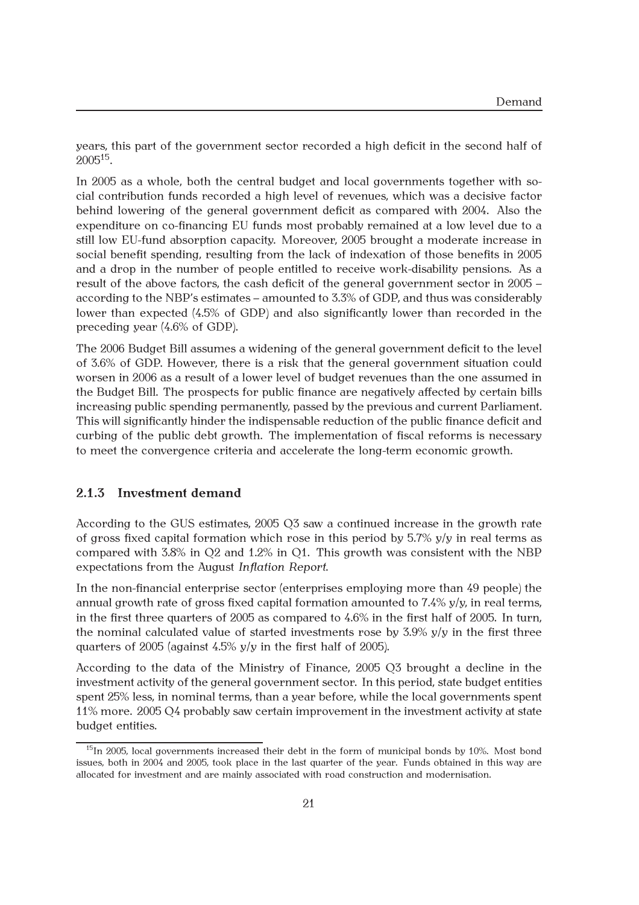years, this part of the government sector recorded a high deficit in the second half of 2005[15].

In 2005 as a whole, both the central budget and local governments together with social contribution funds recorded a high level of revenues, which was a decisive factor behind lowering of the general government deficit as compared with 2004. Also the expenditure on co-financing EU funds most probably remained at a low level due to a still low EU-fund absorption capacity. Moreover, 2005 brought a moderate increase in social benefit spending, resulting from the lack of indexation of those benefits in 2005 and a drop in the number of people entitled to receive work-disability pensions. As a result of the above factors, the cash deficit of the general government sector in 2005 – according to the NBP's estimates – amounted to 3.3% of GDP, and thus was considerably lower than expected (4.5% of GDP) and also significantly lower than recorded in the preceding year (4.6% of GDP).

The 2006 Budget Bill assumes a widening of the general government deficit to the level of 3.6% of GDP. However, there is a risk that the general government situation could worsen in 2006 as a result of a lower level of budget revenues than the one assumed in the Budget Bill. The prospects for public finance are negatively affected by certain bills increasing public spending permanently, passed by the previous and current Parliament. This will significantly hinder the indispensable reduction of the public finance deficit and curbing of the public debt growth. The implementation of fiscal reforms is necessary to meet the convergence criteria and accelerate the long-term economic growth.

### 2.1.3 Investment demand

According to the GUS estimates, 2005 Q3 saw a continued increase in the growth rate of gross fixed capital formation which rose in this period by 5.7% y/y in real terms as compared with 3.8% in Q2 and 1.2% in Q1. This growth was consistent with the NBP expectations from the August *Inflation Report*.

In the non-financial enterprise sector (enterprises employing more than 49 people) the annual growth rate of gross fixed capital formation amounted to 7.4% y/y, in real terms, in the first three quarters of 2005 as compared to 4.6% in the first half of 2005. In turn, the nominal calculated value of started investments rose by 3.9% y/y in the first three quarters of 2005 (against 4.5% y/y in the first half of 2005).

According to the data of the Ministry of Finance, 2005 Q3 brought a decline in the investment activity of the general government sector. In this period, state budget entities spent 25% less, in nominal terms, than a year before, while the local governments spent 11% more. 2005 Q4 probably saw certain improvement in the investment activity at state budget entities.

[15] In 2005, local governments increased their debt in the form of municipal bonds by 10%. Most bond issues, both in 2004 and 2005, took place in the last quarter of the year. Funds obtained in this way are allocated for investment and are mainly associated with road construction and modernisation.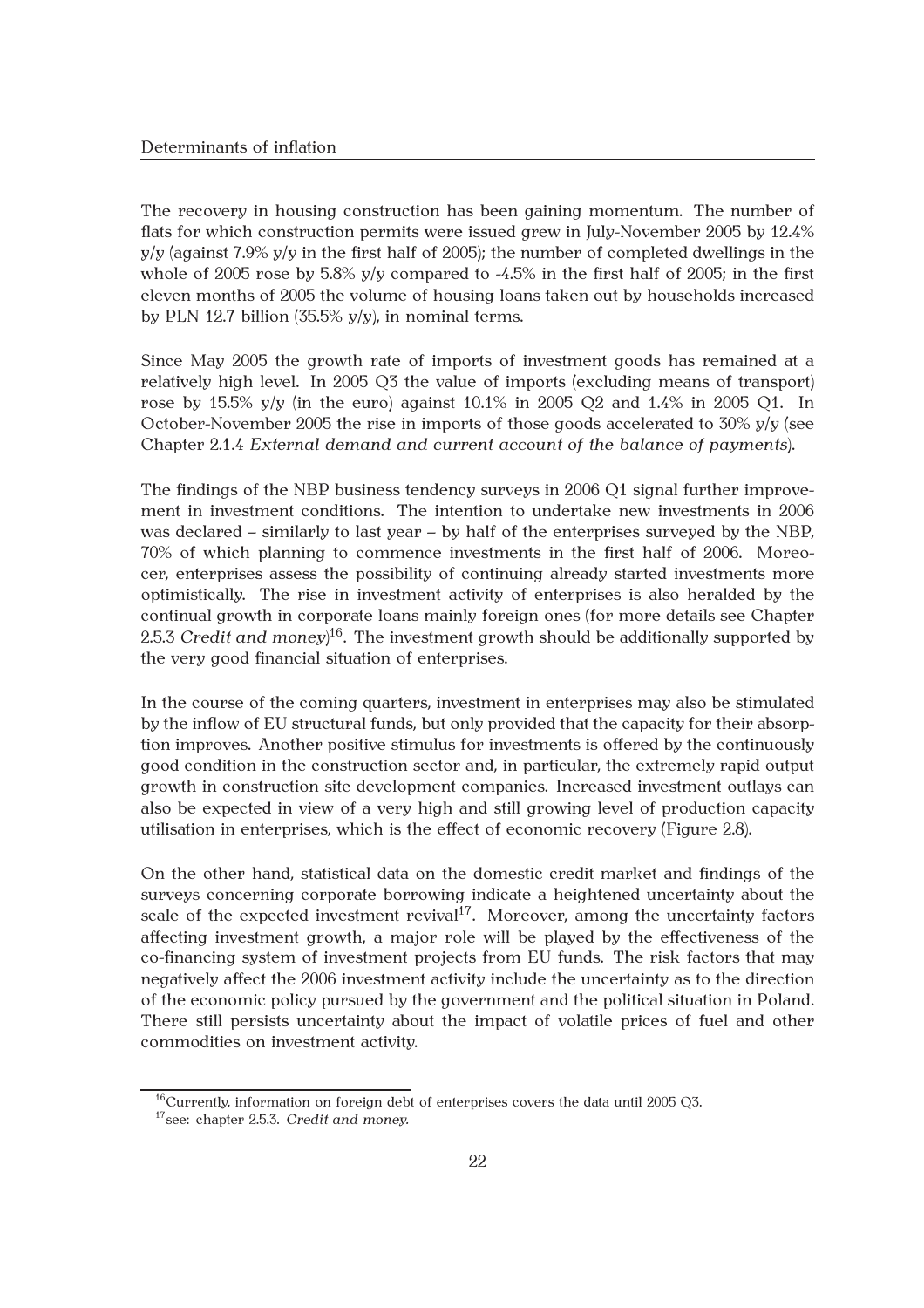The recovery in housing construction has been gaining momentum. The number of flats for which construction permits were issued grew in July-November 2005 by 12.4% y/y (against 7.9% y/y in the first half of 2005); the number of completed dwellings in the whole of 2005 rose by 5.8% y/y compared to -4.5% in the first half of 2005; in the first eleven months of 2005 the volume of housing loans taken out by households increased by PLN 12.7 billion (35.5% y/y), in nominal terms.

Since May 2005 the growth rate of imports of investment goods has remained at a relatively high level. In 2005 Q3 the value of imports (excluding means of transport) rose by 15.5% y/y (in the euro) against 10.1% in 2005 Q2 and 1.4% in 2005 Q1. In October-November 2005 the rise in imports of those goods accelerated to 30% y/y (see Chapter 2.1.4 *External demand and current account of the balance of payments*).

The findings of the NBP business tendency surveys in 2006 Q1 signal further improvement in investment conditions. The intention to undertake new investments in 2006 was declared – similarly to last year – by half of the enterprises surveyed by the NBP, 70% of which planning to commence investments in the first half of 2006. Moreocer, enterprises assess the possibility of continuing already started investments more optimistically. The rise in investment activity of enterprises is also heralded by the continual growth in corporate loans mainly foreign ones (for more details see Chapter 2.5.3 *Credit and money*)[16]. The investment growth should be additionally supported by the very good financial situation of enterprises.

In the course of the coming quarters, investment in enterprises may also be stimulated by the inflow of EU structural funds, but only provided that the capacity for their absorption improves. Another positive stimulus for investments is offered by the continuously good condition in the construction sector and, in particular, the extremely rapid output growth in construction site development companies. Increased investment outlays can also be expected in view of a very high and still growing level of production capacity utilisation in enterprises, which is the effect of economic recovery (Figure 2.8).

On the other hand, statistical data on the domestic credit market and findings of the surveys concerning corporate borrowing indicate a heightened uncertainty about the scale of the expected investment revival[17]. Moreover, among the uncertainty factors affecting investment growth, a major role will be played by the effectiveness of the co-financing system of investment projects from EU funds. The risk factors that may negatively affect the 2006 investment activity include the uncertainty as to the direction of the economic policy pursued by the government and the political situation in Poland. There still persists uncertainty about the impact of volatile prices of fuel and other commodities on investment activity.

[16] Currently, information on foreign debt of enterprises covers the data until 2005 Q3.

[17] see: chapter 2.5.3. *Credit and money.*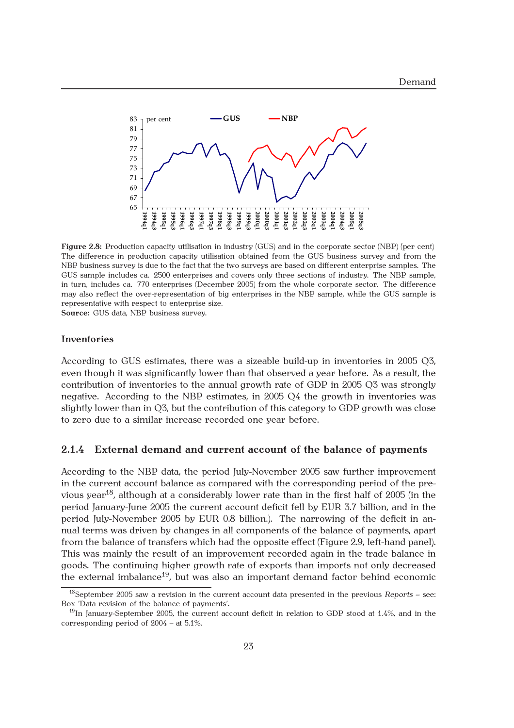**Figure 2.8:** Production capacity utilisation in industry (GUS) and in the corporate sector (NBP) (per cent)
The difference in production capacity utilisation obtained from the GUS business survey and from the NBP business survey is due to the fact that the two surveys are based on different enterprise samples. The GUS sample includes ca. 2500 enterprises and covers only three sections of industry. The NBP sample, in turn, includes ca. 770 enterprises (December 2005) from the whole corporate sector. The difference may also reflect the over-representation of big enterprises in the NBP sample, while the GUS sample is representative with respect to enterprise size.
**Source:** GUS data, NBP business survey.

### Inventories

According to GUS estimates, there was a sizeable build-up in inventories in 2005 Q3, even though it was significantly lower than that observed a year before. As a result, the contribution of inventories to the annual growth rate of GDP in 2005 Q3 was strongly negative. According to the NBP estimates, in 2005 Q4 the growth in inventories was slightly lower than in Q3, but the contribution of this category to GDP growth was close to zero due to a similar increase recorded one year before.

## 2.1.4 External demand and current account of the balance of payments

According to the NBP data, the period July-November 2005 saw further improvement in the current account balance as compared with the corresponding period of the previous year[18], although at a considerably lower rate than in the first half of 2005 (in the period January-June 2005 the current account deficit fell by EUR 3.7 billion, and in the period July-November 2005 by EUR 0.8 billion.). The narrowing of the deficit in annual terms was driven by changes in all components of the balance of payments, apart from the balance of transfers which had the opposite effect (Figure 2.9, left-hand panel). This was mainly the result of an improvement recorded again in the trade balance in goods. The continuing higher growth rate of exports than imports not only decreased the external imbalance[19], but was also an important demand factor behind economic

[18] September 2005 saw a revision in the current account data presented in the previous *Reports* – see: Box 'Data revision of the balance of payments'.

[19] In January-September 2005, the current account deficit in relation to GDP stood at 1.4%, and in the corresponding period of 2004 – at 5.1%.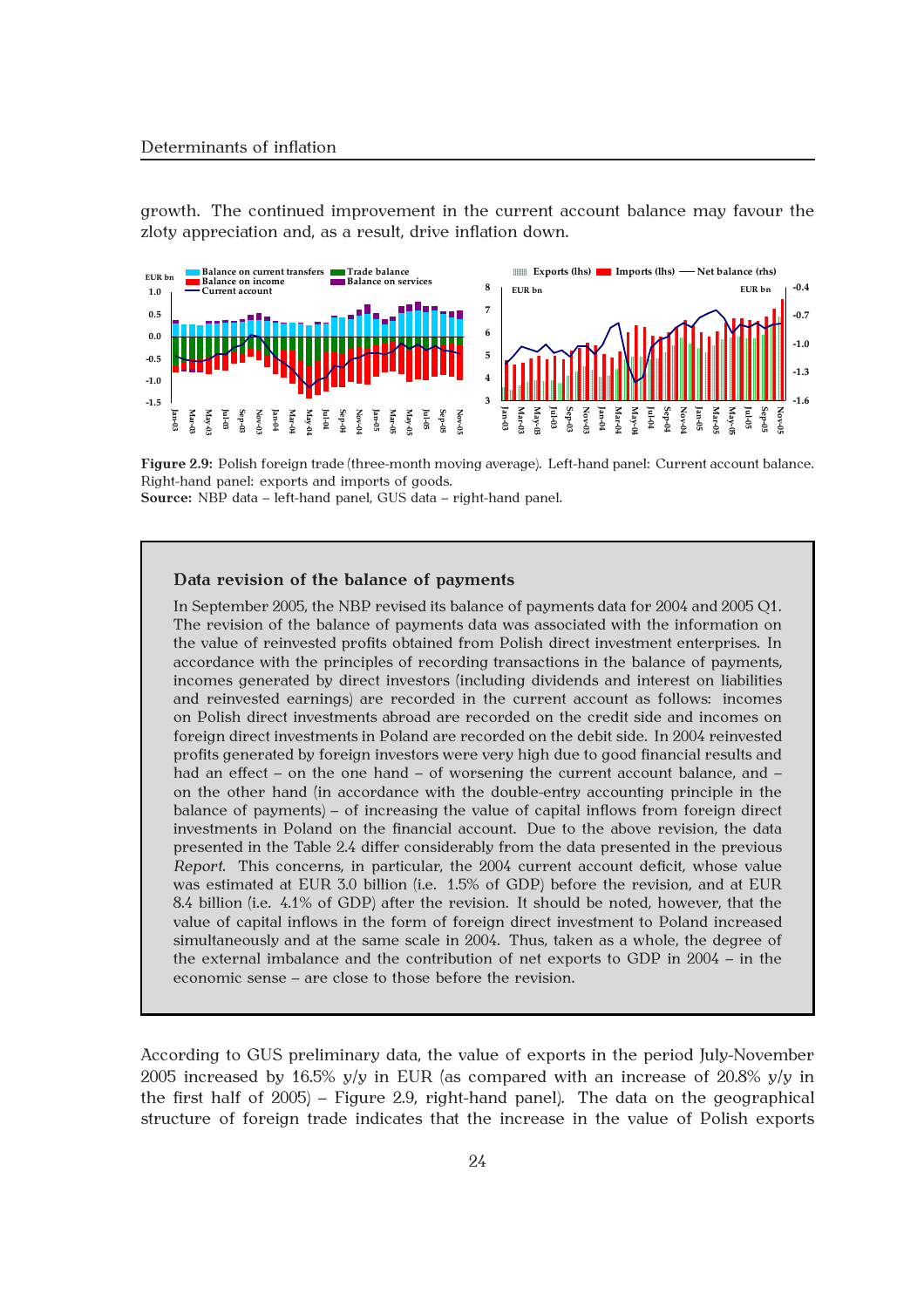growth. The continued improvement in the current account balance may favour the zloty appreciation and, as a result, drive inflation down.

**Figure 2.9:** Polish foreign trade (three-month moving average). Left-hand panel: Current account balance. Right-hand panel: exports and imports of goods.
**Source:** NBP data – left-hand panel, GUS data – right-hand panel.

## Data revision of the balance of payments

In September 2005, the NBP revised its balance of payments data for 2004 and 2005 Q1. The revision of the balance of payments data was associated with the information on the value of reinvested profits obtained from Polish direct investment enterprises. In accordance with the principles of recording transactions in the balance of payments, incomes generated by direct investors (including dividends and interest on liabilities and reinvested earnings) are recorded in the current account as follows: incomes on Polish direct investments abroad are recorded on the credit side and incomes on foreign direct investments in Poland are recorded on the debit side. In 2004 reinvested profits generated by foreign investors were very high due to good financial results and had an effect – on the one hand – of worsening the current account balance, and – on the other hand (in accordance with the double-entry accounting principle in the balance of payments) – of increasing the value of capital inflows from foreign direct investments in Poland on the financial account. Due to the above revision, the data presented in the Table 2.4 differ considerably from the data presented in the previous *Report*. This concerns, in particular, the 2004 current account deficit, whose value was estimated at EUR 3.0 billion (i.e. 1.5% of GDP) before the revision, and at EUR 8.4 billion (i.e. 4.1% of GDP) after the revision. It should be noted, however, that the value of capital inflows in the form of foreign direct investment to Poland increased simultaneously and at the same scale in 2004. Thus, taken as a whole, the degree of the external imbalance and the contribution of net exports to GDP in 2004 – in the economic sense – are close to those before the revision.

According to GUS preliminary data, the value of exports in the period July-November 2005 increased by 16.5% y/y in EUR (as compared with an increase of 20.8% y/y in the first half of 2005) – Figure 2.9, right-hand panel). The data on the geographical structure of foreign trade indicates that the increase in the value of Polish exports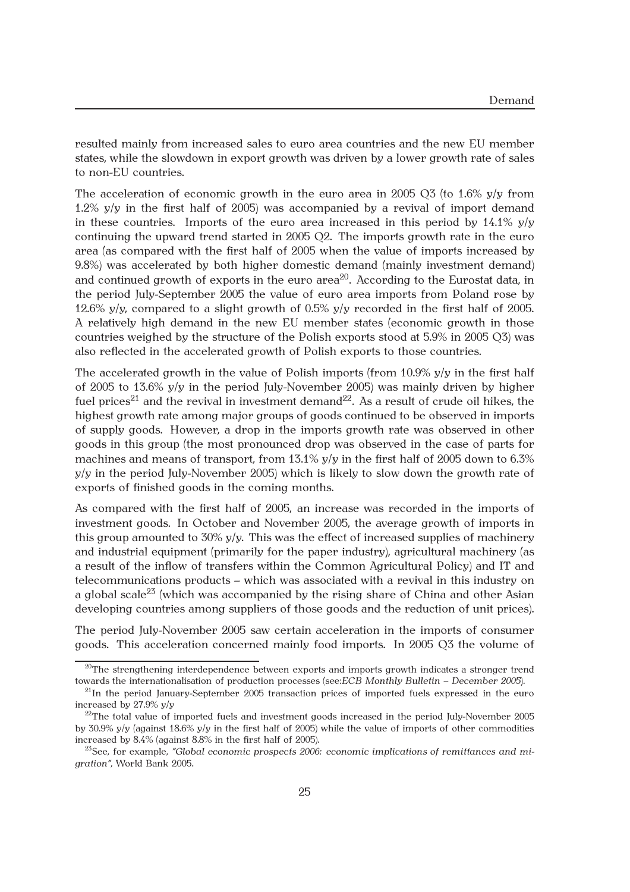resulted mainly from increased sales to euro area countries and the new EU member states, while the slowdown in export growth was driven by a lower growth rate of sales to non-EU countries.

The acceleration of economic growth in the euro area in 2005 Q3 (to 1.6% y/y from 1.2% y/y in the first half of 2005) was accompanied by a revival of import demand in these countries. Imports of the euro area increased in this period by 14.1% y/y continuing the upward trend started in 2005 Q2. The imports growth rate in the euro area (as compared with the first half of 2005 when the value of imports increased by 9.8%) was accelerated by both higher domestic demand (mainly investment demand) and continued growth of exports in the euro area[20]. According to the Eurostat data, in the period July-September 2005 the value of euro area imports from Poland rose by 12.6% y/y, compared to a slight growth of 0.5% y/y recorded in the first half of 2005. A relatively high demand in the new EU member states (economic growth in those countries weighed by the structure of the Polish exports stood at 5.9% in 2005 Q3) was also reflected in the accelerated growth of Polish exports to those countries.

The accelerated growth in the value of Polish imports (from 10.9% y/y in the first half of 2005 to 13.6% y/y in the period July-November 2005) was mainly driven by higher fuel prices[21] and the revival in investment demand[22]. As a result of crude oil hikes, the highest growth rate among major groups of goods continued to be observed in imports of supply goods. However, a drop in the imports growth rate was observed in other goods in this group (the most pronounced drop was observed in the case of parts for machines and means of transport, from 13.1% y/y in the first half of 2005 down to 6.3% y/y in the period July-November 2005) which is likely to slow down the growth rate of exports of finished goods in the coming months.

As compared with the first half of 2005, an increase was recorded in the imports of investment goods. In October and November 2005, the average growth of imports in this group amounted to 30% y/y. This was the effect of increased supplies of machinery and industrial equipment (primarily for the paper industry), agricultural machinery (as a result of the inflow of transfers within the Common Agricultural Policy) and IT and telecommunications products – which was associated with a revival in this industry on a global scale[23] (which was accompanied by the rising share of China and other Asian developing countries among suppliers of those goods and the reduction of unit prices).

The period July-November 2005 saw certain acceleration in the imports of consumer goods. This acceleration concerned mainly food imports. In 2005 Q3 the volume of

[20] The strengthening interdependence between exports and imports growth indicates a stronger trend towards the internationalisation of production processes (see:*ECB Monthly Bulletin – December 2005*).

[21] In the period January-September 2005 transaction prices of imported fuels expressed in the euro increased by 27.9% y/y

[22] The total value of imported fuels and investment goods increased in the period July-November 2005 by 30.9% y/y (against 18.6% y/y in the first half of 2005) while the value of imports of other commodities increased by 8.4% (against 8.8% in the first half of 2005).

[23] See, for example, *"Global economic prospects 2006: economic implications of remittances and migration"*, World Bank 2005.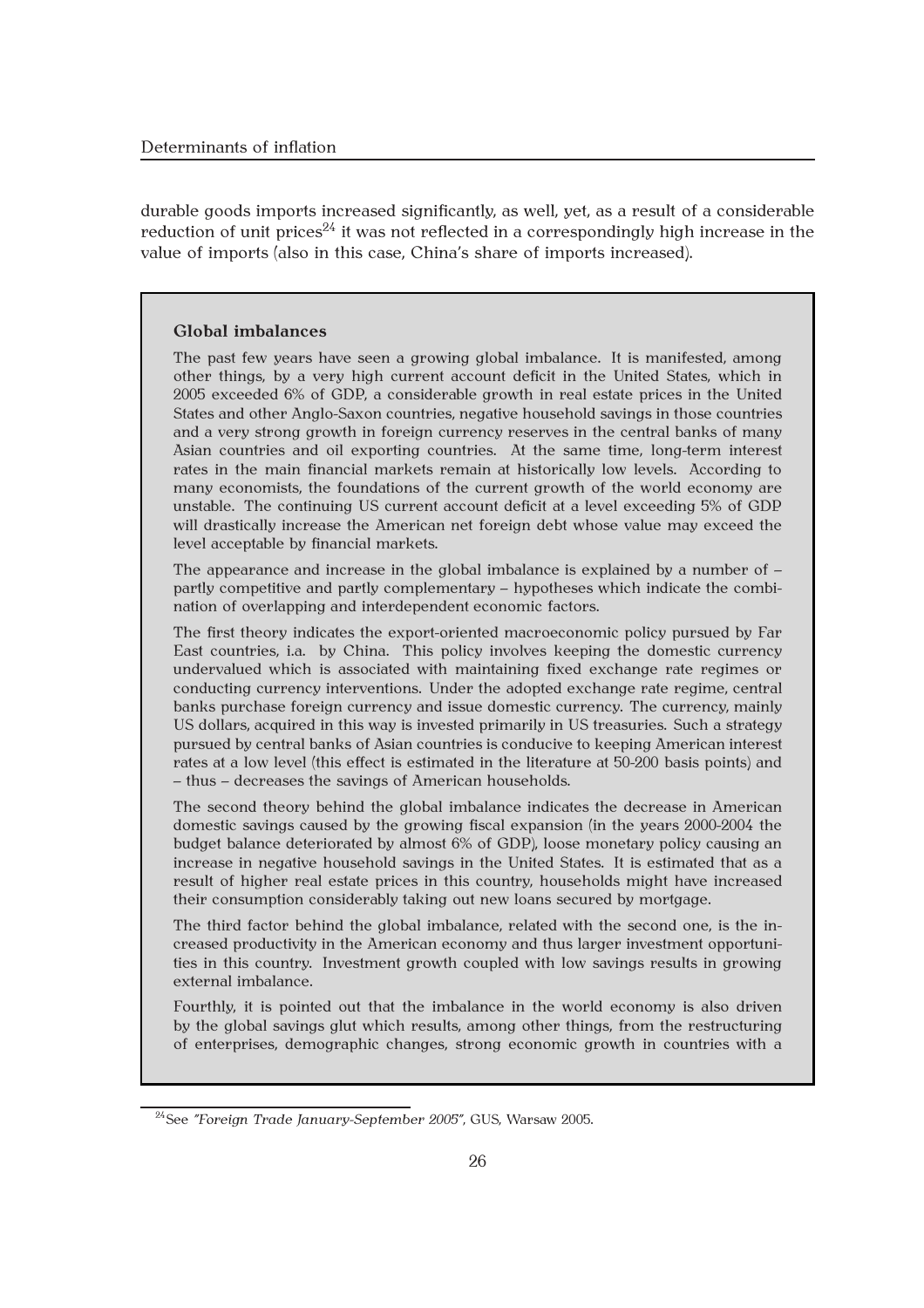durable goods imports increased significantly, as well, yet, as a result of a considerable reduction of unit prices[24] it was not reflected in a correspondingly high increase in the value of imports (also in this case, China's share of imports increased).

**Global imbalances**

The past few years have seen a growing global imbalance. It is manifested, among other things, by a very high current account deficit in the United States, which in 2005 exceeded 6% of GDP, a considerable growth in real estate prices in the United States and other Anglo-Saxon countries, negative household savings in those countries and a very strong growth in foreign currency reserves in the central banks of many Asian countries and oil exporting countries. At the same time, long-term interest rates in the main financial markets remain at historically low levels. According to many economists, the foundations of the current growth of the world economy are unstable. The continuing US current account deficit at a level exceeding 5% of GDP will drastically increase the American net foreign debt whose value may exceed the level acceptable by financial markets.

The appearance and increase in the global imbalance is explained by a number of – partly competitive and partly complementary – hypotheses which indicate the combination of overlapping and interdependent economic factors.

The first theory indicates the export-oriented macroeconomic policy pursued by Far East countries, i.a. by China. This policy involves keeping the domestic currency undervalued which is associated with maintaining fixed exchange rate regimes or conducting currency interventions. Under the adopted exchange rate regime, central banks purchase foreign currency and issue domestic currency. The currency, mainly US dollars, acquired in this way is invested primarily in US treasuries. Such a strategy pursued by central banks of Asian countries is conducive to keeping American interest rates at a low level (this effect is estimated in the literature at 50-200 basis points) and – thus – decreases the savings of American households.

The second theory behind the global imbalance indicates the decrease in American domestic savings caused by the growing fiscal expansion (in the years 2000-2004 the budget balance deteriorated by almost 6% of GDP), loose monetary policy causing an increase in negative household savings in the United States. It is estimated that as a result of higher real estate prices in this country, households might have increased their consumption considerably taking out new loans secured by mortgage.

The third factor behind the global imbalance, related with the second one, is the increased productivity in the American economy and thus larger investment opportunities in this country. Investment growth coupled with low savings results in growing external imbalance.

Fourthly, it is pointed out that the imbalance in the world economy is also driven by the global savings glut which results, among other things, from the restructuring of enterprises, demographic changes, strong economic growth in countries with a

[24] See *"Foreign Trade January-September 2005"*, GUS, Warsaw 2005.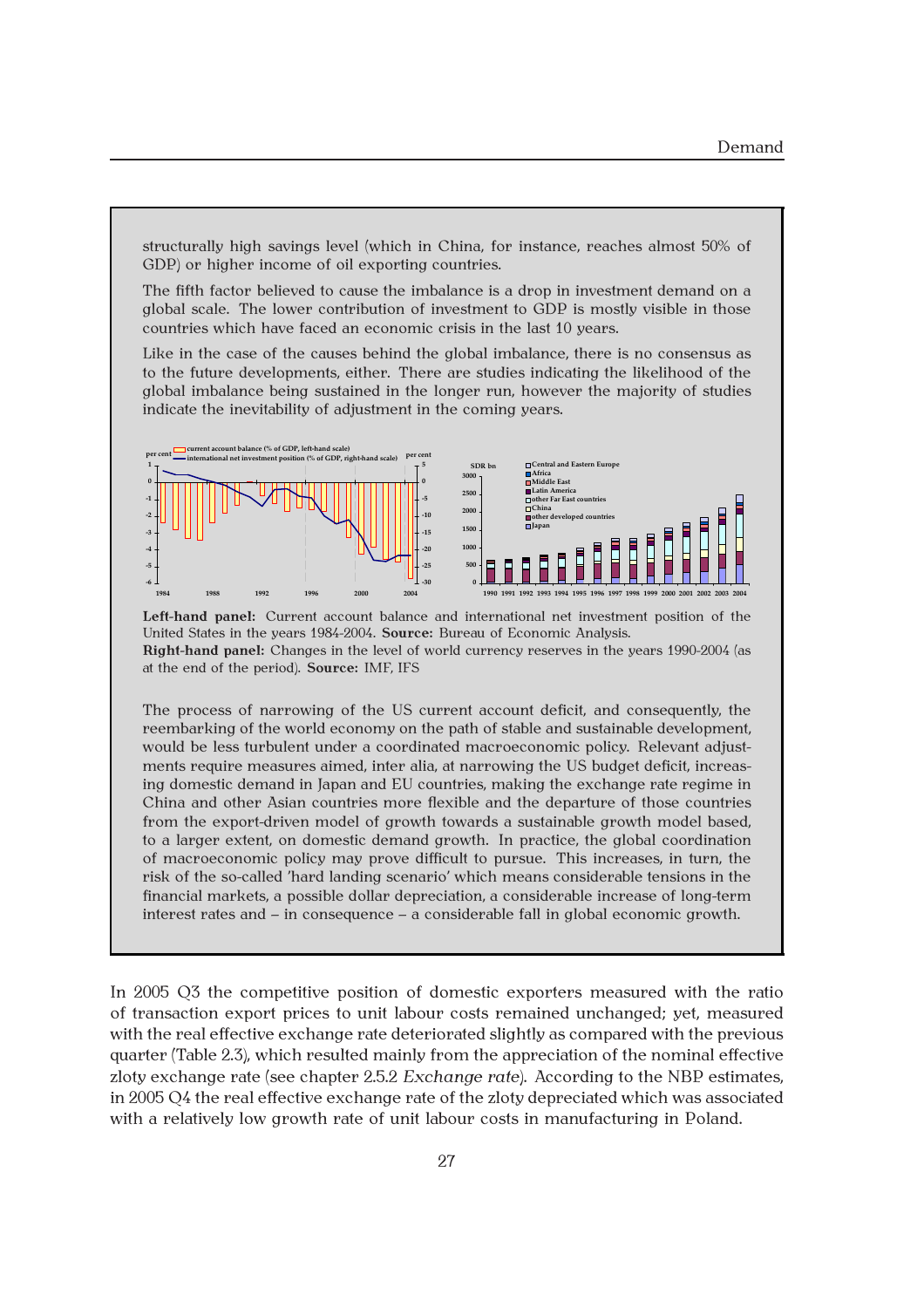structurally high savings level (which in China, for instance, reaches almost 50% of GDP) or higher income of oil exporting countries.

The fifth factor believed to cause the imbalance is a drop in investment demand on a global scale. The lower contribution of investment to GDP is mostly visible in those countries which have faced an economic crisis in the last 10 years.

Like in the case of the causes behind the global imbalance, there is no consensus as to the future developments, either. There are studies indicating the likelihood of the global imbalance being sustained in the longer run, however the majority of studies indicate the inevitability of adjustment in the coming years.

**Left-hand panel:** Current account balance and international net investment position of the United States in the years 1984-2004. **Source:** Bureau of Economic Analysis.
**Right-hand panel:** Changes in the level of world currency reserves in the years 1990-2004 (as at the end of the period). **Source:** IMF, IFS

The process of narrowing of the US current account deficit, and consequently, the reembarking of the world economy on the path of stable and sustainable development, would be less turbulent under a coordinated macroeconomic policy. Relevant adjustments require measures aimed, inter alia, at narrowing the US budget deficit, increasing domestic demand in Japan and EU countries, making the exchange rate regime in China and other Asian countries more flexible and the departure of those countries from the export-driven model of growth towards a sustainable growth model based, to a larger extent, on domestic demand growth. In practice, the global coordination of macroeconomic policy may prove difficult to pursue. This increases, in turn, the risk of the so-called 'hard landing scenario' which means considerable tensions in the financial markets, a possible dollar depreciation, a considerable increase of long-term interest rates and – in consequence – a considerable fall in global economic growth.

In 2005 Q3 the competitive position of domestic exporters measured with the ratio of transaction export prices to unit labour costs remained unchanged; yet, measured with the real effective exchange rate deteriorated slightly as compared with the previous quarter (Table 2.3), which resulted mainly from the appreciation of the nominal effective zloty exchange rate (see chapter 2.5.2 *Exchange rate*). According to the NBP estimates, in 2005 Q4 the real effective exchange rate of the zloty depreciated which was associated with a relatively low growth rate of unit labour costs in manufacturing in Poland.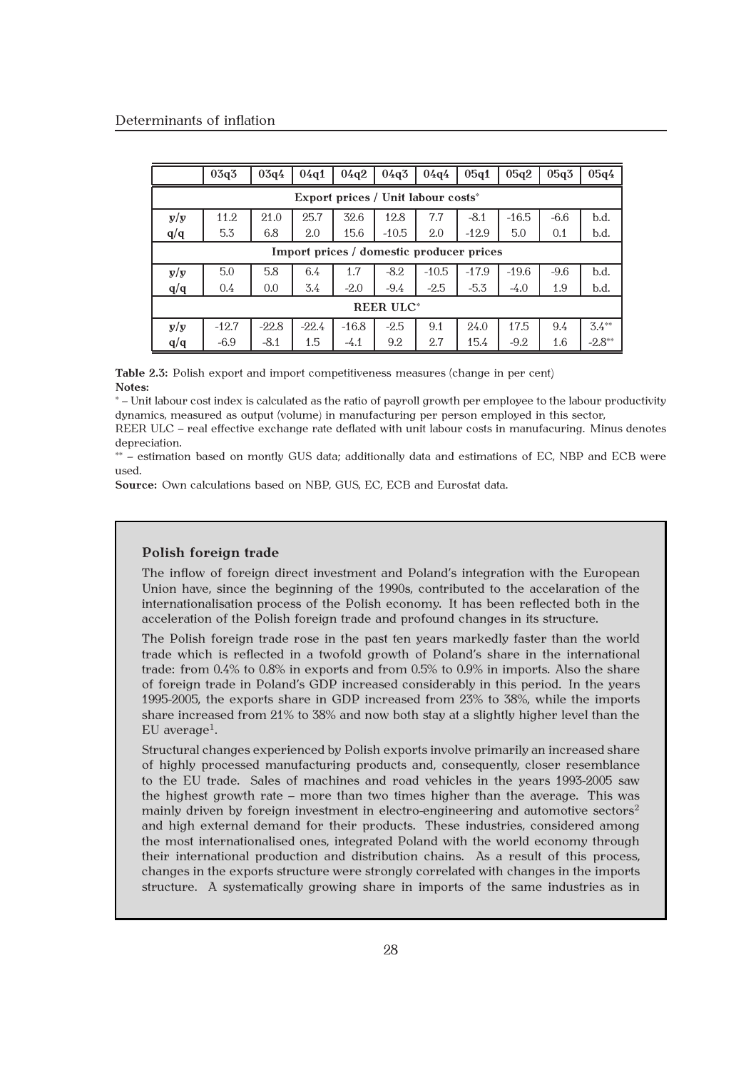|  | 03q3 | 03q4 | 04q1 | 04q2 | 04q3 | 04q4 | 05q1 | 05q2 | 05q3 | 05q4 |
|---|---|---|---|---|---|---|---|---|---|---|
| **Export prices / Unit labour costs*** | | | | | | | | | | |
| **y/y** | 11.2 | 21.0 | 25.7 | 32.6 | 12.8 | 7.7 | -8.1 | -16.5 | -6.6 | b.d. |
| **q/q** | 5.3 | 6.8 | 2.0 | 15.6 | -10.5 | 2.0 | -12.9 | 5.0 | 0.1 | b.d. |
| **Import prices / domestic producer prices** | | | | | | | | | | |
| **y/y** | 5.0 | 5.8 | 6.4 | 1.7 | -8.2 | -10.5 | -17.9 | -19.6 | -9.6 | b.d. |
| **q/q** | 0.4 | 0.0 | 3.4 | -2.0 | -9.4 | -2.5 | -5.3 | -4.0 | 1.9 | b.d. |
| **REER ULC*** | | | | | | | | | | |
| **y/y** | -12.7 | -22.8 | -22.4 | -16.8 | -2.5 | 9.1 | 24.0 | 17.5 | 9.4 | 3.4** |
| **q/q** | -6.9 | -8.1 | 1.5 | -4.1 | 9.2 | 2.7 | 15.4 | -9.2 | 1.6 | -2.8** |

**Table 2.3:** Polish export and import competitiveness measures (change in per cent)
**Notes:**
* – Unit labour cost index is calculated as the ratio of payroll growth per employee to the labour productivity dynamics, measured as output (volume) in manufacturing per person employed in this sector,
REER ULC – real effective exchange rate deflated with unit labour costs in manufacuring. Minus denotes depreciation.
** – estimation based on montly GUS data; additionally data and estimations of EC, NBP and ECB were used.
**Source:** Own calculations based on NBP, GUS, EC, ECB and Eurostat data.

### Polish foreign trade

The inflow of foreign direct investment and Poland's integration with the European Union have, since the beginning of the 1990s, contributed to the accelaration of the internationalisation process of the Polish economy. It has been reflected both in the acceleration of the Polish foreign trade and profound changes in its structure.

The Polish foreign trade rose in the past ten years markedly faster than the world trade which is reflected in a twofold growth of Poland's share in the international trade: from 0.4% to 0.8% in exports and from 0.5% to 0.9% in imports. Also the share of foreign trade in Poland's GDP increased considerably in this period. In the years 1995-2005, the exports share in GDP increased from 23% to 38%, while the imports share increased from 21% to 38% and now both stay at a slightly higher level than the EU average[1].

Structural changes experienced by Polish exports involve primarily an increased share of highly processed manufacturing products and, consequently, closer resemblance to the EU trade. Sales of machines and road vehicles in the years 1993-2005 saw the highest growth rate – more than two times higher than the average. This was mainly driven by foreign investment in electro-engineering and automotive sectors[2] and high external demand for their products. These industries, considered among the most internationalised ones, integrated Poland with the world economy through their international production and distribution chains. As a result of this process, changes in the exports structure were strongly correlated with changes in the imports structure. A systematically growing share in imports of the same industries as in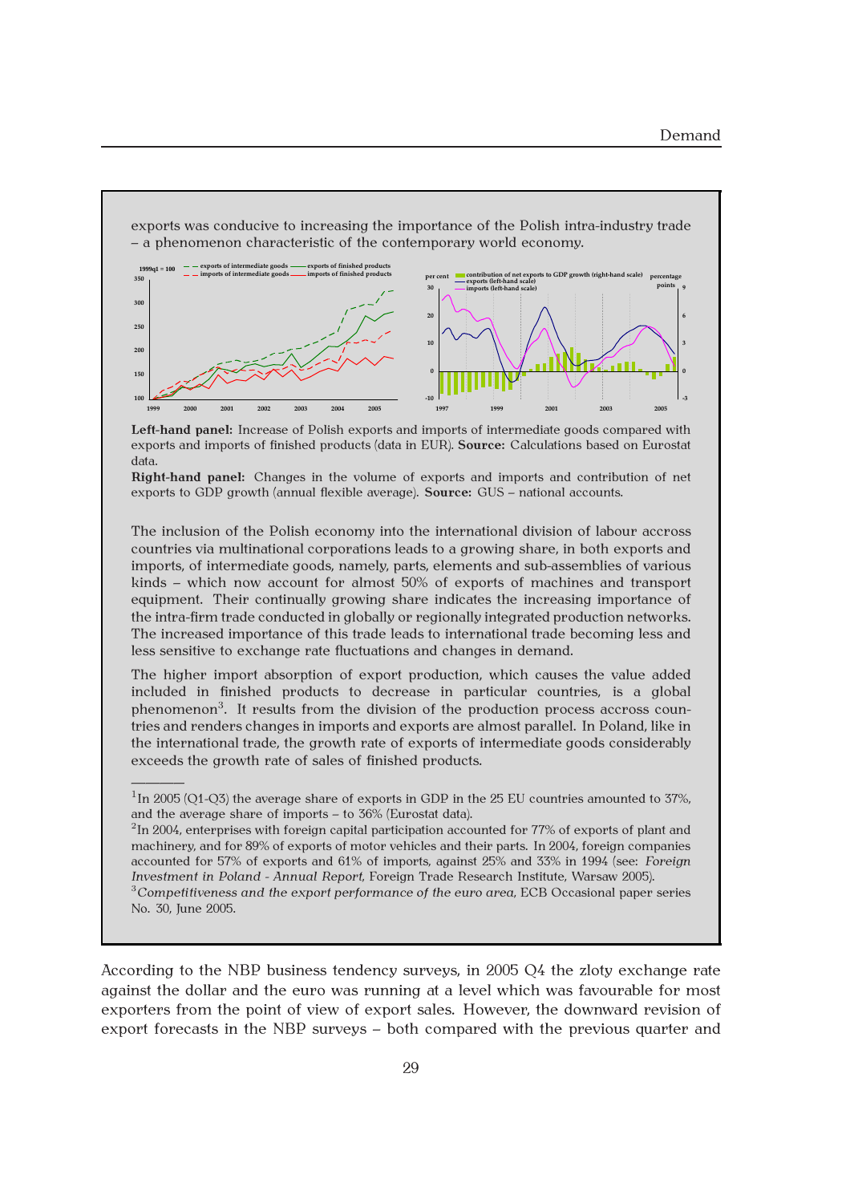exports was conducive to increasing the importance of the Polish intra-industry trade – a phenomenon characteristic of the contemporary world economy.

**Left-hand panel:** Increase of Polish exports and imports of intermediate goods compared with exports and imports of finished products (data in EUR). **Source:** Calculations based on Eurostat data.

**Right-hand panel:** Changes in the volume of exports and imports and contribution of net exports to GDP growth (annual flexible average). **Source:** GUS – national accounts.

The inclusion of the Polish economy into the international division of labour accross countries via multinational corporations leads to a growing share, in both exports and imports, of intermediate goods, namely, parts, elements and sub-assemblies of various kinds – which now account for almost 50% of exports of machines and transport equipment. Their continually growing share indicates the increasing importance of the intra-firm trade conducted in globally or regionally integrated production networks. The increased importance of this trade leads to international trade becoming less and less sensitive to exchange rate fluctuations and changes in demand.

The higher import absorption of export production, which causes the value added included in finished products to decrease in particular countries, is a global phenomenon[3]. It results from the division of the production process accross countries and renders changes in imports and exports are almost parallel. In Poland, like in the international trade, the growth rate of exports of intermediate goods considerably exceeds the growth rate of sales of finished products.

---

[1] In 2005 (Q1-Q3) the average share of exports in GDP in the 25 EU countries amounted to 37%, and the average share of imports – to 36% (Eurostat data).

[2] In 2004, enterprises with foreign capital participation accounted for 77% of exports of plant and machinery, and for 89% of exports of motor vehicles and their parts. In 2004, foreign companies accounted for 57% of exports and 61% of imports, against 25% and 33% in 1994 (see: *Foreign Investment in Poland - Annual Report*, Foreign Trade Research Institute, Warsaw 2005).

[3] *Competitiveness and the export performance of the euro area*, ECB Occasional paper series No. 30, June 2005.

According to the NBP business tendency surveys, in 2005 Q4 the zloty exchange rate against the dollar and the euro was running at a level which was favourable for most exporters from the point of view of export sales. However, the downward revision of export forecasts in the NBP surveys – both compared with the previous quarter and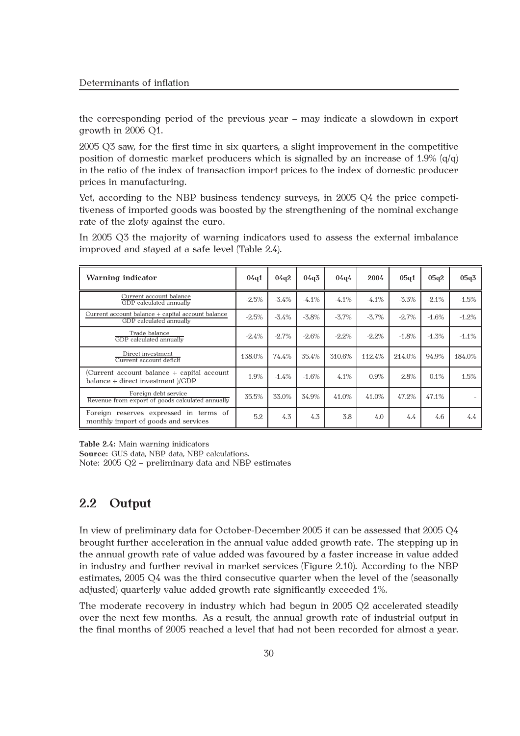the corresponding period of the previous year – may indicate a slowdown in export growth in 2006 Q1.

2005 Q3 saw, for the first time in six quarters, a slight improvement in the competitive position of domestic market producers which is signalled by an increase of 1.9% (q/q) in the ratio of the index of transaction import prices to the index of domestic producer prices in manufacturing.

Yet, according to the NBP business tendency surveys, in 2005 Q4 the price competitiveness of imported goods was boosted by the strengthening of the nominal exchange rate of the zloty against the euro.

In 2005 Q3 the majority of warning indicators used to assess the external imbalance improved and stayed at a safe level (Table 2.4).

| **Warning indicator** | **04q1** | **04q2** | **04q3** | **04q4** | **2004** | **05q1** | **05q2** | **05q3** |
|---|---|---|---|---|---|---|---|---|
| Current account balance / GDP calculated annually | -2.5% | -3.4% | -4.1% | -4.1% | -4.1% | -3.3% | -2.1% | -1.5% |
| Current account balance + capital account balance / GDP calculated annually | -2.5% | -3.4% | -3.8% | -3.7% | -3.7% | -2.7% | -1.6% | -1.2% |
| Trade balance / GDP calculated annually | -2.4% | -2.7% | -2.6% | -2.2% | -2.2% | -1.8% | -1.3% | -1.1% |
| Direct investment / Current account deficit | 138.0% | 74.4% | 35.4% | 310.6% | 112.4% | 214.0% | 94.9% | 184.0% |
| (Current account balance + capital account balance + direct investment )/GDP | 1.9% | -1.4% | -1.6% | 4.1% | 0.9% | 2.8% | 0.1% | 1.5% |
| Foreign debt service / Revenue from export of goods calculated annually | 35.5% | 33.0% | 34.9% | 41.0% | 41.0% | 47.2% | 47.1% | - |
| Foreign reserves expressed in terms of monthly import of goods and services | 5.2 | 4.3 | 4.3 | 3.8 | 4.0 | 4.4 | 4.6 | 4.4 |

**Table 2.4:** Main warning inidicators
**Source:** GUS data, NBP data, NBP calculations.
Note: 2005 Q2 – preliminary data and NBP estimates

## 2.2 Output

In view of preliminary data for October-December 2005 it can be assessed that 2005 Q4 brought further acceleration in the annual value added growth rate. The stepping up in the annual growth rate of value added was favoured by a faster increase in value added in industry and further revival in market services (Figure 2.10). According to the NBP estimates, 2005 Q4 was the third consecutive quarter when the level of the (seasonally adjusted) quarterly value added growth rate significantly exceeded 1%.

The moderate recovery in industry which had begun in 2005 Q2 accelerated steadily over the next few months. As a result, the annual growth rate of industrial output in the final months of 2005 reached a level that had not been recorded for almost a year.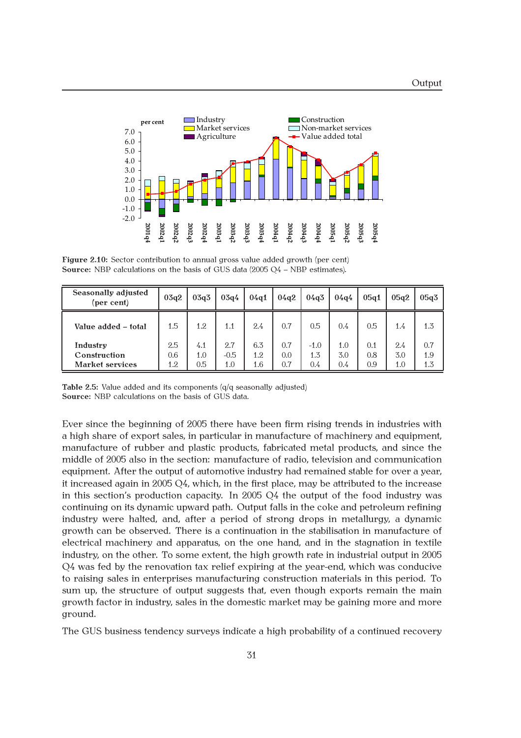Figure 2.10: Sector contribution to annual gross value added growth (per cent)
Source: NBP calculations on the basis of GUS data (2005 Q4 – NBP estimates).

| Seasonally adjusted (per cent) | 03q2 | 03q3 | 03q4 | 04q1 | 04q2 | 04q3 | 04q4 | 05q1 | 05q2 | 05q3 |
|---|---|---|---|---|---|---|---|---|---|---|
| Value added – total | 1.5 | 1.2 | 1.1 | 2.4 | 0.7 | 0.5 | 0.4 | 0.5 | 1.4 | 1.3 |
| Industry | 2.5 | 4.1 | 2.7 | 6.3 | 0.7 | -1.0 | 1.0 | 0.1 | 2.4 | 0.7 |
| Construction | 0.6 | 1.0 | -0.5 | 1.2 | 0.0 | 1.3 | 3.0 | 0.8 | 3.0 | 1.9 |
| Market services | 1.2 | 0.5 | 1.0 | 1.6 | 0.7 | 0.4 | 0.4 | 0.9 | 1.0 | 1.3 |

**Table 2.5:** Value added and its components (q/q seasonally adjusted)
**Source:** NBP calculations on the basis of GUS data.

Ever since the beginning of 2005 there have been firm rising trends in industries with a high share of export sales, in particular in manufacture of machinery and equipment, manufacture of rubber and plastic products, fabricated metal products, and since the middle of 2005 also in the section: manufacture of radio, television and communication equipment. After the output of automotive industry had remained stable for over a year, it increased again in 2005 Q4, which, in the first place, may be attributed to the increase in this section's production capacity. In 2005 Q4 the output of the food industry was continuing on its dynamic upward path. Output falls in the coke and petroleum refining industry were halted, and, after a period of strong drops in metallurgy, a dynamic growth can be observed. There is a continuation in the stabilisation in manufacture of electrical machinery and apparatus, on the one hand, and in the stagnation in textile industry, on the other. To some extent, the high growth rate in industrial output in 2005 Q4 was fed by the renovation tax relief expiring at the year-end, which was conducive to raising sales in enterprises manufacturing construction materials in this period. To sum up, the structure of output suggests that, even though exports remain the main growth factor in industry, sales in the domestic market may be gaining more and more ground.

The GUS business tendency surveys indicate a high probability of a continued recovery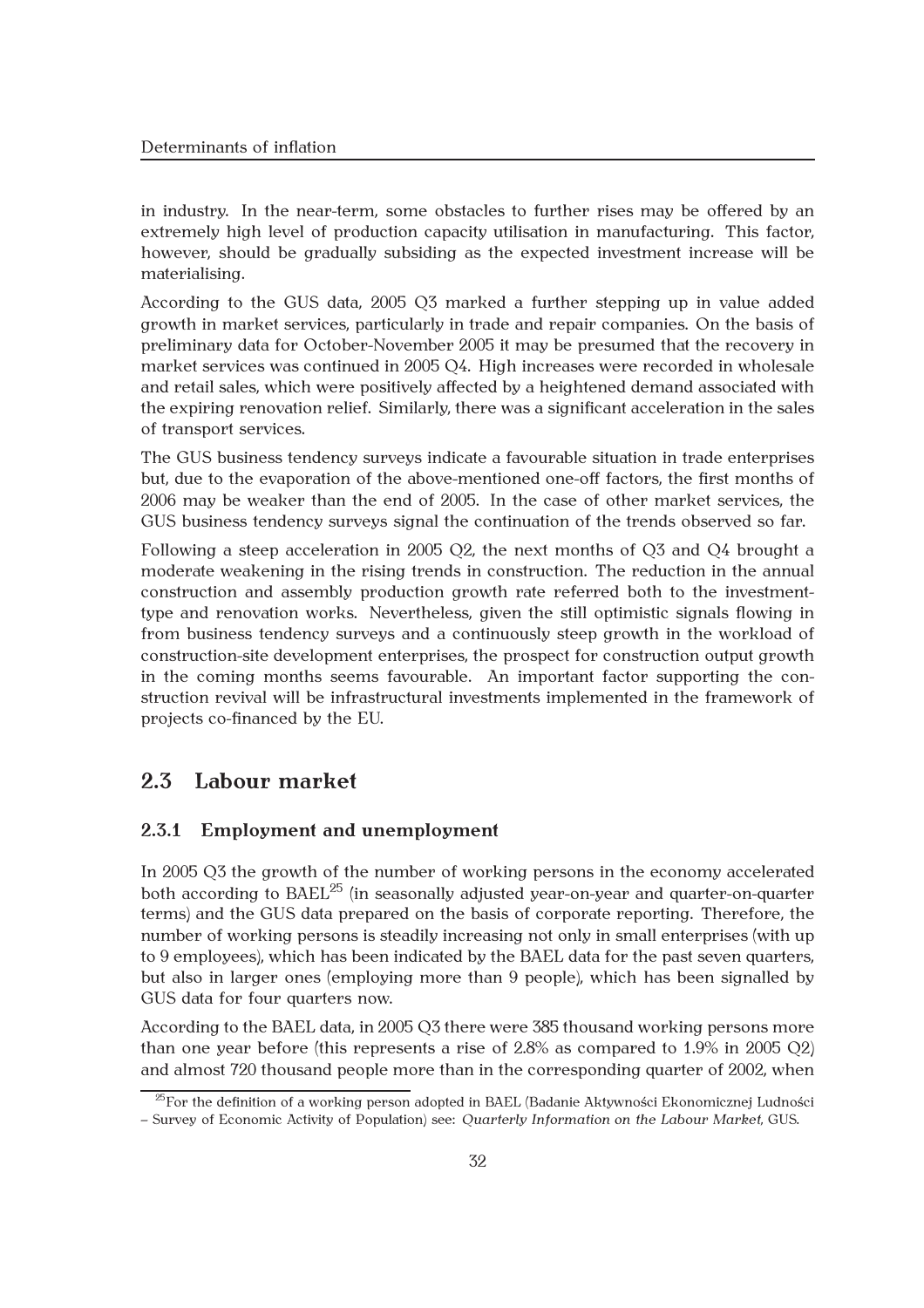in industry. In the near-term, some obstacles to further rises may be offered by an extremely high level of production capacity utilisation in manufacturing. This factor, however, should be gradually subsiding as the expected investment increase will be materialising.

According to the GUS data, 2005 Q3 marked a further stepping up in value added growth in market services, particularly in trade and repair companies. On the basis of preliminary data for October-November 2005 it may be presumed that the recovery in market services was continued in 2005 Q4. High increases were recorded in wholesale and retail sales, which were positively affected by a heightened demand associated with the expiring renovation relief. Similarly, there was a significant acceleration in the sales of transport services.

The GUS business tendency surveys indicate a favourable situation in trade enterprises but, due to the evaporation of the above-mentioned one-off factors, the first months of 2006 may be weaker than the end of 2005. In the case of other market services, the GUS business tendency surveys signal the continuation of the trends observed so far.

Following a steep acceleration in 2005 Q2, the next months of Q3 and Q4 brought a moderate weakening in the rising trends in construction. The reduction in the annual construction and assembly production growth rate referred both to the investment-type and renovation works. Nevertheless, given the still optimistic signals flowing in from business tendency surveys and a continuously steep growth in the workload of construction-site development enterprises, the prospect for construction output growth in the coming months seems favourable. An important factor supporting the construction revival will be infrastructural investments implemented in the framework of projects co-financed by the EU.

## 2.3 Labour market

### 2.3.1 Employment and unemployment

In 2005 Q3 the growth of the number of working persons in the economy accelerated both according to BAEL[25] (in seasonally adjusted year-on-year and quarter-on-quarter terms) and the GUS data prepared on the basis of corporate reporting. Therefore, the number of working persons is steadily increasing not only in small enterprises (with up to 9 employees), which has been indicated by the BAEL data for the past seven quarters, but also in larger ones (employing more than 9 people), which has been signalled by GUS data for four quarters now.

According to the BAEL data, in 2005 Q3 there were 385 thousand working persons more than one year before (this represents a rise of 2.8% as compared to 1.9% in 2005 Q2) and almost 720 thousand people more than in the corresponding quarter of 2002, when

[25] For the definition of a working person adopted in BAEL (Badanie Aktywności Ekonomicznej Ludności – Survey of Economic Activity of Population) see: *Quarterly Information on the Labour Market*, GUS.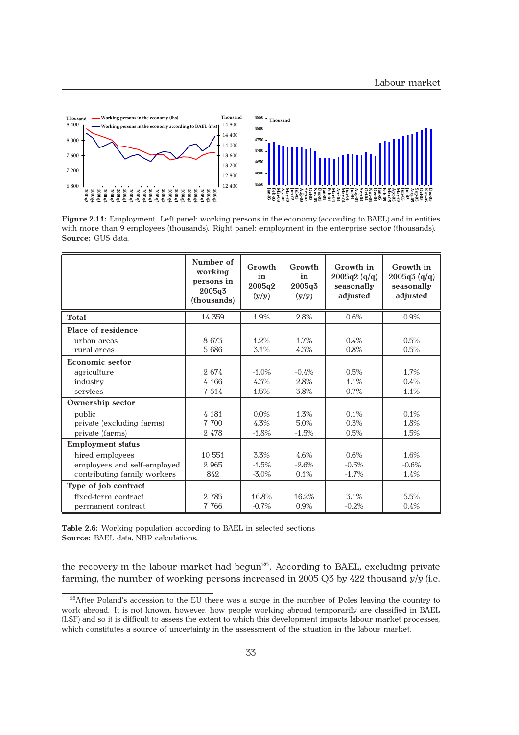**Figure 2.11:** Employment. Left panel: working persons in the economy (according to BAEL) and in entities with more than 9 employees (thousands). Right panel: employment in the enterprise sector (thousands).
**Source:** GUS data.

| | Number of working persons in 2005q3 (thousands) | Growth in 2005q2 (y/y) | Growth in 2005q3 (y/y) | Growth in 2005q2 (q/q) seasonally adjusted | Growth in 2005q3 (q/q) seasonally adjusted |
|---|---|---|---|---|---|
| **Total** | 14 359 | 1.9% | 2.8% | 0.6% | 0.9% |
| **Place of residence** | | | | | |
| urban areas | 8 673 | 1.2% | 1.7% | 0.4% | 0.5% |
| rural areas | 5 686 | 3.1% | 4.3% | 0.8% | 0.5% |
| **Economic sector** | | | | | |
| agriculture | 2 674 | -1.0% | -0.4% | 0.5% | 1.7% |
| industry | 4 166 | 4.3% | 2.8% | 1.1% | 0.4% |
| services | 7 514 | 1.5% | 3.8% | 0.7% | 1.1% |
| **Ownership sector** | | | | | |
| public | 4 181 | 0.0% | 1.3% | 0.1% | 0.1% |
| private (excluding farms) | 7 700 | 4.3% | 5.0% | 0.3% | 1.8% |
| private (farms) | 2 478 | -1.8% | -1.5% | 0.5% | 1.5% |
| **Employment status** | | | | | |
| hired employees | 10 551 | 3.3% | 4.6% | 0.6% | 1.6% |
| employers and self-employed | 2 965 | -1.5% | -2.6% | -0.5% | -0.6% |
| contributing family workers | 842 | -3.0% | 0.1% | -1.7% | 1.4% |
| **Type of job contract** | | | | | |
| fixed-term contract | 2 785 | 16.8% | 16.2% | 3.1% | 5.5% |
| permanent contract | 7 766 | -0.7% | 0.9% | -0.2% | 0.4% |

**Table 2.6:** Working population according to BAEL in selected sections
**Source:** BAEL data, NBP calculations.

the recovery in the labour market had begun[26]. According to BAEL, excluding private farming, the number of working persons increased in 2005 Q3 by 422 thousand y/y (i.e.

[26]After Poland's accession to the EU there was a surge in the number of Poles leaving the country to work abroad. It is not known, however, how people working abroad temporarily are classified in BAEL (LSF) and so it is difficult to assess the extent to which this development impacts labour market processes, which constitutes a source of uncertainty in the assessment of the situation in the labour market.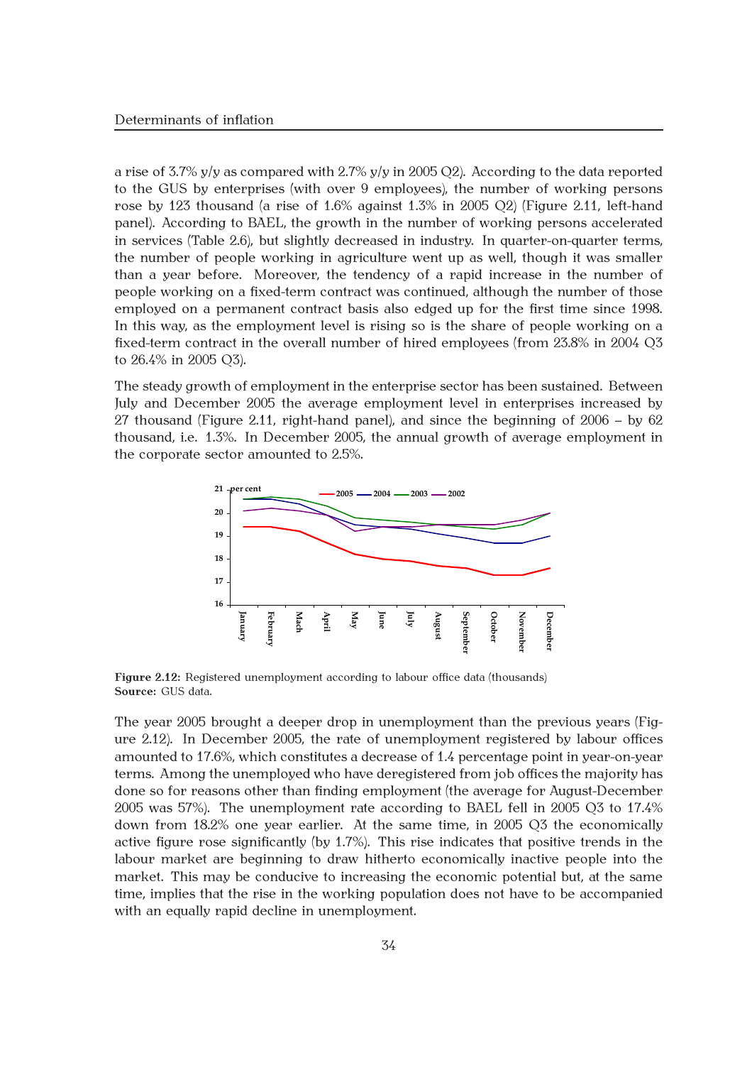a rise of 3.7% y/y as compared with 2.7% y/y in 2005 Q2). According to the data reported to the GUS by enterprises (with over 9 employees), the number of working persons rose by 123 thousand (a rise of 1.6% against 1.3% in 2005 Q2) (Figure 2.11, left-hand panel). According to BAEL, the growth in the number of working persons accelerated in services (Table 2.6), but slightly decreased in industry. In quarter-on-quarter terms, the number of people working in agriculture went up as well, though it was smaller than a year before. Moreover, the tendency of a rapid increase in the number of people working on a fixed-term contract was continued, although the number of those employed on a permanent contract basis also edged up for the first time since 1998. In this way, as the employment level is rising so is the share of people working on a fixed-term contract in the overall number of hired employees (from 23.8% in 2004 Q3 to 26.4% in 2005 Q3).

The steady growth of employment in the enterprise sector has been sustained. Between July and December 2005 the average employment level in enterprises increased by 27 thousand (Figure 2.11, right-hand panel), and since the beginning of 2006 – by 62 thousand, i.e. 1.3%. In December 2005, the annual growth of average employment in the corporate sector amounted to 2.5%.

**Figure 2.12:** Registered unemployment according to labour office data (thousands)
**Source:** GUS data.

The year 2005 brought a deeper drop in unemployment than the previous years (Figure 2.12). In December 2005, the rate of unemployment registered by labour offices amounted to 17.6%, which constitutes a decrease of 1.4 percentage point in year-on-year terms. Among the unemployed who have deregistered from job offices the majority has done so for reasons other than finding employment (the average for August-December 2005 was 57%). The unemployment rate according to BAEL fell in 2005 Q3 to 17.4% down from 18.2% one year earlier. At the same time, in 2005 Q3 the economically active figure rose significantly (by 1.7%). This rise indicates that positive trends in the labour market are beginning to draw hitherto economically inactive people into the market. This may be conducive to increasing the economic potential but, at the same time, implies that the rise in the working population does not have to be accompanied with an equally rapid decline in unemployment.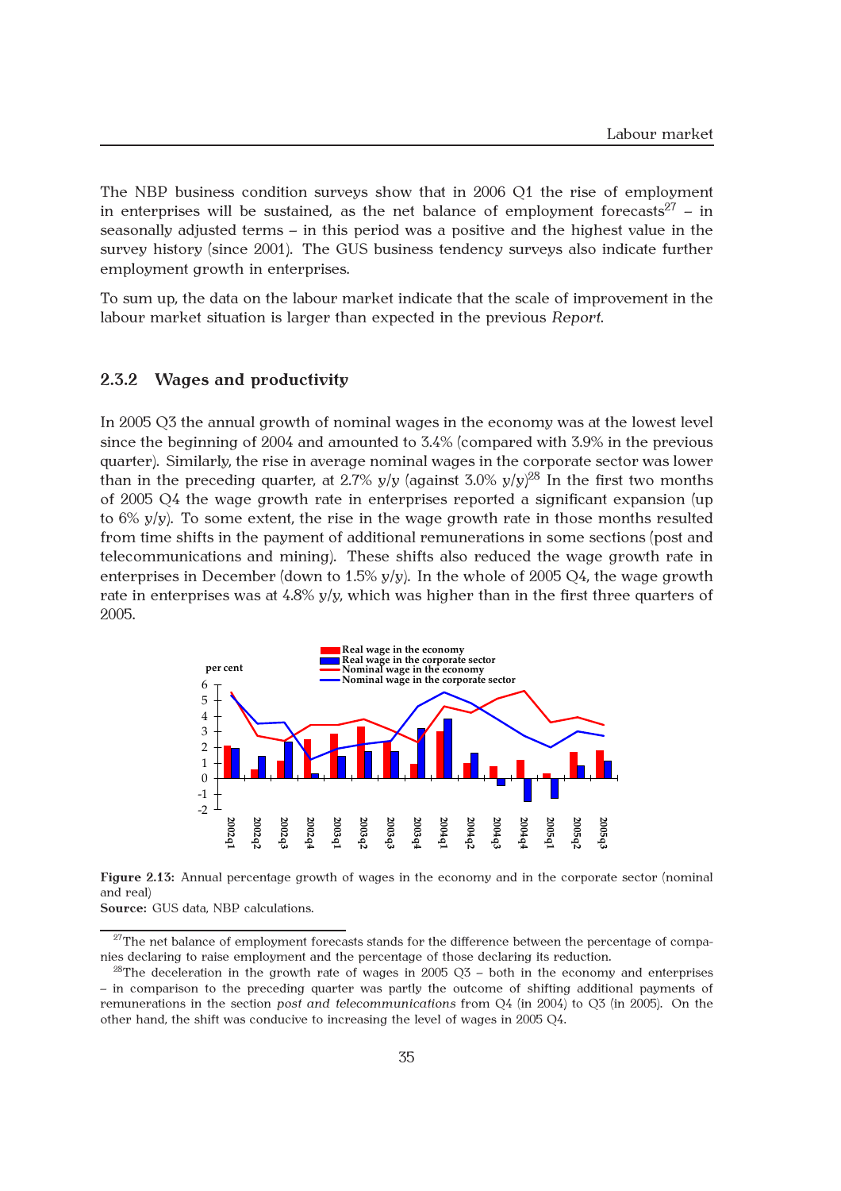The NBP business condition surveys show that in 2006 Q1 the rise of employment in enterprises will be sustained, as the net balance of employment forecasts[27] – in seasonally adjusted terms – in this period was a positive and the highest value in the survey history (since 2001). The GUS business tendency surveys also indicate further employment growth in enterprises.

To sum up, the data on the labour market indicate that the scale of improvement in the labour market situation is larger than expected in the previous *Report*.

### 2.3.2 Wages and productivity

In 2005 Q3 the annual growth of nominal wages in the economy was at the lowest level since the beginning of 2004 and amounted to 3.4% (compared with 3.9% in the previous quarter). Similarly, the rise in average nominal wages in the corporate sector was lower than in the preceding quarter, at 2.7% y/y (against 3.0% y/y)[28] In the first two months of 2005 Q4 the wage growth rate in enterprises reported a significant expansion (up to 6% y/y). To some extent, the rise in the wage growth rate in those months resulted from time shifts in the payment of additional remunerations in some sections (post and telecommunications and mining). These shifts also reduced the wage growth rate in enterprises in December (down to 1.5% y/y). In the whole of 2005 Q4, the wage growth rate in enterprises was at 4.8% y/y, which was higher than in the first three quarters of 2005.

**Figure 2.13:** Annual percentage growth of wages in the economy and in the corporate sector (nominal and real)
**Source:** GUS data, NBP calculations.

[27] The net balance of employment forecasts stands for the difference between the percentage of companies declaring to raise employment and the percentage of those declaring its reduction.

[28] The deceleration in the growth rate of wages in 2005 Q3 – both in the economy and enterprises – in comparison to the preceding quarter was partly the outcome of shifting additional payments of remunerations in the section *post and telecommunications* from Q4 (in 2004) to Q3 (in 2005). On the other hand, the shift was conducive to increasing the level of wages in 2005 Q4.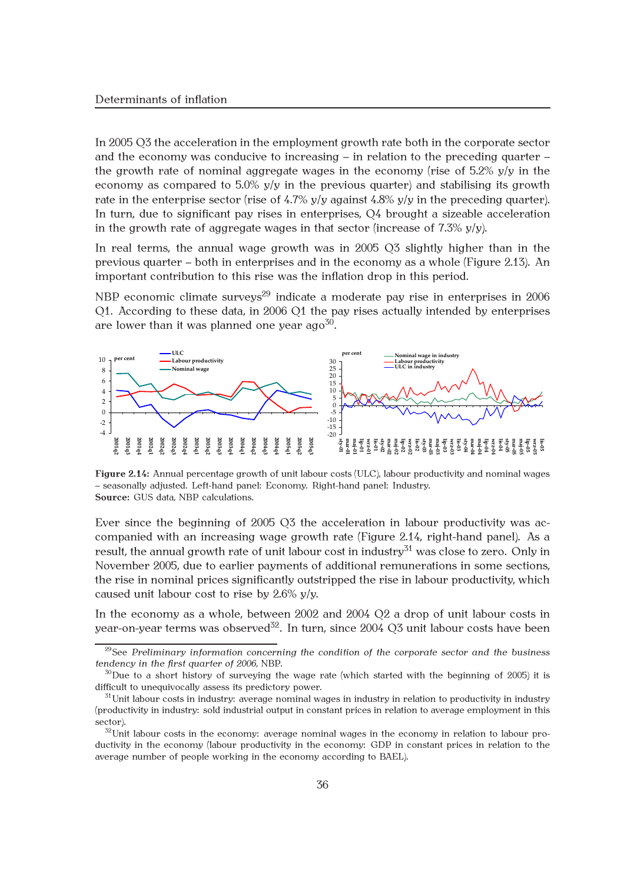In 2005 Q3 the acceleration in the employment growth rate both in the corporate sector and the economy was conducive to increasing – in relation to the preceding quarter – the growth rate of nominal aggregate wages in the economy (rise of 5.2% y/y in the economy as compared to 5.0% y/y in the previous quarter) and stabilising its growth rate in the enterprise sector (rise of 4.7% y/y against 4.8% y/y in the preceding quarter). In turn, due to significant pay rises in enterprises, Q4 brought a sizeable acceleration in the growth rate of aggregate wages in that sector (increase of 7.3% y/y).

In real terms, the annual wage growth was in 2005 Q3 slightly higher than in the previous quarter – both in enterprises and in the economy as a whole (Figure 2.13). An important contribution to this rise was the inflation drop in this period.

NBP economic climate surveys[29] indicate a moderate pay rise in enterprises in 2006 Q1. According to these data, in 2006 Q1 the pay rises actually intended by enterprises are lower than it was planned one year ago[30].

**Figure 2.14:** Annual percentage growth of unit labour costs (ULC), labour productivity and nominal wages – seasonally adjusted. Left-hand panel: Economy. Right-hand panel: Industry.
**Source:** GUS data, NBP calculations.

Ever since the beginning of 2005 Q3 the acceleration in labour productivity was accompanied with an increasing wage growth rate (Figure 2.14, right-hand panel). As a result, the annual growth rate of unit labour cost in industry[31] was close to zero. Only in November 2005, due to earlier payments of additional remunerations in some sections, the rise in nominal prices significantly outstripped the rise in labour productivity, which caused unit labour cost to rise by 2.6% y/y.

In the economy as a whole, between 2002 and 2004 Q2 a drop of unit labour costs in year-on-year terms was observed[32]. In turn, since 2004 Q3 unit labour costs have been

[29] See *Preliminary information concerning the condition of the corporate sector and the business tendency in the first quarter of 2006*, NBP.

[30] Due to a short history of surveying the wage rate (which started with the beginning of 2005) it is difficult to unequivocally assess its predictory power.

[31] Unit labour costs in industry: average nominal wages in industry in relation to productivity in industry (productivity in industry: sold industrial output in constant prices in relation to average employment in this sector).

[32] Unit labour costs in the economy: average nominal wages in the economy in relation to labour productivity in the economy (labour productivity in the economy: GDP in constant prices in relation to the average number of people working in the economy according to BAEL).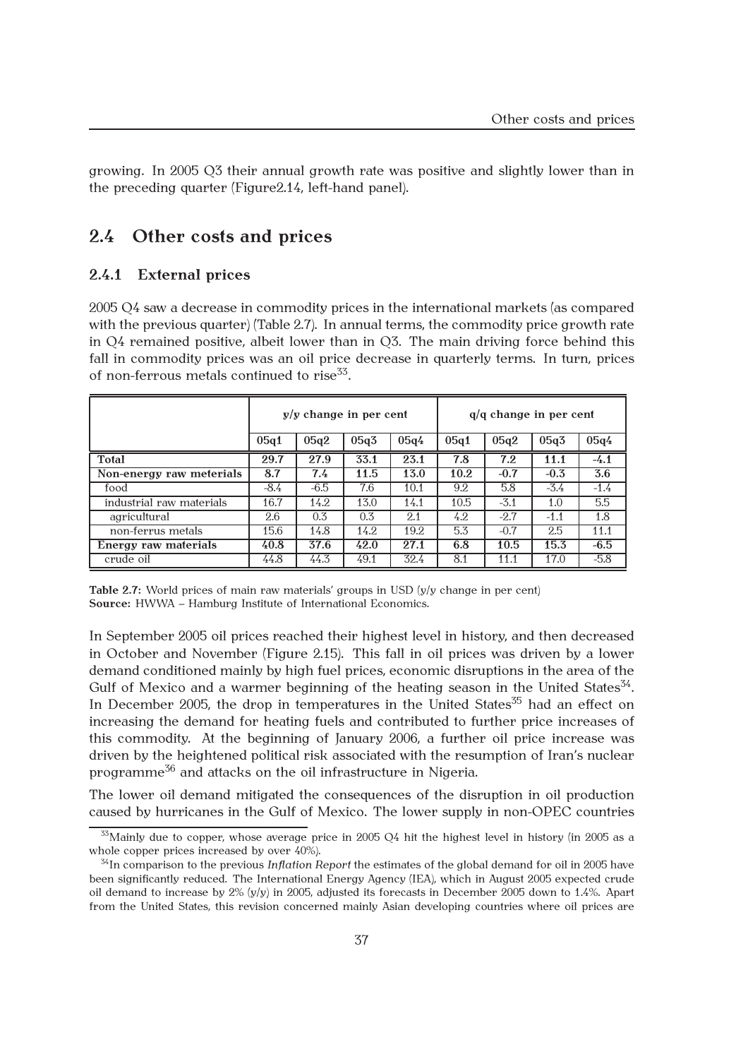growing. In 2005 Q3 their annual growth rate was positive and slightly lower than in the preceding quarter (Figure2.14, left-hand panel).

## 2.4 Other costs and prices

### 2.4.1 External prices

2005 Q4 saw a decrease in commodity prices in the international markets (as compared with the previous quarter) (Table 2.7). In annual terms, the commodity price growth rate in Q4 remained positive, albeit lower than in Q3. The main driving force behind this fall in commodity prices was an oil price decrease in quarterly terms. In turn, prices of non-ferrous metals continued to rise[33].

| | y/y change in per cent | | | | q/q change in per cent | | | |
|---|---|---|---|---|---|---|---|---|
| | 05q1 | 05q2 | 05q3 | 05q4 | 05q1 | 05q2 | 05q3 | 05q4 |
| **Total** | **29.7** | **27.9** | **33.1** | **23.1** | **7.8** | **7.2** | **11.1** | **-4.1** |
| **Non-energy raw meterials** | **8.7** | **7.4** | **11.5** | **13.0** | **10.2** | **-0.7** | **-0.3** | **3.6** |
| food | -8.4 | -6.5 | 7.6 | 10.1 | 9.2 | 5.8 | -3.4 | -1.4 |
| industrial raw materials | 16.7 | 14.2 | 13.0 | 14.1 | 10.5 | -3.1 | 1.0 | 5.5 |
| agricultural | 2.6 | 0.3 | 0.3 | 2.1 | 4.2 | -2.7 | -1.1 | 1.8 |
| non-ferrus metals | 15.6 | 14.8 | 14.2 | 19.2 | 5.3 | -0.7 | 2.5 | 11.1 |
| **Energy raw materials** | **40.8** | **37.6** | **42.0** | **27.1** | **6.8** | **10.5** | **15.3** | **-6.5** |
| crude oil | 44.8 | 44.3 | 49.1 | 32.4 | 8.1 | 11.1 | 17.0 | -5.8 |

**Table 2.7:** World prices of main raw materials' groups in USD (y/y change in per cent)
**Source:** HWWA – Hamburg Institute of International Economics.

In September 2005 oil prices reached their highest level in history, and then decreased in October and November (Figure 2.15). This fall in oil prices was driven by a lower demand conditioned mainly by high fuel prices, economic disruptions in the area of the Gulf of Mexico and a warmer beginning of the heating season in the United States[34]. In December 2005, the drop in temperatures in the United States[35] had an effect on increasing the demand for heating fuels and contributed to further price increases of this commodity. At the beginning of January 2006, a further oil price increase was driven by the heightened political risk associated with the resumption of Iran's nuclear programme[36] and attacks on the oil infrastructure in Nigeria.

The lower oil demand mitigated the consequences of the disruption in oil production caused by hurricanes in the Gulf of Mexico. The lower supply in non-OPEC countries

[33] Mainly due to copper, whose average price in 2005 Q4 hit the highest level in history (in 2005 as a whole copper prices increased by over 40%).

[34] In comparison to the previous *Inflation Report* the estimates of the global demand for oil in 2005 have been significantly reduced. The International Energy Agency (IEA), which in August 2005 expected crude oil demand to increase by 2% (y/y) in 2005, adjusted its forecasts in December 2005 down to 1.4%. Apart from the United States, this revision concerned mainly Asian developing countries where oil prices are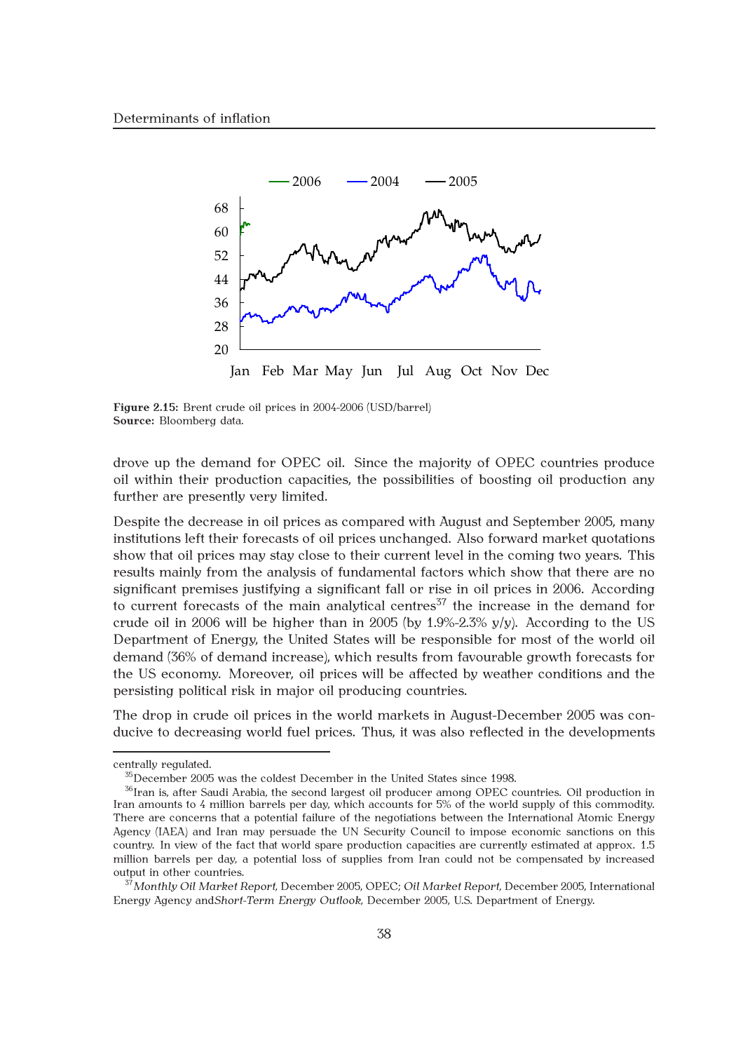**Figure 2.15:** Brent crude oil prices in 2004-2006 (USD/barrel)
**Source:** Bloomberg data.

drove up the demand for OPEC oil. Since the majority of OPEC countries produce oil within their production capacities, the possibilities of boosting oil production any further are presently very limited.

Despite the decrease in oil prices as compared with August and September 2005, many institutions left their forecasts of oil prices unchanged. Also forward market quotations show that oil prices may stay close to their current level in the coming two years. This results mainly from the analysis of fundamental factors which show that there are no significant premises justifying a significant fall or rise in oil prices in 2006. According to current forecasts of the main analytical centres[37] the increase in the demand for crude oil in 2006 will be higher than in 2005 (by 1.9%-2.3% y/y). According to the US Department of Energy, the United States will be responsible for most of the world oil demand (36% of demand increase), which results from favourable growth forecasts for the US economy. Moreover, oil prices will be affected by weather conditions and the persisting political risk in major oil producing countries.

The drop in crude oil prices in the world markets in August-December 2005 was conducive to decreasing world fuel prices. Thus, it was also reflected in the developments

---

centrally regulated.

[35] December 2005 was the coldest December in the United States since 1998.

[36] Iran is, after Saudi Arabia, the second largest oil producer among OPEC countries. Oil production in Iran amounts to 4 million barrels per day, which accounts for 5% of the world supply of this commodity. There are concerns that a potential failure of the negotiations between the International Atomic Energy Agency (IAEA) and Iran may persuade the UN Security Council to impose economic sanctions on this country. In view of the fact that world spare production capacities are currently estimated at approx. 1.5 million barrels per day, a potential loss of supplies from Iran could not be compensated by increased output in other countries.

[37] *Monthly Oil Market Report*, December 2005, OPEC; *Oil Market Report*, December 2005, International Energy Agency and *Short-Term Energy Outlook*, December 2005, U.S. Department of Energy.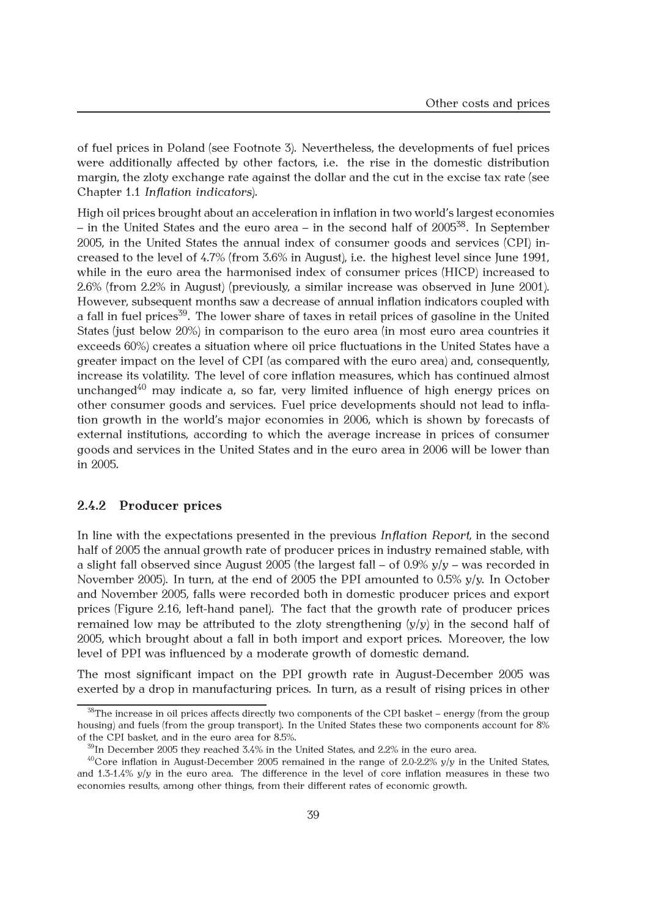of fuel prices in Poland (see Footnote 3). Nevertheless, the developments of fuel prices were additionally affected by other factors, i.e. the rise in the domestic distribution margin, the zloty exchange rate against the dollar and the cut in the excise tax rate (see Chapter 1.1 *Inflation indicators*).

High oil prices brought about an acceleration in inflation in two world's largest economies – in the United States and the euro area – in the second half of 2005[38]. In September 2005, in the United States the annual index of consumer goods and services (CPI) increased to the level of 4.7% (from 3.6% in August), i.e. the highest level since June 1991, while in the euro area the harmonised index of consumer prices (HICP) increased to 2.6% (from 2.2% in August) (previously, a similar increase was observed in June 2001). However, subsequent months saw a decrease of annual inflation indicators coupled with a fall in fuel prices[39]. The lower share of taxes in retail prices of gasoline in the United States (just below 20%) in comparison to the euro area (in most euro area countries it exceeds 60%) creates a situation where oil price fluctuations in the United States have a greater impact on the level of CPI (as compared with the euro area) and, consequently, increase its volatility. The level of core inflation measures, which has continued almost unchanged[40] may indicate a, so far, very limited influence of high energy prices on other consumer goods and services. Fuel price developments should not lead to inflation growth in the world's major economies in 2006, which is shown by forecasts of external institutions, according to which the average increase in prices of consumer goods and services in the United States and in the euro area in 2006 will be lower than in 2005.

### 2.4.2 Producer prices

In line with the expectations presented in the previous *Inflation Report*, in the second half of 2005 the annual growth rate of producer prices in industry remained stable, with a slight fall observed since August 2005 (the largest fall – of 0.9% y/y – was recorded in November 2005). In turn, at the end of 2005 the PPI amounted to 0.5% y/y. In October and November 2005, falls were recorded both in domestic producer prices and export prices (Figure 2.16, left-hand panel). The fact that the growth rate of producer prices remained low may be attributed to the zloty strengthening (y/y) in the second half of 2005, which brought about a fall in both import and export prices. Moreover, the low level of PPI was influenced by a moderate growth of domestic demand.

The most significant impact on the PPI growth rate in August-December 2005 was exerted by a drop in manufacturing prices. In turn, as a result of rising prices in other

---

[38] The increase in oil prices affects directly two components of the CPI basket – energy (from the group housing) and fuels (from the group transport). In the United States these two components account for 8% of the CPI basket, and in the euro area for 8.5%.

[39] In December 2005 they reached 3.4% in the United States, and 2.2% in the euro area.

[40] Core inflation in August-December 2005 remained in the range of 2.0-2.2% y/y in the United States, and 1.3-1.4% y/y in the euro area. The difference in the level of core inflation measures in these two economies results, among other things, from their different rates of economic growth.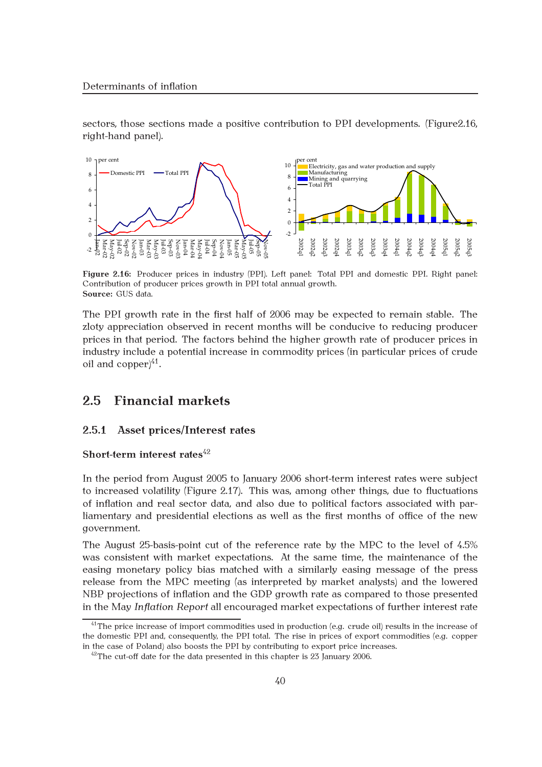sectors, those sections made a positive contribution to PPI developments. (Figure2.16, right-hand panel).

**Figure 2.16:** Producer prices in industry (PPI). Left panel: Total PPI and domestic PPI. Right panel: Contribution of producer prices growth in PPI total annual growth.
**Source:** GUS data.

The PPI growth rate in the first half of 2006 may be expected to remain stable. The zloty appreciation observed in recent months will be conducive to reducing producer prices in that period. The factors behind the higher growth rate of producer prices in industry include a potential increase in commodity prices (in particular prices of crude oil and copper)[41].

## 2.5 Financial markets

### 2.5.1 Asset prices/Interest rates

#### Short-term interest rates[42]

In the period from August 2005 to January 2006 short-term interest rates were subject to increased volatility (Figure 2.17). This was, among other things, due to fluctuations of inflation and real sector data, and also due to political factors associated with parliamentary and presidential elections as well as the first months of office of the new government.

The August 25-basis-point cut of the reference rate by the MPC to the level of 4.5% was consistent with market expectations. At the same time, the maintenance of the easing monetary policy bias matched with a similarly easing message of the press release from the MPC meeting (as interpreted by market analysts) and the lowered NBP projections of inflation and the GDP growth rate as compared to those presented in the May *Inflation Report* all encouraged market expectations of further interest rate

[41] The price increase of import commodities used in production (e.g. crude oil) results in the increase of the domestic PPI and, consequently, the PPI total. The rise in prices of export commodities (e.g. copper in the case of Poland) also boosts the PPI by contributing to export price increases.

[42] The cut-off date for the data presented in this chapter is 23 January 2006.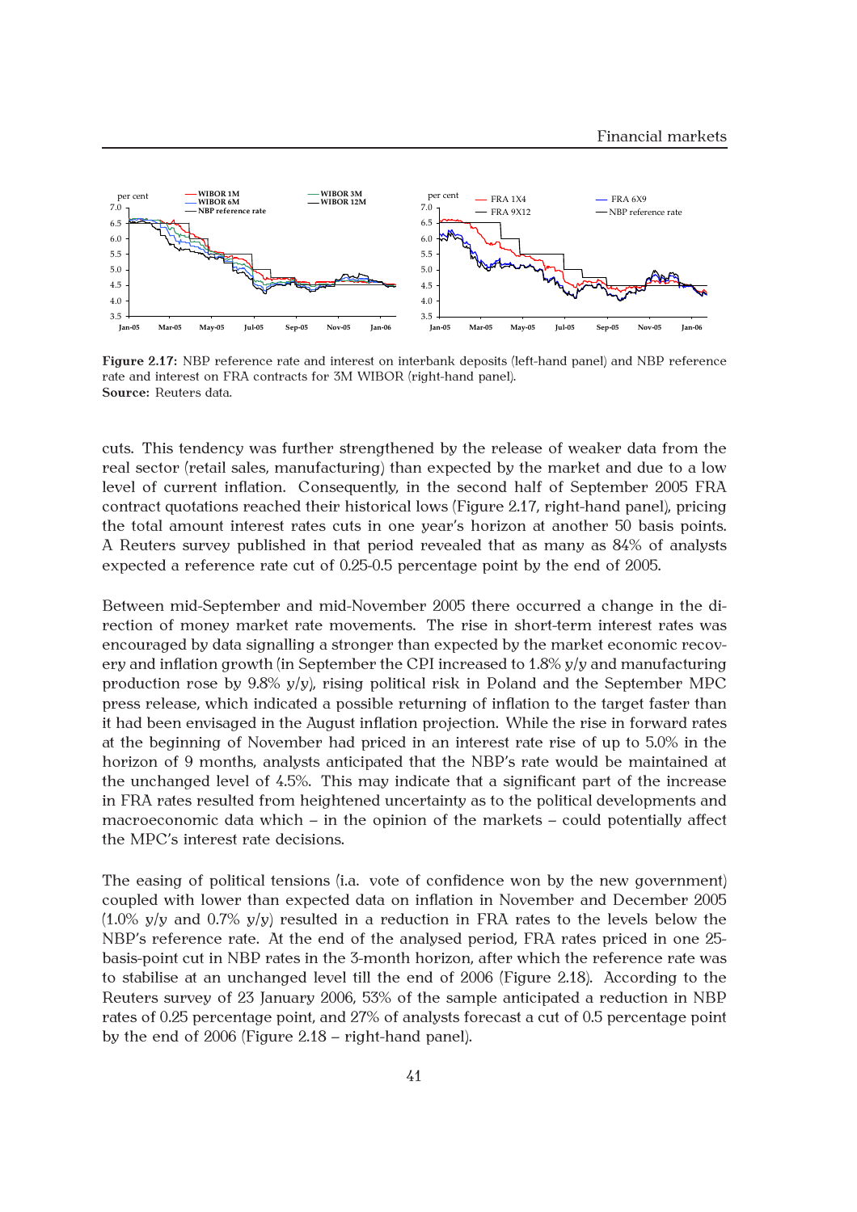**Figure 2.17:** NBP reference rate and interest on interbank deposits (left-hand panel) and NBP reference rate and interest on FRA contracts for 3M WIBOR (right-hand panel).
**Source:** Reuters data.

cuts. This tendency was further strengthened by the release of weaker data from the real sector (retail sales, manufacturing) than expected by the market and due to a low level of current inflation. Consequently, in the second half of September 2005 FRA contract quotations reached their historical lows (Figure 2.17, right-hand panel), pricing the total amount interest rates cuts in one year's horizon at another 50 basis points. A Reuters survey published in that period revealed that as many as 84% of analysts expected a reference rate cut of 0.25-0.5 percentage point by the end of 2005.

Between mid-September and mid-November 2005 there occurred a change in the direction of money market rate movements. The rise in short-term interest rates was encouraged by data signalling a stronger than expected by the market economic recovery and inflation growth (in September the CPI increased to 1.8% y/y and manufacturing production rose by 9.8% y/y), rising political risk in Poland and the September MPC press release, which indicated a possible returning of inflation to the target faster than it had been envisaged in the August inflation projection. While the rise in forward rates at the beginning of November had priced in an interest rate rise of up to 5.0% in the horizon of 9 months, analysts anticipated that the NBP's rate would be maintained at the unchanged level of 4.5%. This may indicate that a significant part of the increase in FRA rates resulted from heightened uncertainty as to the political developments and macroeconomic data which – in the opinion of the markets – could potentially affect the MPC's interest rate decisions.

The easing of political tensions (i.a. vote of confidence won by the new government) coupled with lower than expected data on inflation in November and December 2005 (1.0% y/y and 0.7% y/y) resulted in a reduction in FRA rates to the levels below the NBP's reference rate. At the end of the analysed period, FRA rates priced in one 25-basis-point cut in NBP rates in the 3-month horizon, after which the reference rate was to stabilise at an unchanged level till the end of 2006 (Figure 2.18). According to the Reuters survey of 23 January 2006, 53% of the sample anticipated a reduction in NBP rates of 0.25 percentage point, and 27% of analysts forecast a cut of 0.5 percentage point by the end of 2006 (Figure 2.18 – right-hand panel).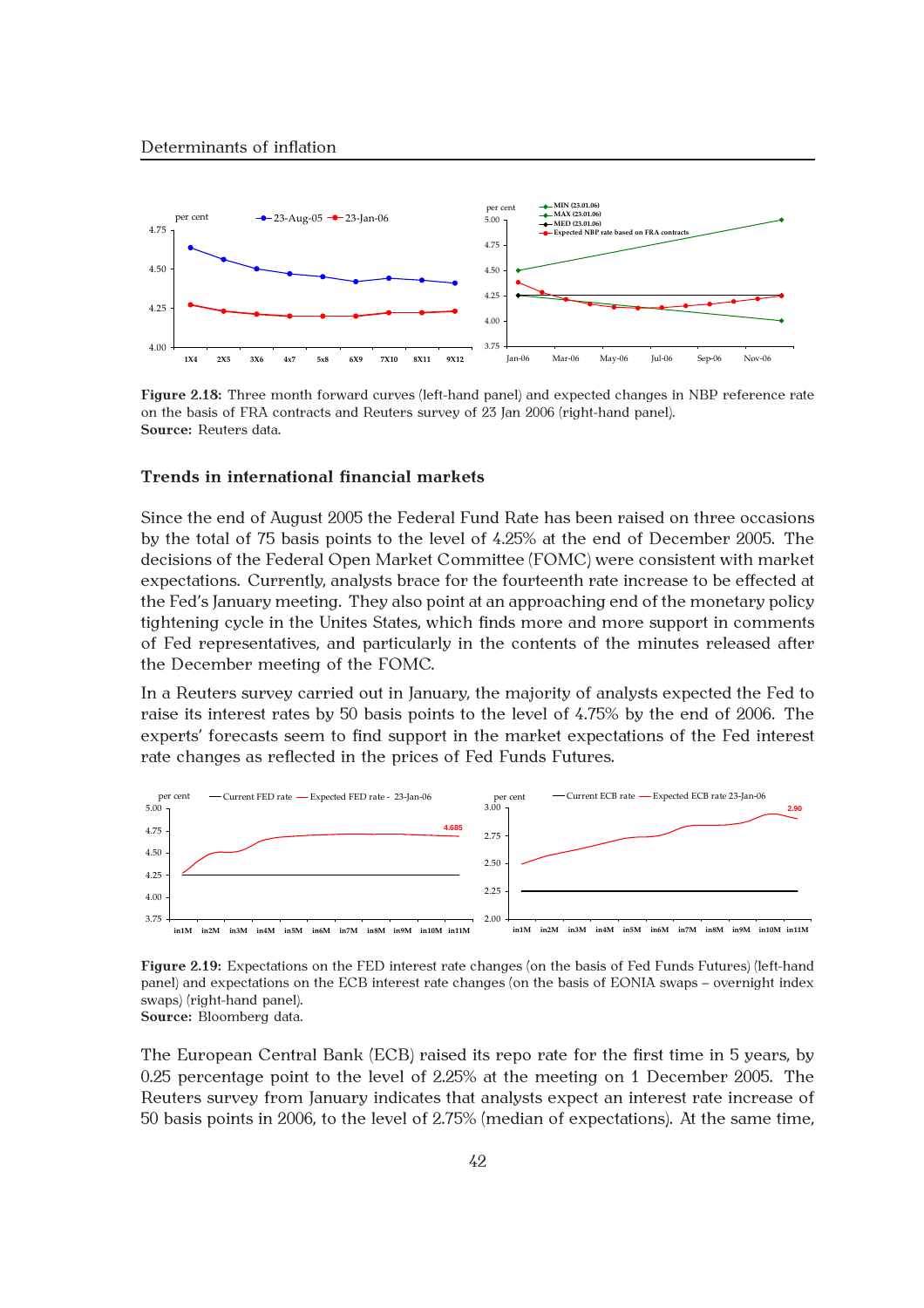**Figure 2.18:** Three month forward curves (left-hand panel) and expected changes in NBP reference rate on the basis of FRA contracts and Reuters survey of 23 Jan 2006 (right-hand panel).
**Source:** Reuters data.

### Trends in international financial markets

Since the end of August 2005 the Federal Fund Rate has been raised on three occasions by the total of 75 basis points to the level of 4.25% at the end of December 2005. The decisions of the Federal Open Market Committee (FOMC) were consistent with market expectations. Currently, analysts brace for the fourteenth rate increase to be effected at the Fed's January meeting. They also point at an approaching end of the monetary policy tightening cycle in the Unites States, which finds more and more support in comments of Fed representatives, and particularly in the contents of the minutes released after the December meeting of the FOMC.

In a Reuters survey carried out in January, the majority of analysts expected the Fed to raise its interest rates by 50 basis points to the level of 4.75% by the end of 2006. The experts' forecasts seem to find support in the market expectations of the Fed interest rate changes as reflected in the prices of Fed Funds Futures.

**Figure 2.19:** Expectations on the FED interest rate changes (on the basis of Fed Funds Futures) (left-hand panel) and expectations on the ECB interest rate changes (on the basis of EONIA swaps – overnight index swaps) (right-hand panel).
**Source:** Bloomberg data.

The European Central Bank (ECB) raised its repo rate for the first time in 5 years, by 0.25 percentage point to the level of 2.25% at the meeting on 1 December 2005. The Reuters survey from January indicates that analysts expect an interest rate increase of 50 basis points in 2006, to the level of 2.75% (median of expectations). At the same time,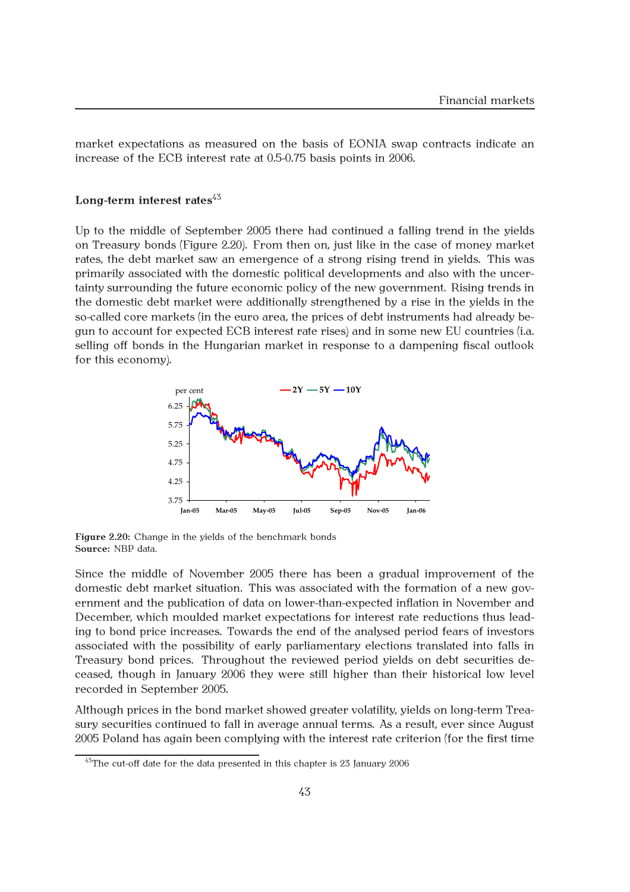market expectations as measured on the basis of EONIA swap contracts indicate an increase of the ECB interest rate at 0.5-0.75 basis points in 2006.

### Long-term interest rates[43]

Up to the middle of September 2005 there had continued a falling trend in the yields on Treasury bonds (Figure 2.20). From then on, just like in the case of money market rates, the debt market saw an emergence of a strong rising trend in yields. This was primarily associated with the domestic political developments and also with the uncertainty surrounding the future economic policy of the new government. Rising trends in the domestic debt market were additionally strengthened by a rise in the yields in the so-called core markets (in the euro area, the prices of debt instruments had already begun to account for expected ECB interest rate rises) and in some new EU countries (i.a. selling off bonds in the Hungarian market in response to a dampening fiscal outlook for this economy).

**Figure 2.20:** Change in the yields of the benchmark bonds
**Source:** NBP data.

Since the middle of November 2005 there has been a gradual improvement of the domestic debt market situation. This was associated with the formation of a new government and the publication of data on lower-than-expected inflation in November and December, which moulded market expectations for interest rate reductions thus leading to bond price increases. Towards the end of the analysed period fears of investors associated with the possibility of early parliamentary elections translated into falls in Treasury bond prices. Throughout the reviewed period yields on debt securities deceased, though in January 2006 they were still higher than their historical low level recorded in September 2005.

Although prices in the bond market showed greater volatility, yields on long-term Treasury securities continued to fall in average annual terms. As a result, ever since August 2005 Poland has again been complying with the interest rate criterion (for the first time

[43]The cut-off date for the data presented in this chapter is 23 January 2006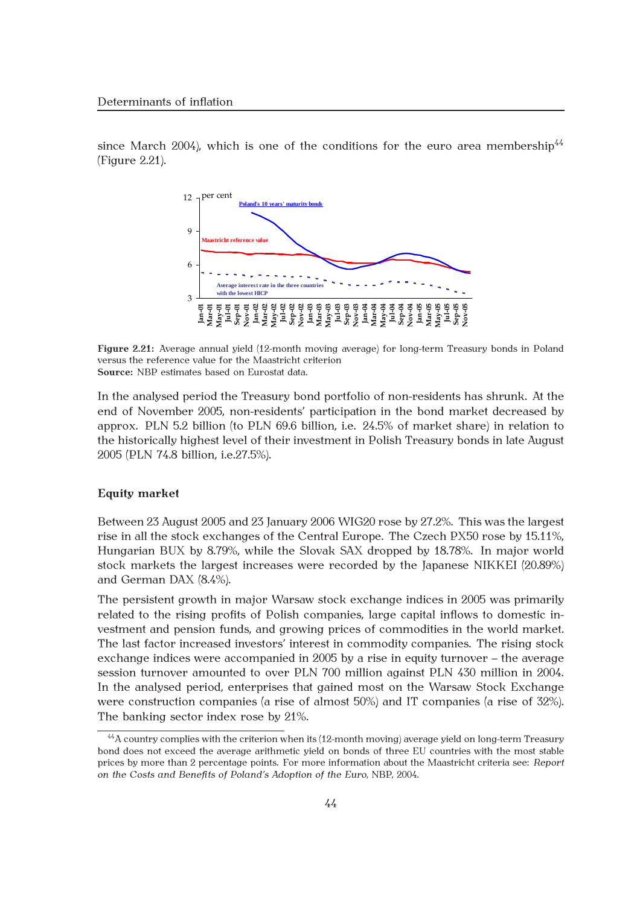since March 2004), which is one of the conditions for the euro area membership[44] (Figure 2.21).

**Figure 2.21:** Average annual yield (12-month moving average) for long-term Treasury bonds in Poland versus the reference value for the Maastricht criterion
**Source:** NBP estimates based on Eurostat data.

In the analysed period the Treasury bond portfolio of non-residents has shrunk. At the end of November 2005, non-residents' participation in the bond market decreased by approx. PLN 5.2 billion (to PLN 69.6 billion, i.e. 24.5% of market share) in relation to the historically highest level of their investment in Polish Treasury bonds in late August 2005 (PLN 74.8 billion, i.e.27.5%).

### Equity market

Between 23 August 2005 and 23 January 2006 WIG20 rose by 27.2%. This was the largest rise in all the stock exchanges of the Central Europe. The Czech PX50 rose by 15.11%, Hungarian BUX by 8.79%, while the Slovak SAX dropped by 18.78%. In major world stock markets the largest increases were recorded by the Japanese NIKKEI (20.89%) and German DAX (8.4%).

The persistent growth in major Warsaw stock exchange indices in 2005 was primarily related to the rising profits of Polish companies, large capital inflows to domestic investment and pension funds, and growing prices of commodities in the world market. The last factor increased investors' interest in commodity companies. The rising stock exchange indices were accompanied in 2005 by a rise in equity turnover – the average session turnover amounted to over PLN 700 million against PLN 430 million in 2004. In the analysed period, enterprises that gained most on the Warsaw Stock Exchange were construction companies (a rise of almost 50%) and IT companies (a rise of 32%). The banking sector index rose by 21%.

[44] A country complies with the criterion when its (12-month moving) average yield on long-term Treasury bond does not exceed the average arithmetic yield on bonds of three EU countries with the most stable prices by more than 2 percentage points. For more information about the Maastricht criteria see: *Report on the Costs and Benefits of Poland's Adoption of the Euro*, NBP, 2004.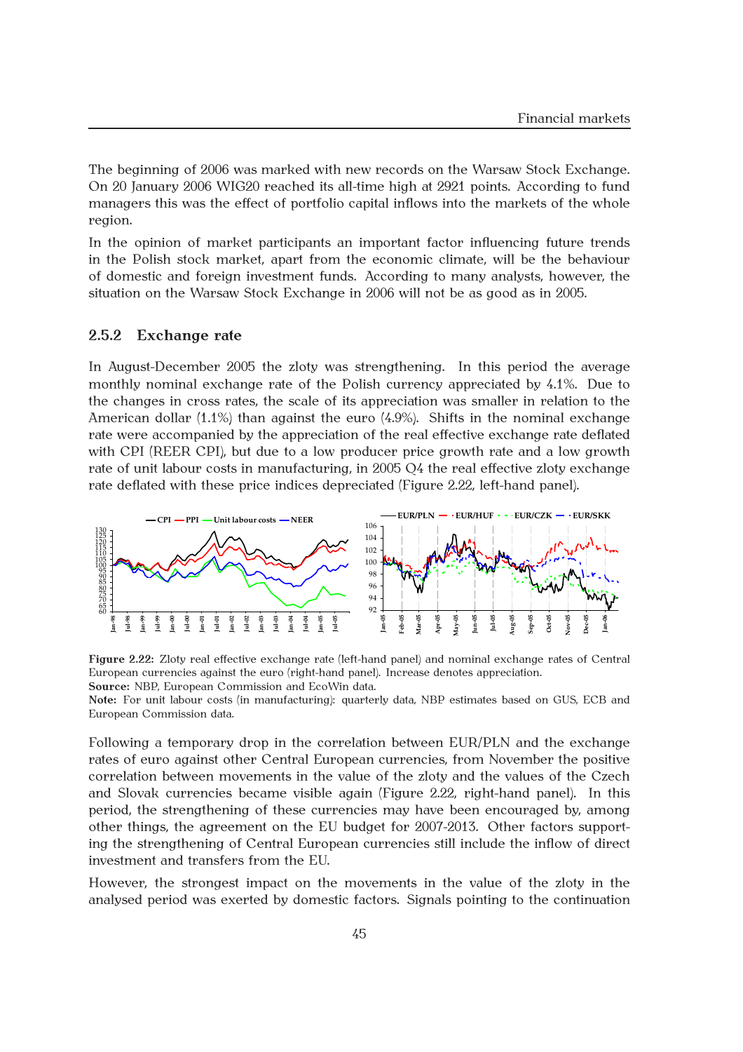The beginning of 2006 was marked with new records on the Warsaw Stock Exchange. On 20 January 2006 WIG20 reached its all-time high at 2921 points. According to fund managers this was the effect of portfolio capital inflows into the markets of the whole region.

In the opinion of market participants an important factor influencing future trends in the Polish stock market, apart from the economic climate, will be the behaviour of domestic and foreign investment funds. According to many analysts, however, the situation on the Warsaw Stock Exchange in 2006 will not be as good as in 2005.

### 2.5.2 Exchange rate

In August-December 2005 the zloty was strengthening. In this period the average monthly nominal exchange rate of the Polish currency appreciated by 4.1%. Due to the changes in cross rates, the scale of its appreciation was smaller in relation to the American dollar (1.1%) than against the euro (4.9%). Shifts in the nominal exchange rate were accompanied by the appreciation of the real effective exchange rate deflated with CPI (REER CPI), but due to a low producer price growth rate and a low growth rate of unit labour costs in manufacturing, in 2005 Q4 the real effective zloty exchange rate deflated with these price indices depreciated (Figure 2.22, left-hand panel).

**Figure 2.22:** Zloty real effective exchange rate (left-hand panel) and nominal exchange rates of Central European currencies against the euro (right-hand panel). Increase denotes appreciation.
**Source:** NBP, European Commission and EcoWin data.
**Note:** For unit labour costs (in manufacturing): quarterly data, NBP estimates based on GUS, ECB and European Commission data.

Following a temporary drop in the correlation between EUR/PLN and the exchange rates of euro against other Central European currencies, from November the positive correlation between movements in the value of the zloty and the values of the Czech and Slovak currencies became visible again (Figure 2.22, right-hand panel). In this period, the strengthening of these currencies may have been encouraged by, among other things, the agreement on the EU budget for 2007-2013. Other factors supporting the strengthening of Central European currencies still include the inflow of direct investment and transfers from the EU.

However, the strongest impact on the movements in the value of the zloty in the analysed period was exerted by domestic factors. Signals pointing to the continuation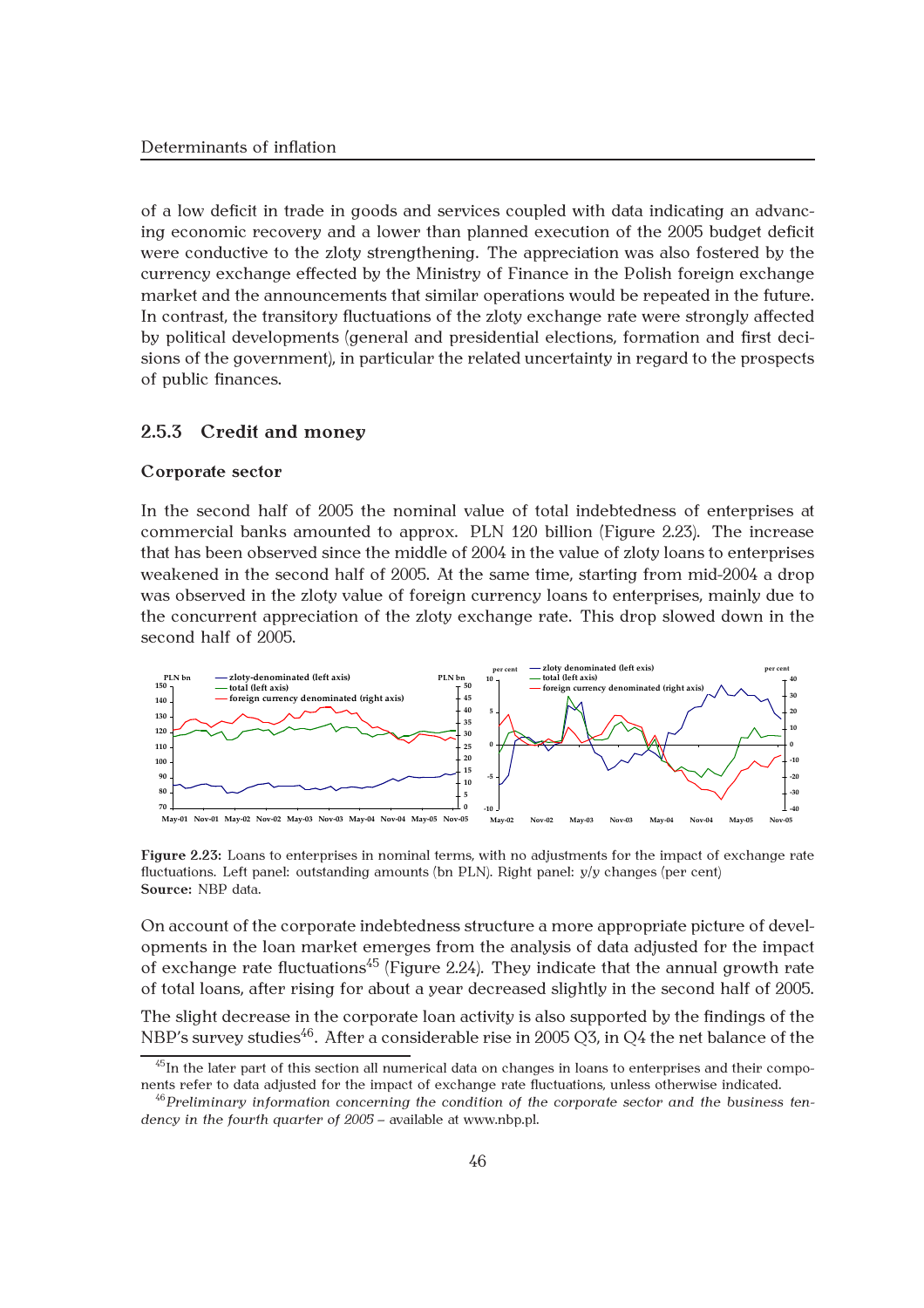of a low deficit in trade in goods and services coupled with data indicating an advancing economic recovery and a lower than planned execution of the 2005 budget deficit were conductive to the zloty strengthening. The appreciation was also fostered by the currency exchange effected by the Ministry of Finance in the Polish foreign exchange market and the announcements that similar operations would be repeated in the future. In contrast, the transitory fluctuations of the zloty exchange rate were strongly affected by political developments (general and presidential elections, formation and first decisions of the government), in particular the related uncertainty in regard to the prospects of public finances.

### 2.5.3 Credit and money

**Corporate sector**

In the second half of 2005 the nominal value of total indebtedness of enterprises at commercial banks amounted to approx. PLN 120 billion (Figure 2.23). The increase that has been observed since the middle of 2004 in the value of zloty loans to enterprises weakened in the second half of 2005. At the same time, starting from mid-2004 a drop was observed in the zloty value of foreign currency loans to enterprises, mainly due to the concurrent appreciation of the zloty exchange rate. This drop slowed down in the second half of 2005.

**Figure 2.23:** Loans to enterprises in nominal terms, with no adjustments for the impact of exchange rate fluctuations. Left panel: outstanding amounts (bn PLN). Right panel: y/y changes (per cent)
**Source:** NBP data.

On account of the corporate indebtedness structure a more appropriate picture of developments in the loan market emerges from the analysis of data adjusted for the impact of exchange rate fluctuations[45] (Figure 2.24). They indicate that the annual growth rate of total loans, after rising for about a year decreased slightly in the second half of 2005.

The slight decrease in the corporate loan activity is also supported by the findings of the NBP's survey studies[46]. After a considerable rise in 2005 Q3, in Q4 the net balance of the

[45] In the later part of this section all numerical data on changes in loans to enterprises and their components refer to data adjusted for the impact of exchange rate fluctuations, unless otherwise indicated.

[46] *Preliminary information concerning the condition of the corporate sector and the business tendency in the fourth quarter of 2005* – available at www.nbp.pl.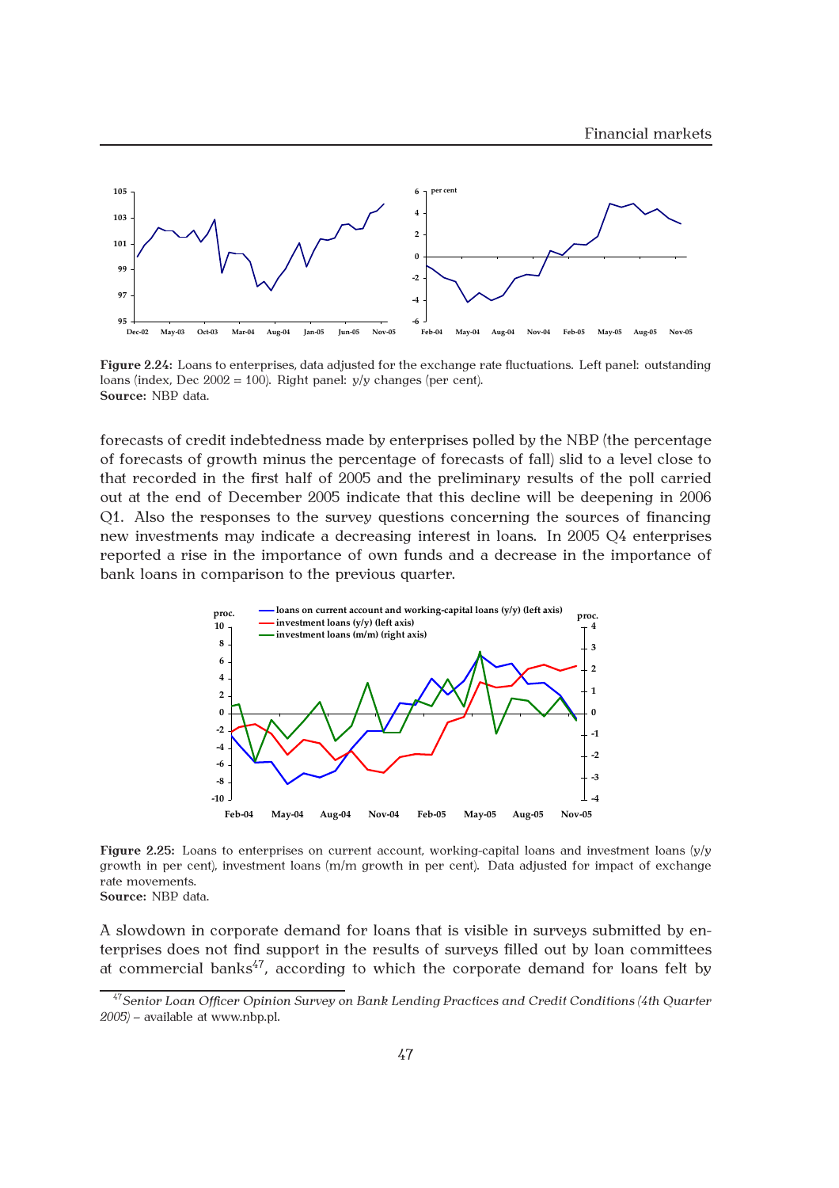**Figure 2.24:** Loans to enterprises, data adjusted for the exchange rate fluctuations. Left panel: outstanding loans (index, Dec 2002 = 100). Right panel: y/y changes (per cent).
**Source:** NBP data.

forecasts of credit indebtedness made by enterprises polled by the NBP (the percentage of forecasts of growth minus the percentage of forecasts of fall) slid to a level close to that recorded in the first half of 2005 and the preliminary results of the poll carried out at the end of December 2005 indicate that this decline will be deepening in 2006 Q1. Also the responses to the survey questions concerning the sources of financing new investments may indicate a decreasing interest in loans. In 2005 Q4 enterprises reported a rise in the importance of own funds and a decrease in the importance of bank loans in comparison to the previous quarter.

**Figure 2.25:** Loans to enterprises on current account, working-capital loans and investment loans (y/y growth in per cent), investment loans (m/m growth in per cent). Data adjusted for impact of exchange rate movements.
**Source:** NBP data.

A slowdown in corporate demand for loans that is visible in surveys submitted by enterprises does not find support in the results of surveys filled out by loan committees at commercial banks[47], according to which the corporate demand for loans felt by

[47] *Senior Loan Officer Opinion Survey on Bank Lending Practices and Credit Conditions (4th Quarter 2005)* – available at www.nbp.pl.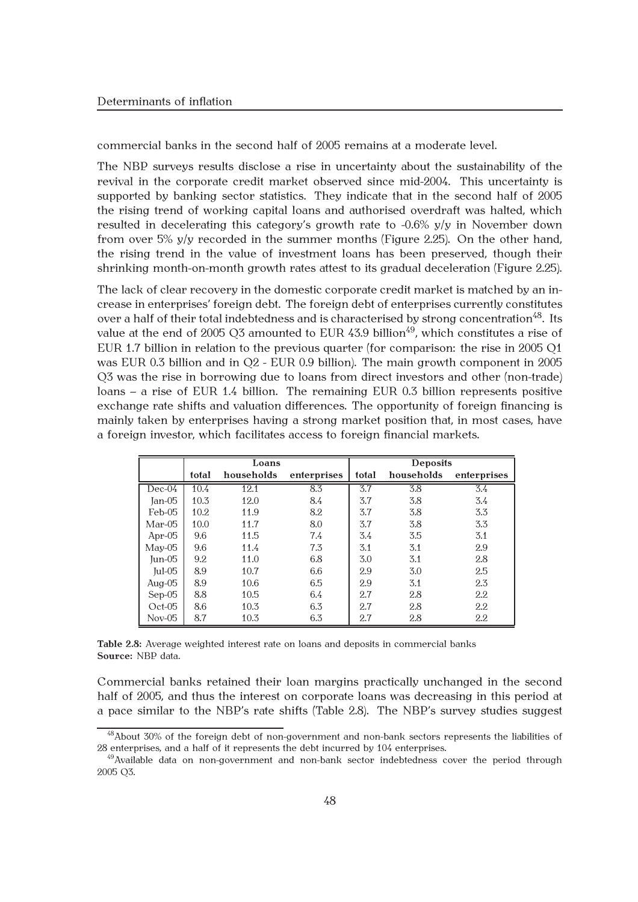commercial banks in the second half of 2005 remains at a moderate level.

The NBP surveys results disclose a rise in uncertainty about the sustainability of the revival in the corporate credit market observed since mid-2004. This uncertainty is supported by banking sector statistics. They indicate that in the second half of 2005 the rising trend of working capital loans and authorised overdraft was halted, which resulted in decelerating this category's growth rate to -0.6% y/y in November down from over 5% y/y recorded in the summer months (Figure 2.25). On the other hand, the rising trend in the value of investment loans has been preserved, though their shrinking month-on-month growth rates attest to its gradual deceleration (Figure 2.25).

The lack of clear recovery in the domestic corporate credit market is matched by an increase in enterprises' foreign debt. The foreign debt of enterprises currently constitutes over a half of their total indebtedness and is characterised by strong concentration[48]. Its value at the end of 2005 Q3 amounted to EUR 43.9 billion[49], which constitutes a rise of EUR 1.7 billion in relation to the previous quarter (for comparison: the rise in 2005 Q1 was EUR 0.3 billion and in Q2 - EUR 0.9 billion). The main growth component in 2005 Q3 was the rise in borrowing due to loans from direct investors and other (non-trade) loans – a rise of EUR 1.4 billion. The remaining EUR 0.3 billion represents positive exchange rate shifts and valuation differences. The opportunity of foreign financing is mainly taken by enterprises having a strong market position that, in most cases, have a foreign investor, which facilitates access to foreign financial markets.

| | Loans | | | Deposits | | |
|---|---|---|---|---|---|---|
| | total | households | enterprises | total | households | enterprises |
| Dec-04 | 10.4 | 12.1 | 8.3 | 3.7 | 3.8 | 3.4 |
| Jan-05 | 10.3 | 12.0 | 8.4 | 3.7 | 3.8 | 3.4 |
| Feb-05 | 10.2 | 11.9 | 8.2 | 3.7 | 3.8 | 3.3 |
| Mar-05 | 10.0 | 11.7 | 8.0 | 3.7 | 3.8 | 3.3 |
| Apr-05 | 9.6 | 11.5 | 7.4 | 3.4 | 3.5 | 3.1 |
| May-05 | 9.6 | 11.4 | 7.3 | 3.1 | 3.1 | 2.9 |
| Jun-05 | 9.2 | 11.0 | 6.8 | 3.0 | 3.1 | 2.8 |
| Jul-05 | 8.9 | 10.7 | 6.6 | 2.9 | 3.0 | 2.5 |
| Aug-05 | 8.9 | 10.6 | 6.5 | 2.9 | 3.1 | 2.3 |
| Sep-05 | 8.8 | 10.5 | 6.4 | 2.7 | 2.8 | 2.2 |
| Oct-05 | 8.6 | 10.3 | 6.3 | 2.7 | 2.8 | 2.2 |
| Nov-05 | 8.7 | 10.3 | 6.3 | 2.7 | 2.8 | 2.2 |

**Table 2.8:** Average weighted interest rate on loans and deposits in commercial banks
**Source:** NBP data.

Commercial banks retained their loan margins practically unchanged in the second half of 2005, and thus the interest on corporate loans was decreasing in this period at a pace similar to the NBP's rate shifts (Table 2.8). The NBP's survey studies suggest

[48] About 30% of the foreign debt of non-government and non-bank sectors represents the liabilities of 28 enterprises, and a half of it represents the debt incurred by 104 enterprises.

[49] Available data on non-government and non-bank sector indebtedness cover the period through 2005 Q3.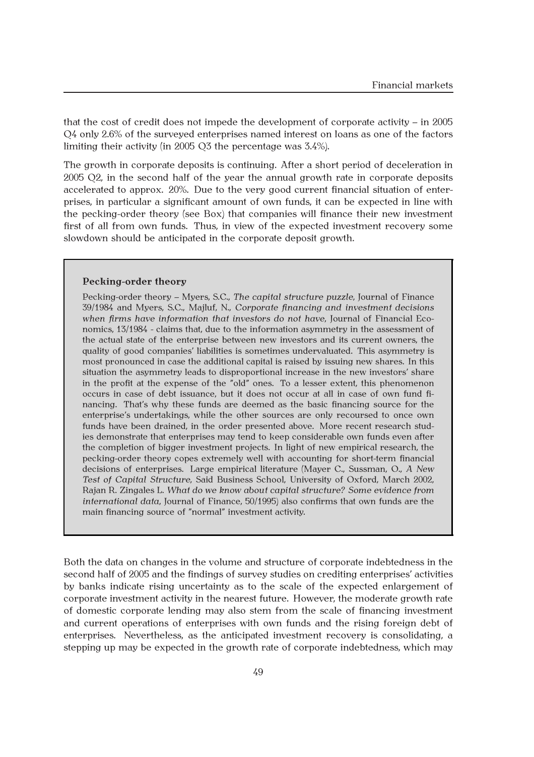that the cost of credit does not impede the development of corporate activity – in 2005 Q4 only 2.6% of the surveyed enterprises named interest on loans as one of the factors limiting their activity (in 2005 Q3 the percentage was 3.4%).

The growth in corporate deposits is continuing. After a short period of deceleration in 2005 Q2, in the second half of the year the annual growth rate in corporate deposits accelerated to approx. 20%. Due to the very good current financial situation of enterprises, in particular a significant amount of own funds, it can be expected in line with the pecking-order theory (see Box) that companies will finance their new investment first of all from own funds. Thus, in view of the expected investment recovery some slowdown should be anticipated in the corporate deposit growth.

> **Pecking-order theory**
>
> Pecking-order theory – Myers, S.C., *The capital structure puzzle*, Journal of Finance 39/1984 and Myers, S.C., Majluf, N., *Corporate financing and investment decisions when firms have information that investors do not have*, Journal of Financial Economics, 13/1984 - claims that, due to the information asymmetry in the assessment of the actual state of the enterprise between new investors and its current owners, the quality of good companies' liabilities is sometimes undervaluated. This asymmetry is most pronounced in case the additional capital is raised by issuing new shares. In this situation the asymmetry leads to disproportional increase in the new investors' share in the profit at the expense of the "old" ones. To a lesser extent, this phenomenon occurs in case of debt issuance, but it does not occur at all in case of own fund financing. That's why these funds are deemed as the basic financing source for the enterprise's undertakings, while the other sources are only recoursed to once own funds have been drained, in the order presented above. More recent research studies demonstrate that enterprises may tend to keep considerable own funds even after the completion of bigger investment projects. In light of new empirical research, the pecking-order theory copes extremely well with accounting for short-term financial decisions of enterprises. Large empirical literature (Mayer C., Sussman, O., *A New Test of Capital Structure*, Said Business School, University of Oxford, March 2002, Rajan R. Zingales L. *What do we know about capital structure? Some evidence from international data*, Journal of Finance, 50/1995) also confirms that own funds are the main financing source of "normal" investment activity.

Both the data on changes in the volume and structure of corporate indebtedness in the second half of 2005 and the findings of survey studies on crediting enterprises' activities by banks indicate rising uncertainty as to the scale of the expected enlargement of corporate investment activity in the nearest future. However, the moderate growth rate of domestic corporate lending may also stem from the scale of financing investment and current operations of enterprises with own funds and the rising foreign debt of enterprises. Nevertheless, as the anticipated investment recovery is consolidating, a stepping up may be expected in the growth rate of corporate indebtedness, which may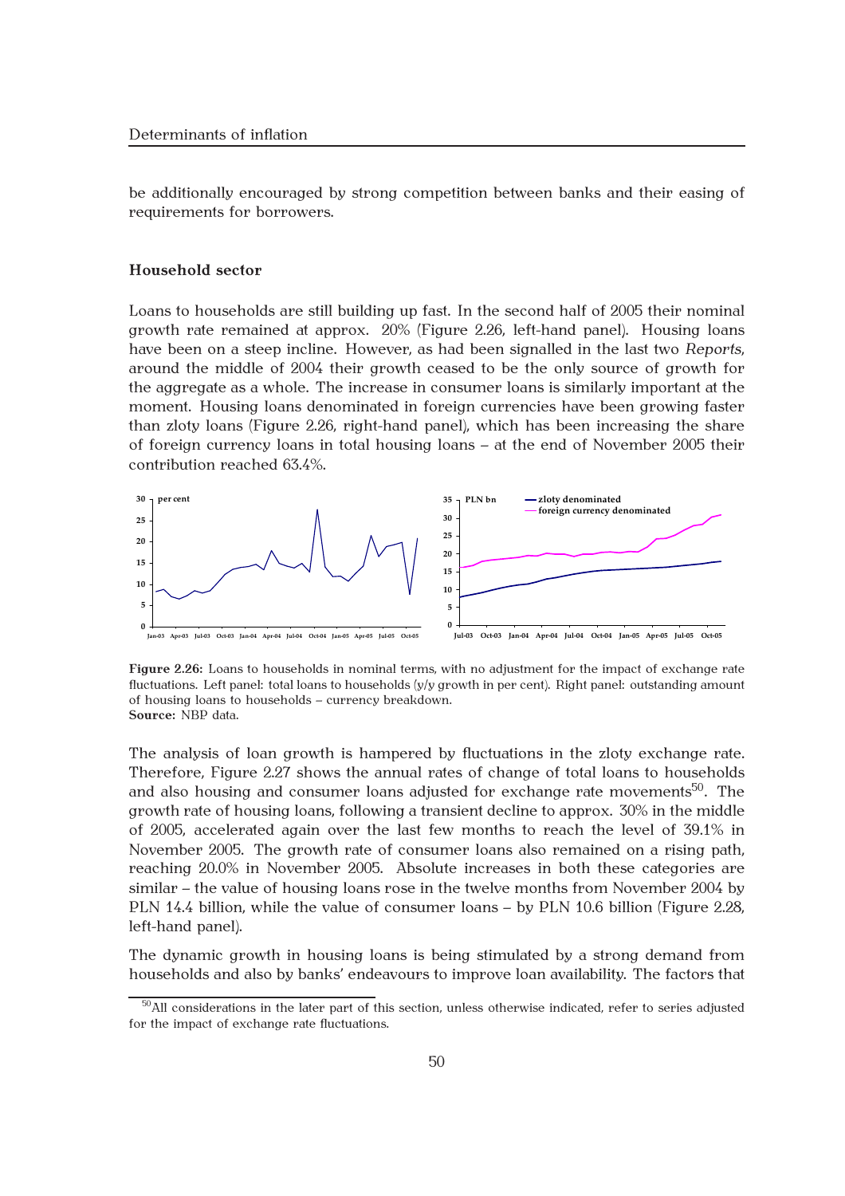be additionally encouraged by strong competition between banks and their easing of requirements for borrowers.

### Household sector

Loans to households are still building up fast. In the second half of 2005 their nominal growth rate remained at approx. 20% (Figure 2.26, left-hand panel). Housing loans have been on a steep incline. However, as had been signalled in the last two *Reports*, around the middle of 2004 their growth ceased to be the only source of growth for the aggregate as a whole. The increase in consumer loans is similarly important at the moment. Housing loans denominated in foreign currencies have been growing faster than zloty loans (Figure 2.26, right-hand panel), which has been increasing the share of foreign currency loans in total housing loans – at the end of November 2005 their contribution reached 63.4%.

**Figure 2.26:** Loans to households in nominal terms, with no adjustment for the impact of exchange rate fluctuations. Left panel: total loans to households (y/y growth in per cent). Right panel: outstanding amount of housing loans to households – currency breakdown.
**Source:** NBP data.

The analysis of loan growth is hampered by fluctuations in the zloty exchange rate. Therefore, Figure 2.27 shows the annual rates of change of total loans to households and also housing and consumer loans adjusted for exchange rate movements[50]. The growth rate of housing loans, following a transient decline to approx. 30% in the middle of 2005, accelerated again over the last few months to reach the level of 39.1% in November 2005. The growth rate of consumer loans also remained on a rising path, reaching 20.0% in November 2005. Absolute increases in both these categories are similar – the value of housing loans rose in the twelve months from November 2004 by PLN 14.4 billion, while the value of consumer loans – by PLN 10.6 billion (Figure 2.28, left-hand panel).

The dynamic growth in housing loans is being stimulated by a strong demand from households and also by banks' endeavours to improve loan availability. The factors that

[50] All considerations in the later part of this section, unless otherwise indicated, refer to series adjusted for the impact of exchange rate fluctuations.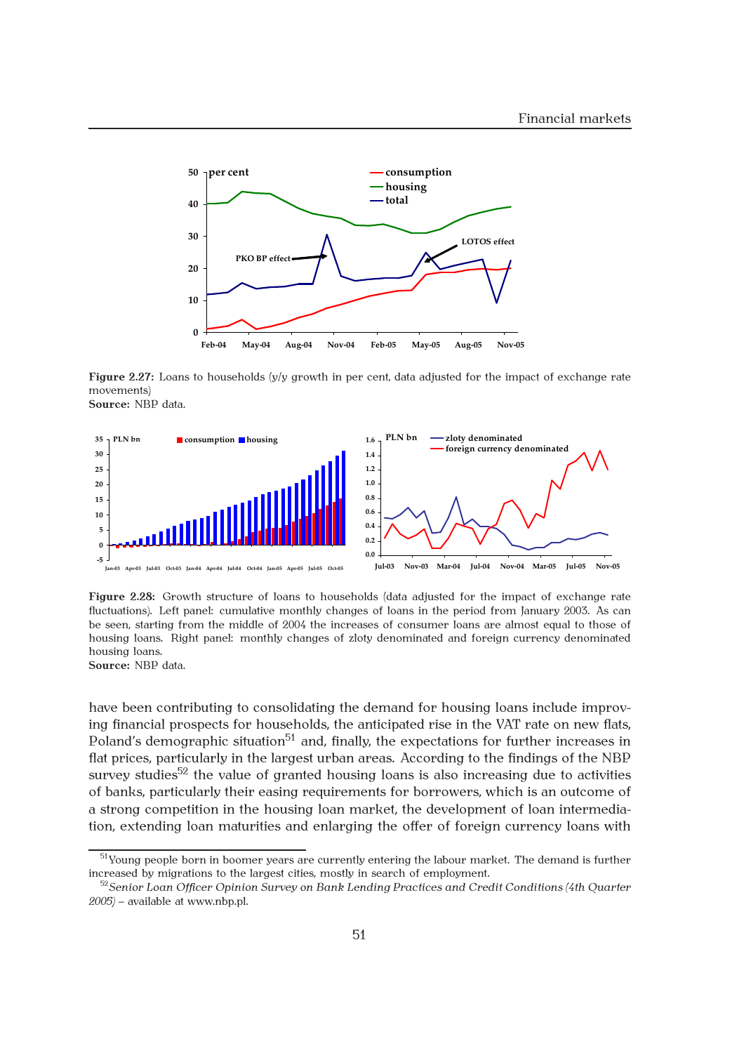**Figure 2.27:** Loans to households (y/y growth in per cent, data adjusted for the impact of exchange rate movements)
**Source:** NBP data.

**Figure 2.28:** Growth structure of loans to households (data adjusted for the impact of exchange rate fluctuations). Left panel: cumulative monthly changes of loans in the period from January 2003. As can be seen, starting from the middle of 2004 the increases of consumer loans are almost equal to those of housing loans. Right panel: monthly changes of zloty denominated and foreign currency denominated housing loans.
**Source:** NBP data.

have been contributing to consolidating the demand for housing loans include improving financial prospects for households, the anticipated rise in the VAT rate on new flats, Poland's demographic situation[51] and, finally, the expectations for further increases in flat prices, particularly in the largest urban areas. According to the findings of the NBP survey studies[52] the value of granted housing loans is also increasing due to activities of banks, particularly their easing requirements for borrowers, which is an outcome of a strong competition in the housing loan market, the development of loan intermediation, extending loan maturities and enlarging the offer of foreign currency loans with

[51] Young people born in boomer years are currently entering the labour market. The demand is further increased by migrations to the largest cities, mostly in search of employment.

[52] *Senior Loan Officer Opinion Survey on Bank Lending Practices and Credit Conditions (4th Quarter 2005)* – available at www.nbp.pl.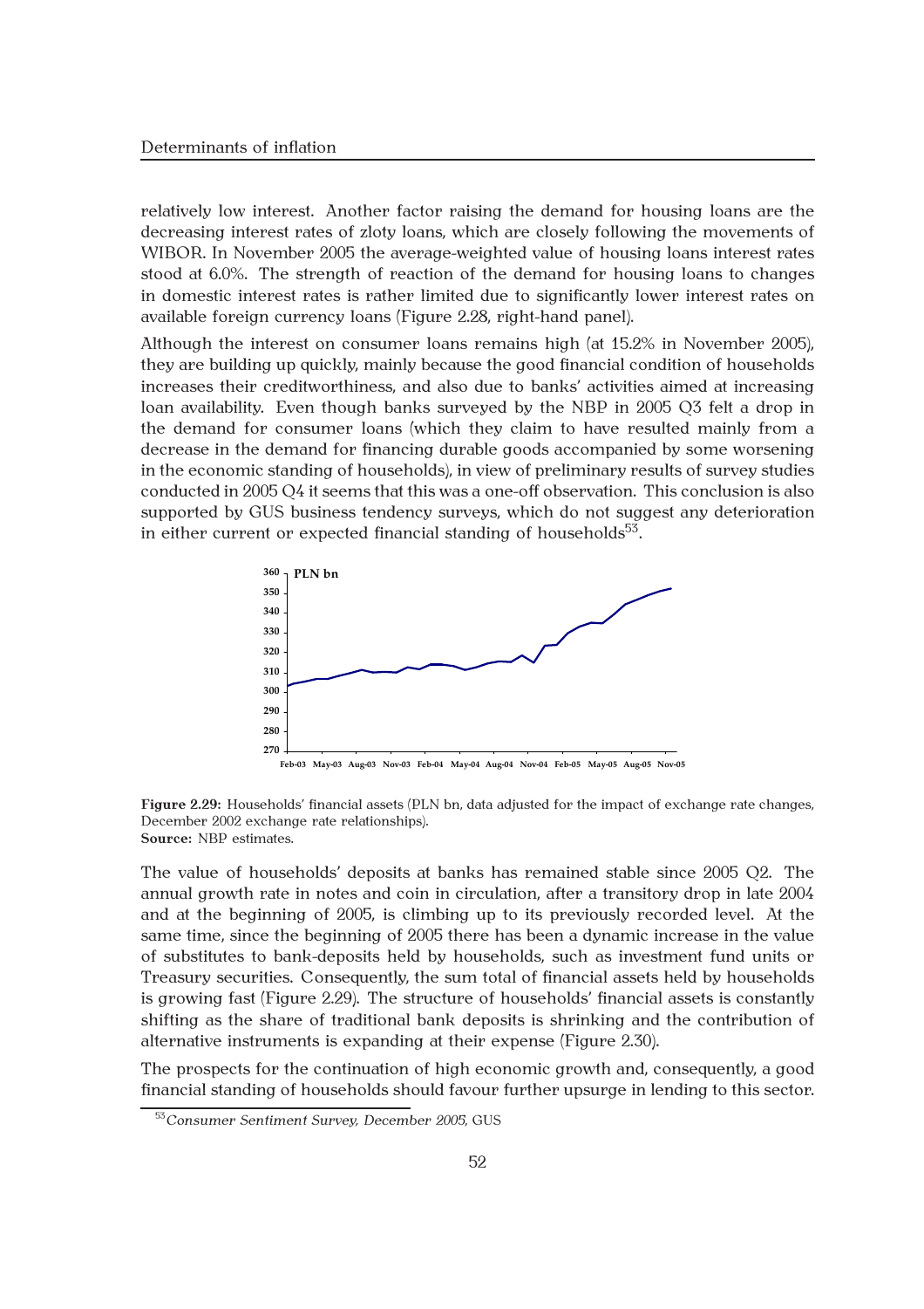relatively low interest. Another factor raising the demand for housing loans are the decreasing interest rates of zloty loans, which are closely following the movements of WIBOR. In November 2005 the average-weighted value of housing loans interest rates stood at 6.0%. The strength of reaction of the demand for housing loans to changes in domestic interest rates is rather limited due to significantly lower interest rates on available foreign currency loans (Figure 2.28, right-hand panel).

Although the interest on consumer loans remains high (at 15.2% in November 2005), they are building up quickly, mainly because the good financial condition of households increases their creditworthiness, and also due to banks' activities aimed at increasing loan availability. Even though banks surveyed by the NBP in 2005 Q3 felt a drop in the demand for consumer loans (which they claim to have resulted mainly from a decrease in the demand for financing durable goods accompanied by some worsening in the economic standing of households), in view of preliminary results of survey studies conducted in 2005 Q4 it seems that this was a one-off observation. This conclusion is also supported by GUS business tendency surveys, which do not suggest any deterioration in either current or expected financial standing of households[53].

**Figure 2.29:** Households' financial assets (PLN bn, data adjusted for the impact of exchange rate changes, December 2002 exchange rate relationships).
**Source:** NBP estimates.

The value of households' deposits at banks has remained stable since 2005 Q2. The annual growth rate in notes and coin in circulation, after a transitory drop in late 2004 and at the beginning of 2005, is climbing up to its previously recorded level. At the same time, since the beginning of 2005 there has been a dynamic increase in the value of substitutes to bank-deposits held by households, such as investment fund units or Treasury securities. Consequently, the sum total of financial assets held by households is growing fast (Figure 2.29). The structure of households' financial assets is constantly shifting as the share of traditional bank deposits is shrinking and the contribution of alternative instruments is expanding at their expense (Figure 2.30).

The prospects for the continuation of high economic growth and, consequently, a good financial standing of households should favour further upsurge in lending to this sector.

[53] *Consumer Sentiment Survey, December 2005*, GUS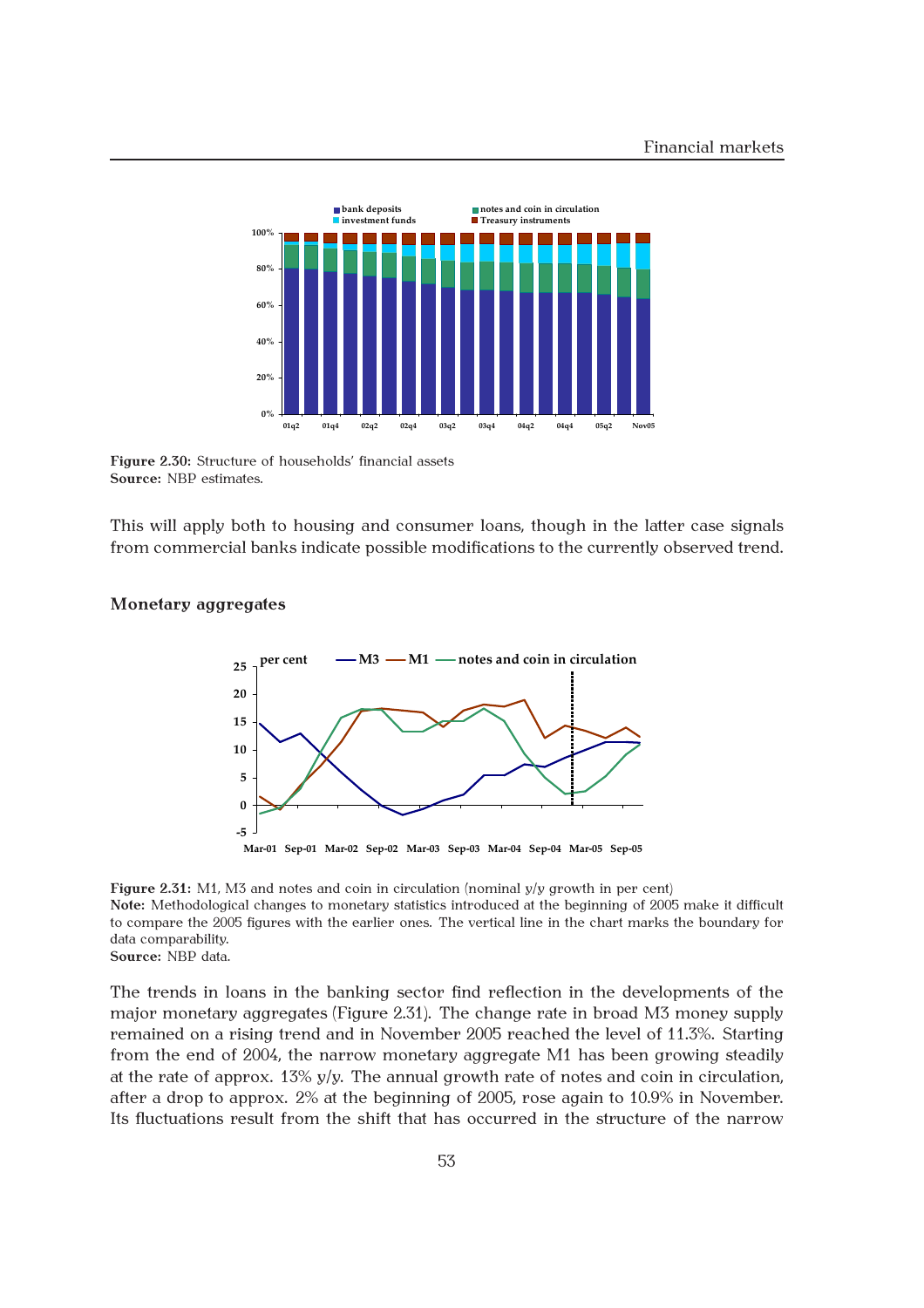**Figure 2.30:** Structure of households' financial assets
**Source:** NBP estimates.

This will apply both to housing and consumer loans, though in the latter case signals from commercial banks indicate possible modifications to the currently observed trend.

### Monetary aggregates

**Figure 2.31:** M1, M3 and notes and coin in circulation (nominal y/y growth in per cent)
**Note:** Methodological changes to monetary statistics introduced at the beginning of 2005 make it difficult to compare the 2005 figures with the earlier ones. The vertical line in the chart marks the boundary for data comparability.
**Source:** NBP data.

The trends in loans in the banking sector find reflection in the developments of the major monetary aggregates (Figure 2.31). The change rate in broad M3 money supply remained on a rising trend and in November 2005 reached the level of 11.3%. Starting from the end of 2004, the narrow monetary aggregate M1 has been growing steadily at the rate of approx. 13% y/y. The annual growth rate of notes and coin in circulation, after a drop to approx. 2% at the beginning of 2005, rose again to 10.9% in November. Its fluctuations result from the shift that has occurred in the structure of the narrow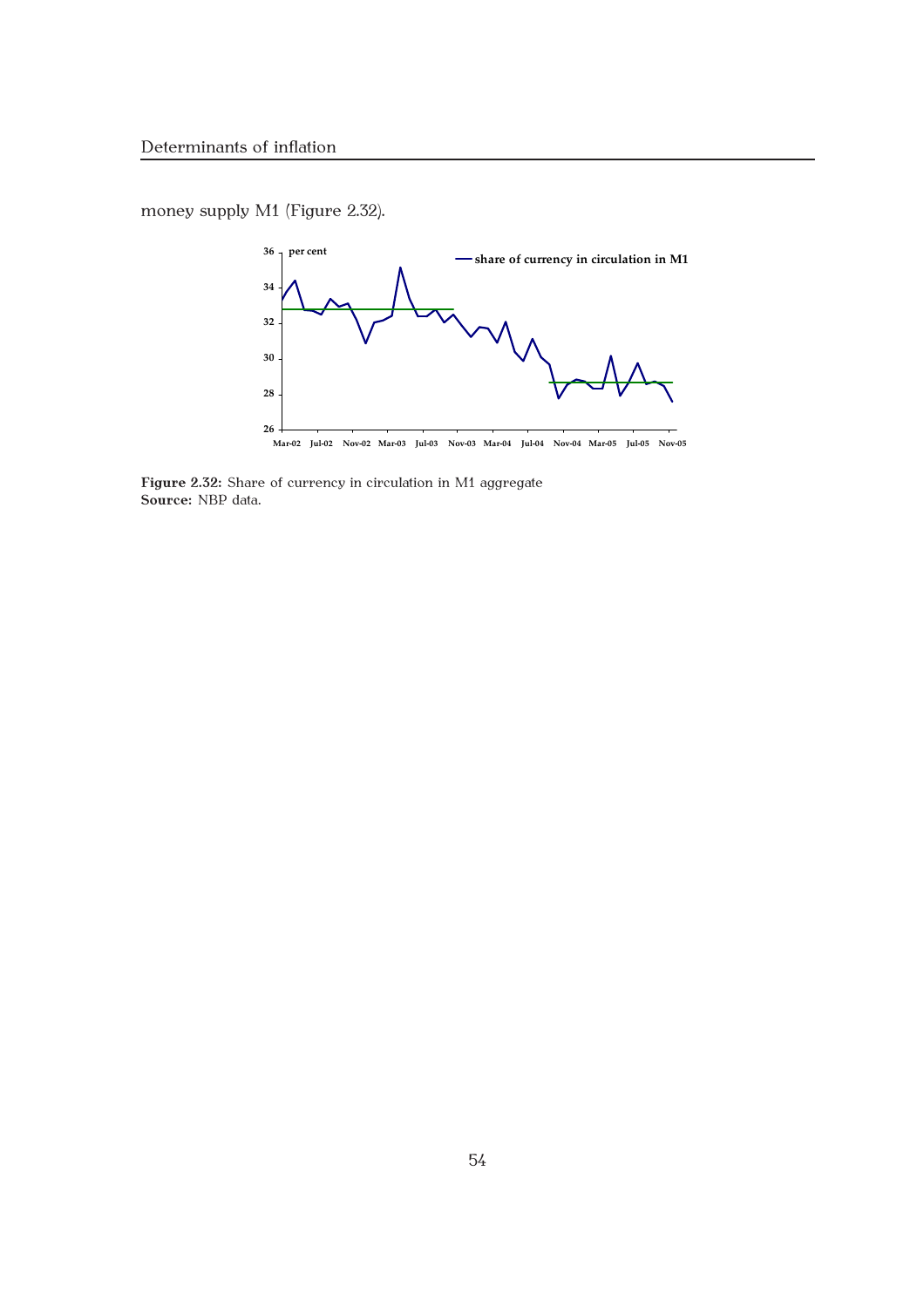money supply M1 (Figure 2.32).

**Figure 2.32:** Share of currency in circulation in M1 aggregate
**Source:** NBP data.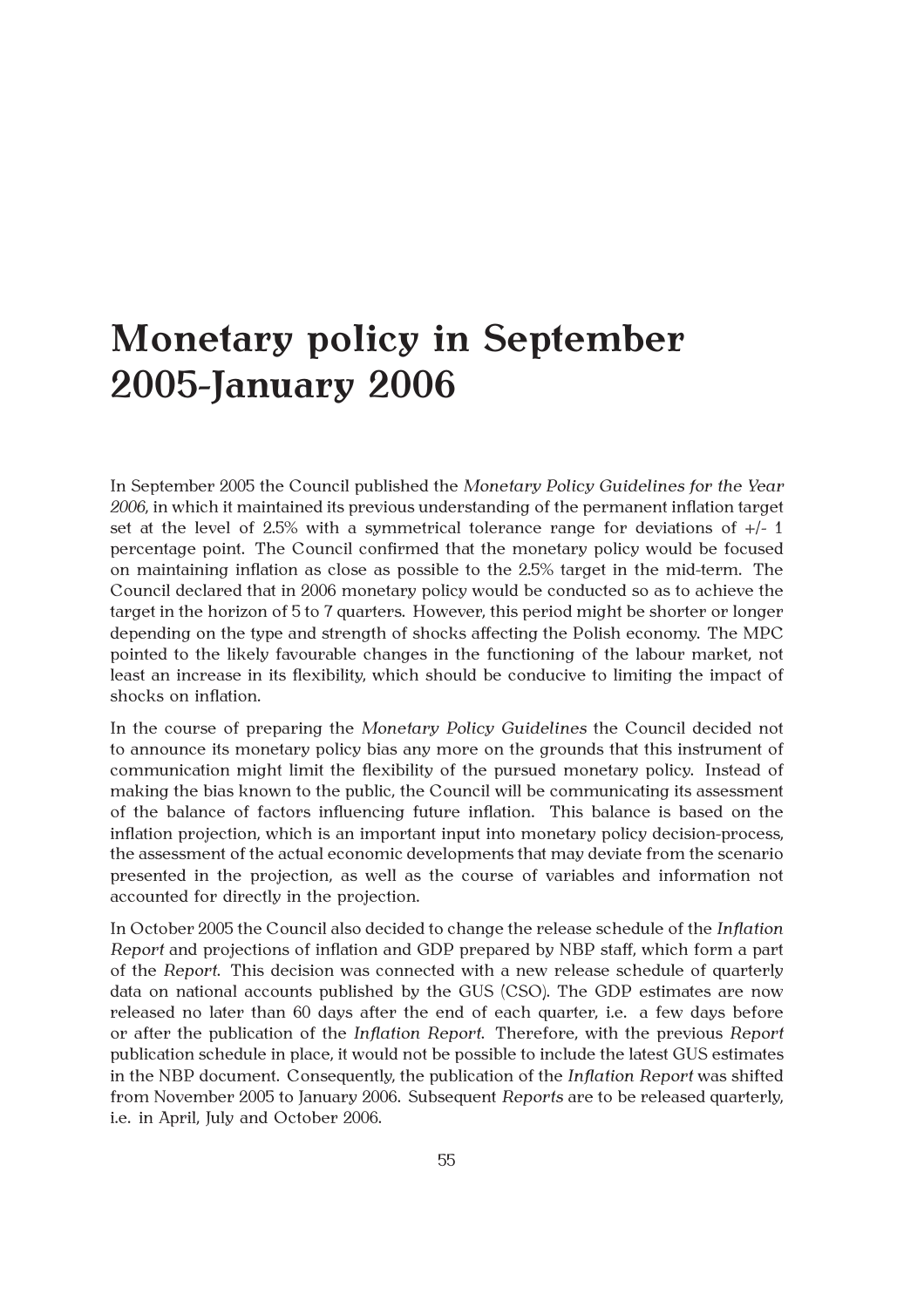# Monetary policy in September 2005-January 2006

In September 2005 the Council published the *Monetary Policy Guidelines for the Year 2006*, in which it maintained its previous understanding of the permanent inflation target set at the level of 2.5% with a symmetrical tolerance range for deviations of +/- 1 percentage point. The Council confirmed that the monetary policy would be focused on maintaining inflation as close as possible to the 2.5% target in the mid-term. The Council declared that in 2006 monetary policy would be conducted so as to achieve the target in the horizon of 5 to 7 quarters. However, this period might be shorter or longer depending on the type and strength of shocks affecting the Polish economy. The MPC pointed to the likely favourable changes in the functioning of the labour market, not least an increase in its flexibility, which should be conducive to limiting the impact of shocks on inflation.

In the course of preparing the *Monetary Policy Guidelines* the Council decided not to announce its monetary policy bias any more on the grounds that this instrument of communication might limit the flexibility of the pursued monetary policy. Instead of making the bias known to the public, the Council will be communicating its assessment of the balance of factors influencing future inflation. This balance is based on the inflation projection, which is an important input into monetary policy decision-process, the assessment of the actual economic developments that may deviate from the scenario presented in the projection, as well as the course of variables and information not accounted for directly in the projection.

In October 2005 the Council also decided to change the release schedule of the *Inflation Report* and projections of inflation and GDP prepared by NBP staff, which form a part of the *Report*. This decision was connected with a new release schedule of quarterly data on national accounts published by the GUS (CSO). The GDP estimates are now released no later than 60 days after the end of each quarter, i.e. a few days before or after the publication of the *Inflation Report*. Therefore, with the previous *Report* publication schedule in place, it would not be possible to include the latest GUS estimates in the NBP document. Consequently, the publication of the *Inflation Report* was shifted from November 2005 to January 2006. Subsequent *Reports* are to be released quarterly, i.e. in April, July and October 2006.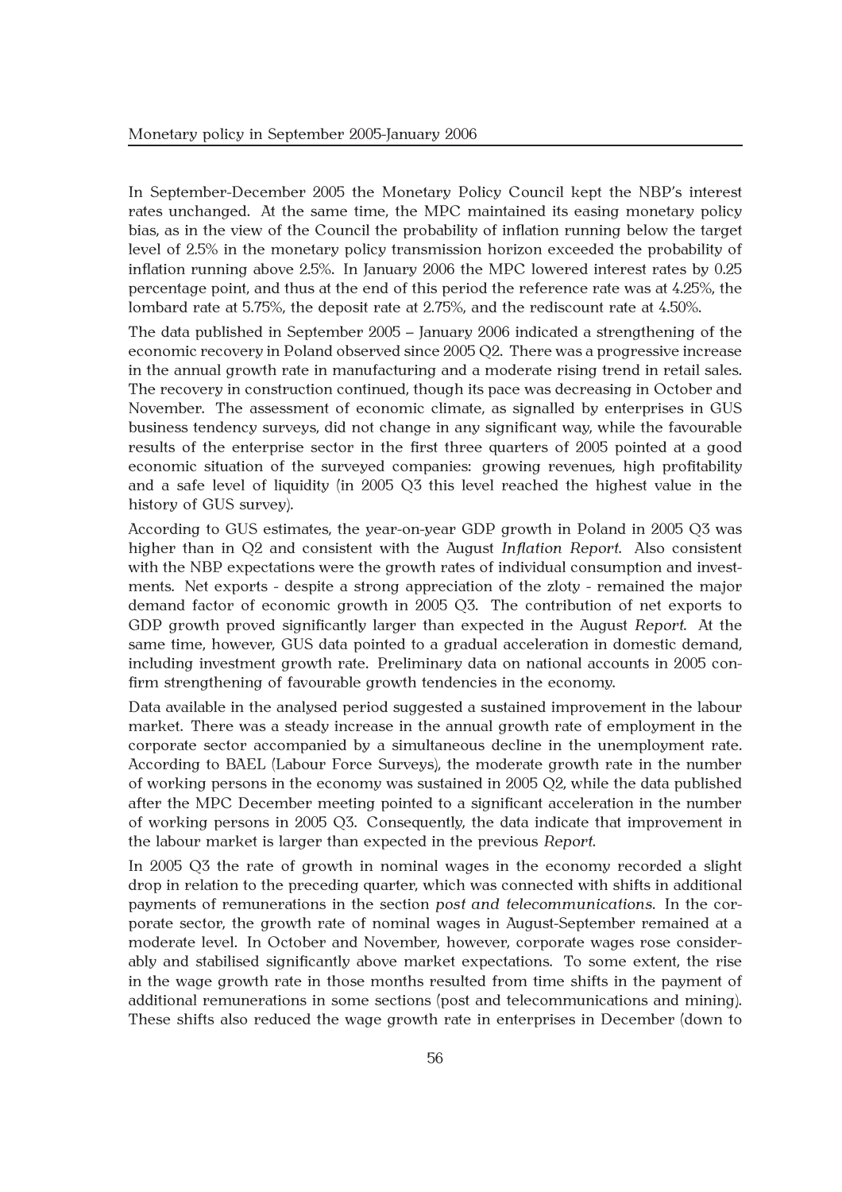In September-December 2005 the Monetary Policy Council kept the NBP's interest rates unchanged. At the same time, the MPC maintained its easing monetary policy bias, as in the view of the Council the probability of inflation running below the target level of 2.5% in the monetary policy transmission horizon exceeded the probability of inflation running above 2.5%. In January 2006 the MPC lowered interest rates by 0.25 percentage point, and thus at the end of this period the reference rate was at 4.25%, the lombard rate at 5.75%, the deposit rate at 2.75%, and the rediscount rate at 4.50%.

The data published in September 2005 – January 2006 indicated a strengthening of the economic recovery in Poland observed since 2005 Q2. There was a progressive increase in the annual growth rate in manufacturing and a moderate rising trend in retail sales. The recovery in construction continued, though its pace was decreasing in October and November. The assessment of economic climate, as signalled by enterprises in GUS business tendency surveys, did not change in any significant way, while the favourable results of the enterprise sector in the first three quarters of 2005 pointed at a good economic situation of the surveyed companies: growing revenues, high profitability and a safe level of liquidity (in 2005 Q3 this level reached the highest value in the history of GUS survey).

According to GUS estimates, the year-on-year GDP growth in Poland in 2005 Q3 was higher than in Q2 and consistent with the August *Inflation Report*. Also consistent with the NBP expectations were the growth rates of individual consumption and investments. Net exports - despite a strong appreciation of the zloty - remained the major demand factor of economic growth in 2005 Q3. The contribution of net exports to GDP growth proved significantly larger than expected in the August *Report*. At the same time, however, GUS data pointed to a gradual acceleration in domestic demand, including investment growth rate. Preliminary data on national accounts in 2005 confirm strengthening of favourable growth tendencies in the economy.

Data available in the analysed period suggested a sustained improvement in the labour market. There was a steady increase in the annual growth rate of employment in the corporate sector accompanied by a simultaneous decline in the unemployment rate. According to BAEL (Labour Force Surveys), the moderate growth rate in the number of working persons in the economy was sustained in 2005 Q2, while the data published after the MPC December meeting pointed to a significant acceleration in the number of working persons in 2005 Q3. Consequently, the data indicate that improvement in the labour market is larger than expected in the previous *Report*.

In 2005 Q3 the rate of growth in nominal wages in the economy recorded a slight drop in relation to the preceding quarter, which was connected with shifts in additional payments of remunerations in the section *post and telecommunications*. In the corporate sector, the growth rate of nominal wages in August-September remained at a moderate level. In October and November, however, corporate wages rose considerably and stabilised significantly above market expectations. To some extent, the rise in the wage growth rate in those months resulted from time shifts in the payment of additional remunerations in some sections (post and telecommunications and mining). These shifts also reduced the wage growth rate in enterprises in December (down to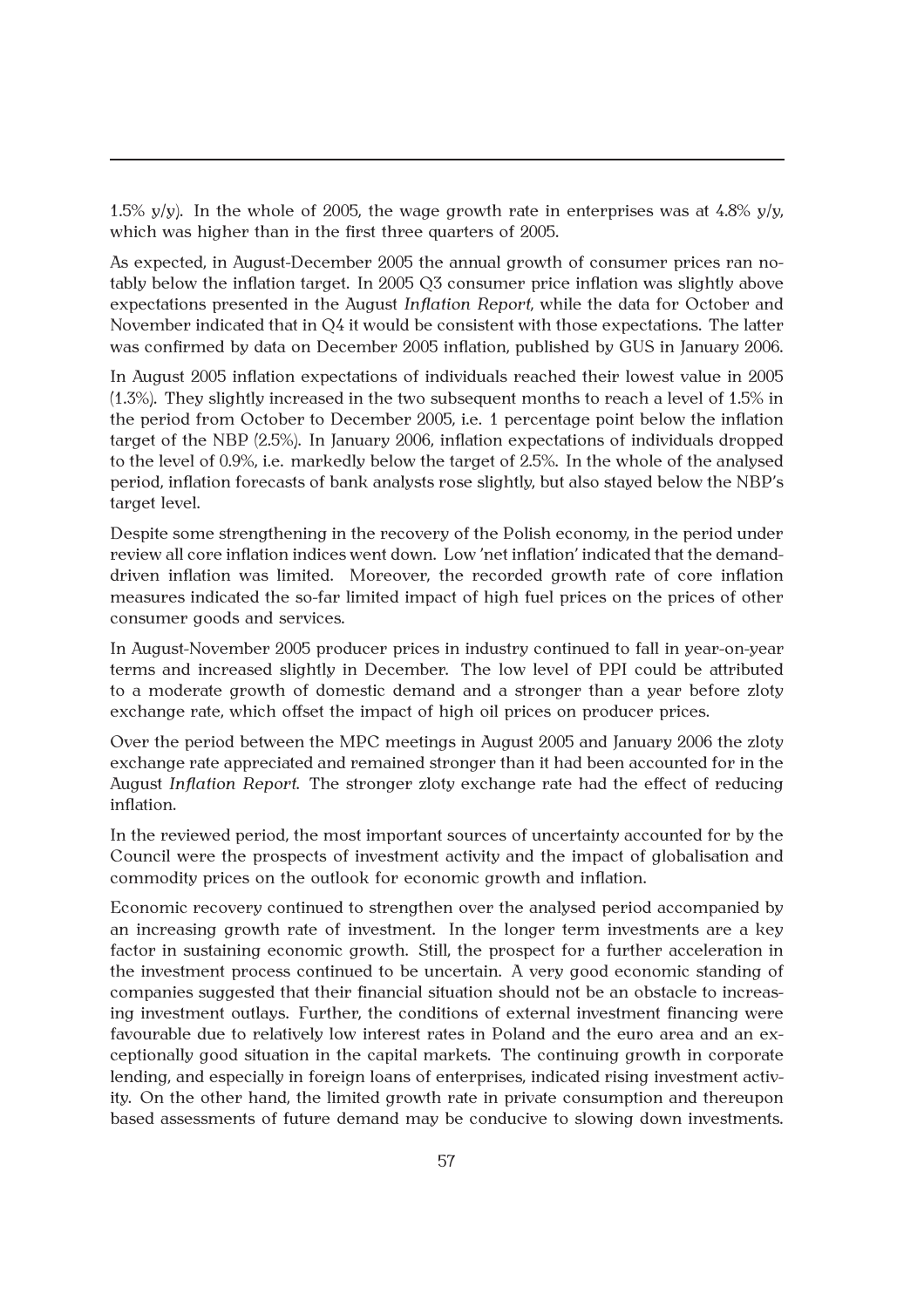1.5% y/y). In the whole of 2005, the wage growth rate in enterprises was at 4.8% y/y, which was higher than in the first three quarters of 2005.

As expected, in August-December 2005 the annual growth of consumer prices ran notably below the inflation target. In 2005 Q3 consumer price inflation was slightly above expectations presented in the August *Inflation Report*, while the data for October and November indicated that in Q4 it would be consistent with those expectations. The latter was confirmed by data on December 2005 inflation, published by GUS in January 2006.

In August 2005 inflation expectations of individuals reached their lowest value in 2005 (1.3%). They slightly increased in the two subsequent months to reach a level of 1.5% in the period from October to December 2005, i.e. 1 percentage point below the inflation target of the NBP (2.5%). In January 2006, inflation expectations of individuals dropped to the level of 0.9%, i.e. markedly below the target of 2.5%. In the whole of the analysed period, inflation forecasts of bank analysts rose slightly, but also stayed below the NBP's target level.

Despite some strengthening in the recovery of the Polish economy, in the period under review all core inflation indices went down. Low 'net inflation' indicated that the demand-driven inflation was limited. Moreover, the recorded growth rate of core inflation measures indicated the so-far limited impact of high fuel prices on the prices of other consumer goods and services.

In August-November 2005 producer prices in industry continued to fall in year-on-year terms and increased slightly in December. The low level of PPI could be attributed to a moderate growth of domestic demand and a stronger than a year before zloty exchange rate, which offset the impact of high oil prices on producer prices.

Over the period between the MPC meetings in August 2005 and January 2006 the zloty exchange rate appreciated and remained stronger than it had been accounted for in the August *Inflation Report*. The stronger zloty exchange rate had the effect of reducing inflation.

In the reviewed period, the most important sources of uncertainty accounted for by the Council were the prospects of investment activity and the impact of globalisation and commodity prices on the outlook for economic growth and inflation.

Economic recovery continued to strengthen over the analysed period accompanied by an increasing growth rate of investment. In the longer term investments are a key factor in sustaining economic growth. Still, the prospect for a further acceleration in the investment process continued to be uncertain. A very good economic standing of companies suggested that their financial situation should not be an obstacle to increasing investment outlays. Further, the conditions of external investment financing were favourable due to relatively low interest rates in Poland and the euro area and an exceptionally good situation in the capital markets. The continuing growth in corporate lending, and especially in foreign loans of enterprises, indicated rising investment activity. On the other hand, the limited growth rate in private consumption and thereupon based assessments of future demand may be conducive to slowing down investments.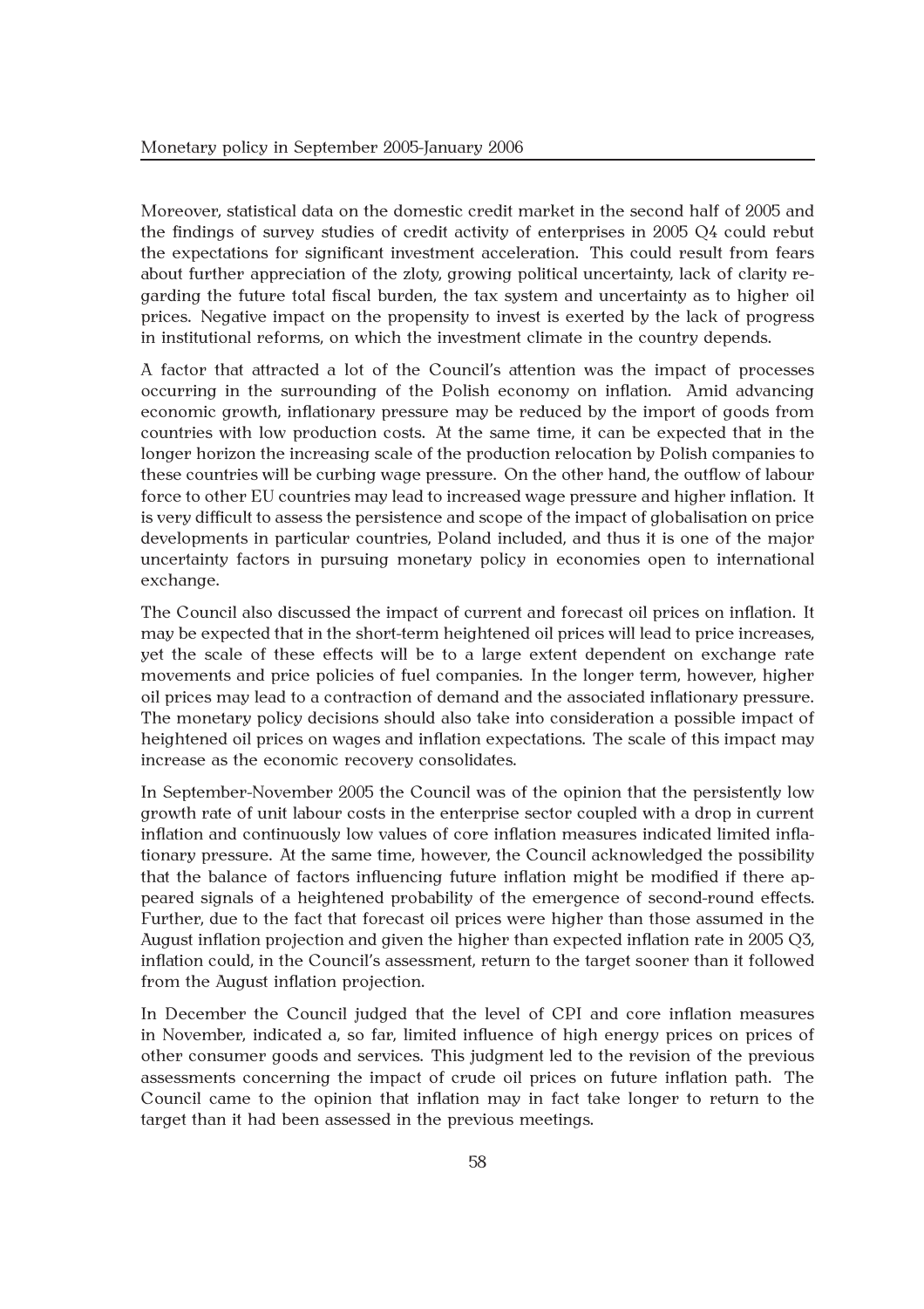Moreover, statistical data on the domestic credit market in the second half of 2005 and the findings of survey studies of credit activity of enterprises in 2005 Q4 could rebut the expectations for significant investment acceleration. This could result from fears about further appreciation of the zloty, growing political uncertainty, lack of clarity regarding the future total fiscal burden, the tax system and uncertainty as to higher oil prices. Negative impact on the propensity to invest is exerted by the lack of progress in institutional reforms, on which the investment climate in the country depends.

A factor that attracted a lot of the Council's attention was the impact of processes occurring in the surrounding of the Polish economy on inflation. Amid advancing economic growth, inflationary pressure may be reduced by the import of goods from countries with low production costs. At the same time, it can be expected that in the longer horizon the increasing scale of the production relocation by Polish companies to these countries will be curbing wage pressure. On the other hand, the outflow of labour force to other EU countries may lead to increased wage pressure and higher inflation. It is very difficult to assess the persistence and scope of the impact of globalisation on price developments in particular countries, Poland included, and thus it is one of the major uncertainty factors in pursuing monetary policy in economies open to international exchange.

The Council also discussed the impact of current and forecast oil prices on inflation. It may be expected that in the short-term heightened oil prices will lead to price increases, yet the scale of these effects will be to a large extent dependent on exchange rate movements and price policies of fuel companies. In the longer term, however, higher oil prices may lead to a contraction of demand and the associated inflationary pressure. The monetary policy decisions should also take into consideration a possible impact of heightened oil prices on wages and inflation expectations. The scale of this impact may increase as the economic recovery consolidates.

In September-November 2005 the Council was of the opinion that the persistently low growth rate of unit labour costs in the enterprise sector coupled with a drop in current inflation and continuously low values of core inflation measures indicated limited inflationary pressure. At the same time, however, the Council acknowledged the possibility that the balance of factors influencing future inflation might be modified if there appeared signals of a heightened probability of the emergence of second-round effects. Further, due to the fact that forecast oil prices were higher than those assumed in the August inflation projection and given the higher than expected inflation rate in 2005 Q3, inflation could, in the Council's assessment, return to the target sooner than it followed from the August inflation projection.

In December the Council judged that the level of CPI and core inflation measures in November, indicated a, so far, limited influence of high energy prices on prices of other consumer goods and services. This judgment led to the revision of the previous assessments concerning the impact of crude oil prices on future inflation path. The Council came to the opinion that inflation may in fact take longer to return to the target than it had been assessed in the previous meetings.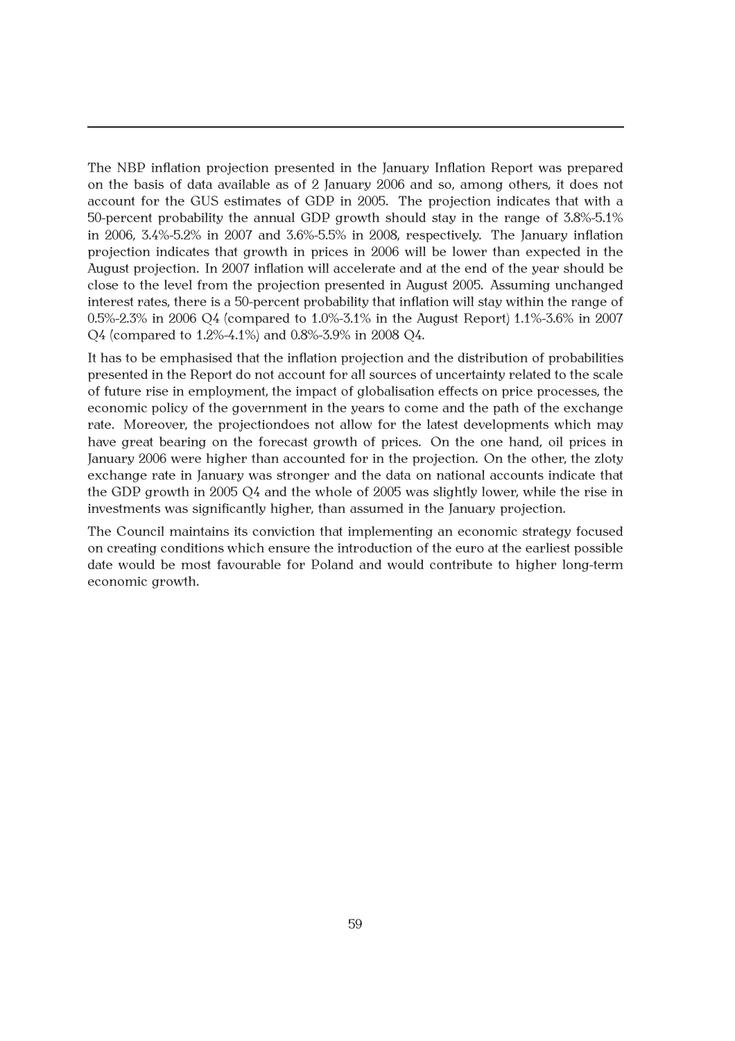The NBP inflation projection presented in the January Inflation Report was prepared on the basis of data available as of 2 January 2006 and so, among others, it does not account for the GUS estimates of GDP in 2005. The projection indicates that with a 50-percent probability the annual GDP growth should stay in the range of 3.8%-5.1% in 2006, 3.4%-5.2% in 2007 and 3.6%-5.5% in 2008, respectively. The January inflation projection indicates that growth in prices in 2006 will be lower than expected in the August projection. In 2007 inflation will accelerate and at the end of the year should be close to the level from the projection presented in August 2005. Assuming unchanged interest rates, there is a 50-percent probability that inflation will stay within the range of 0.5%-2.3% in 2006 Q4 (compared to 1.0%-3.1% in the August Report) 1.1%-3.6% in 2007 Q4 (compared to 1.2%-4.1%) and 0.8%-3.9% in 2008 Q4.

It has to be emphasised that the inflation projection and the distribution of probabilities presented in the Report do not account for all sources of uncertainty related to the scale of future rise in employment, the impact of globalisation effects on price processes, the economic policy of the government in the years to come and the path of the exchange rate. Moreover, the projectiondoes not allow for the latest developments which may have great bearing on the forecast growth of prices. On the one hand, oil prices in January 2006 were higher than accounted for in the projection. On the other, the zloty exchange rate in January was stronger and the data on national accounts indicate that the GDP growth in 2005 Q4 and the whole of 2005 was slightly lower, while the rise in investments was significantly higher, than assumed in the January projection.

The Council maintains its conviction that implementing an economic strategy focused on creating conditions which ensure the introduction of the euro at the earliest possible date would be most favourable for Poland and would contribute to higher long-term economic growth.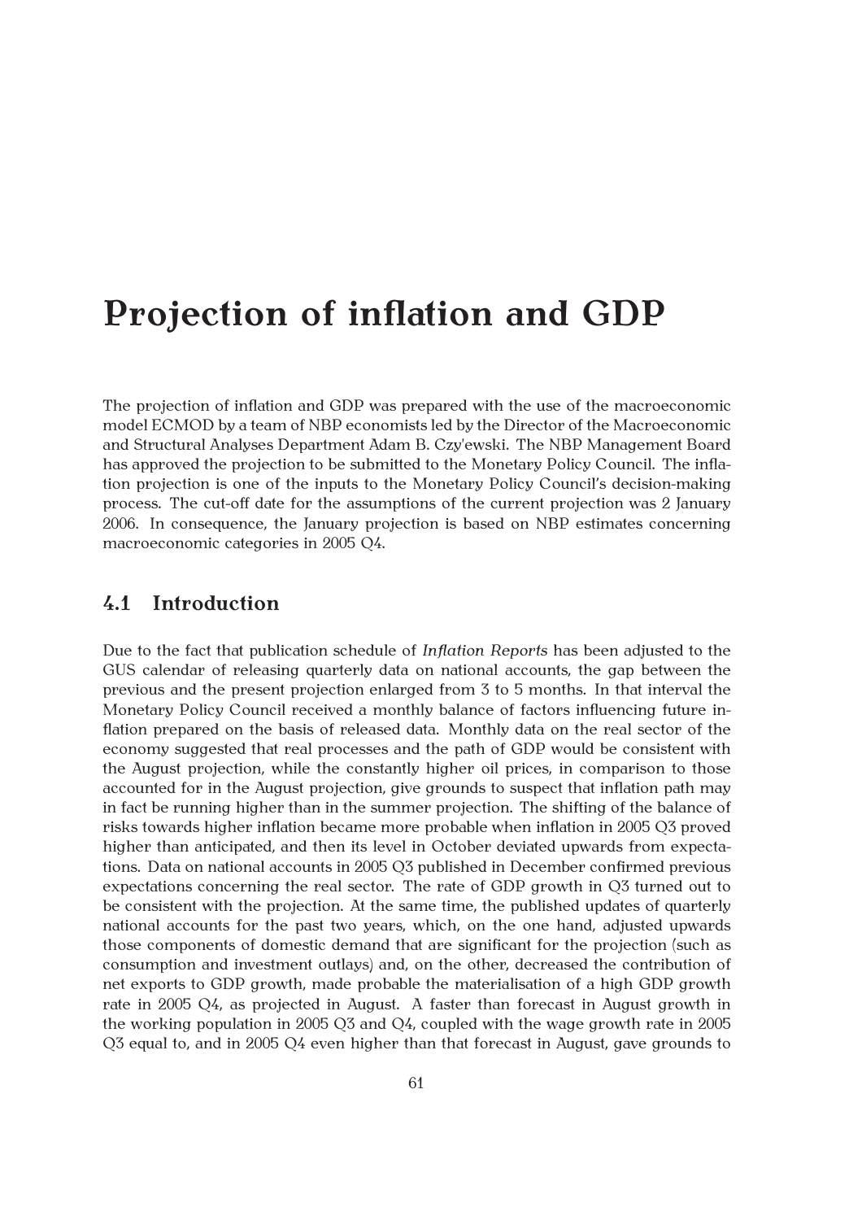# Projection of inflation and GDP

The projection of inflation and GDP was prepared with the use of the macroeconomic model ECMOD by a team of NBP economists led by the Director of the Macroeconomic and Structural Analyses Department Adam B. Czy'ewski. The NBP Management Board has approved the projection to be submitted to the Monetary Policy Council. The inflation projection is one of the inputs to the Monetary Policy Council's decision-making process. The cut-off date for the assumptions of the current projection was 2 January 2006. In consequence, the January projection is based on NBP estimates concerning macroeconomic categories in 2005 Q4.

## 4.1 Introduction

Due to the fact that publication schedule of *Inflation Reports* has been adjusted to the GUS calendar of releasing quarterly data on national accounts, the gap between the previous and the present projection enlarged from 3 to 5 months. In that interval the Monetary Policy Council received a monthly balance of factors influencing future inflation prepared on the basis of released data. Monthly data on the real sector of the economy suggested that real processes and the path of GDP would be consistent with the August projection, while the constantly higher oil prices, in comparison to those accounted for in the August projection, give grounds to suspect that inflation path may in fact be running higher than in the summer projection. The shifting of the balance of risks towards higher inflation became more probable when inflation in 2005 Q3 proved higher than anticipated, and then its level in October deviated upwards from expectations. Data on national accounts in 2005 Q3 published in December confirmed previous expectations concerning the real sector. The rate of GDP growth in Q3 turned out to be consistent with the projection. At the same time, the published updates of quarterly national accounts for the past two years, which, on the one hand, adjusted upwards those components of domestic demand that are significant for the projection (such as consumption and investment outlays) and, on the other, decreased the contribution of net exports to GDP growth, made probable the materialisation of a high GDP growth rate in 2005 Q4, as projected in August. A faster than forecast in August growth in the working population in 2005 Q3 and Q4, coupled with the wage growth rate in 2005 Q3 equal to, and in 2005 Q4 even higher than that forecast in August, gave grounds to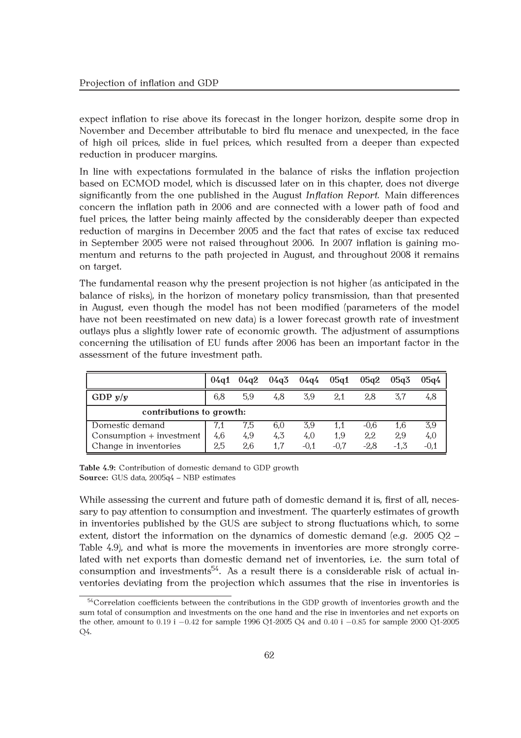expect inflation to rise above its forecast in the longer horizon, despite some drop in November and December attributable to bird flu menace and unexpected, in the face of high oil prices, slide in fuel prices, which resulted from a deeper than expected reduction in producer margins.

In line with expectations formulated in the balance of risks the inflation projection based on ECMOD model, which is discussed later on in this chapter, does not diverge significantly from the one published in the August *Inflation Report*. Main differences concern the inflation path in 2006 and are connected with a lower path of food and fuel prices, the latter being mainly affected by the considerably deeper than expected reduction of margins in December 2005 and the fact that rates of excise tax reduced in September 2005 were not raised throughout 2006. In 2007 inflation is gaining momentum and returns to the path projected in August, and throughout 2008 it remains on target.

The fundamental reason why the present projection is not higher (as anticipated in the balance of risks), in the horizon of monetary policy transmission, than that presented in August, even though the model has not been modified (parameters of the model have not been reestimated on new data) is a lower forecast growth rate of investment outlays plus a slightly lower rate of economic growth. The adjustment of assumptions concerning the utilisation of EU funds after 2006 has been an important factor in the assessment of the future investment path.

| | 04q1 | 04q2 | 04q3 | 04q4 | 05q1 | 05q2 | 05q3 | 05q4 |
|---|---|---|---|---|---|---|---|---|
| **GDP y/y** | 6,8 | 5,9 | 4,8 | 3,9 | 2,1 | 2,8 | 3,7 | 4,8 |
| **contributions to growth:** | | | | | | | | |
| Domestic demand | 7,1 | 7,5 | 6,0 | 3,9 | 1,1 | -0,6 | 1,6 | 3,9 |
| Consumption + investment | 4,6 | 4,9 | 4,3 | 4,0 | 1,9 | 2,2 | 2,9 | 4,0 |
| Change in inventories | 2,5 | 2,6 | 1,7 | -0,1 | -0,7 | -2,8 | -1,3 | -0,1 |

**Table 4.9:** Contribution of domestic demand to GDP growth
**Source:** GUS data, 2005q4 – NBP estimates

While assessing the current and future path of domestic demand it is, first of all, necessary to pay attention to consumption and investment. The quarterly estimates of growth in inventories published by the GUS are subject to strong fluctuations which, to some extent, distort the information on the dynamics of domestic demand (e.g. 2005 Q2 – Table 4.9), and what is more the movements in inventories are more strongly correlated with net exports than domestic demand net of inventories, i.e. the sum total of consumption and investments[54]. As a result there is a considerable risk of actual inventories deviating from the projection which assumes that the rise in inventories is

[54] Correlation coefficients between the contributions in the GDP growth of inventories growth and the sum total of consumption and investments on the one hand and the rise in inventories and net exports on the other, amount to 0.19 i −0.42 for sample 1996 Q1-2005 Q4 and 0.40 i −0.85 for sample 2000 Q1-2005 Q4.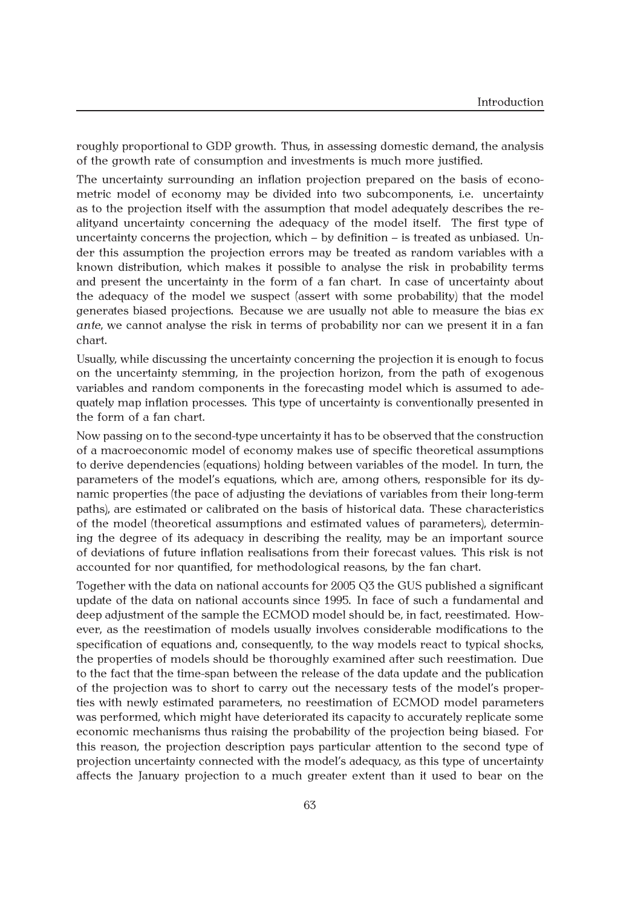roughly proportional to GDP growth. Thus, in assessing domestic demand, the analysis of the growth rate of consumption and investments is much more justified.

The uncertainty surrounding an inflation projection prepared on the basis of econometric model of economy may be divided into two subcomponents, i.e. uncertainty as to the projection itself with the assumption that model adequately describes the realityand uncertainty concerning the adequacy of the model itself. The first type of uncertainty concerns the projection, which – by definition – is treated as unbiased. Under this assumption the projection errors may be treated as random variables with a known distribution, which makes it possible to analyse the risk in probability terms and present the uncertainty in the form of a fan chart. In case of uncertainty about the adequacy of the model we suspect (assert with some probability) that the model generates biased projections. Because we are usually not able to measure the bias *ex ante*, we cannot analyse the risk in terms of probability nor can we present it in a fan chart.

Usually, while discussing the uncertainty concerning the projection it is enough to focus on the uncertainty stemming, in the projection horizon, from the path of exogenous variables and random components in the forecasting model which is assumed to adequately map inflation processes. This type of uncertainty is conventionally presented in the form of a fan chart.

Now passing on to the second-type uncertainty it has to be observed that the construction of a macroeconomic model of economy makes use of specific theoretical assumptions to derive dependencies (equations) holding between variables of the model. In turn, the parameters of the model's equations, which are, among others, responsible for its dynamic properties (the pace of adjusting the deviations of variables from their long-term paths), are estimated or calibrated on the basis of historical data. These characteristics of the model (theoretical assumptions and estimated values of parameters), determining the degree of its adequacy in describing the reality, may be an important source of deviations of future inflation realisations from their forecast values. This risk is not accounted for nor quantified, for methodological reasons, by the fan chart.

Together with the data on national accounts for 2005 Q3 the GUS published a significant update of the data on national accounts since 1995. In face of such a fundamental and deep adjustment of the sample the ECMOD model should be, in fact, reestimated. However, as the reestimation of models usually involves considerable modifications to the specification of equations and, consequently, to the way models react to typical shocks, the properties of models should be thoroughly examined after such reestimation. Due to the fact that the time-span between the release of the data update and the publication of the projection was to short to carry out the necessary tests of the model's properties with newly estimated parameters, no reestimation of ECMOD model parameters was performed, which might have deteriorated its capacity to accurately replicate some economic mechanisms thus raising the probability of the projection being biased. For this reason, the projection description pays particular attention to the second type of projection uncertainty connected with the model's adequacy, as this type of uncertainty affects the January projection to a much greater extent than it used to bear on the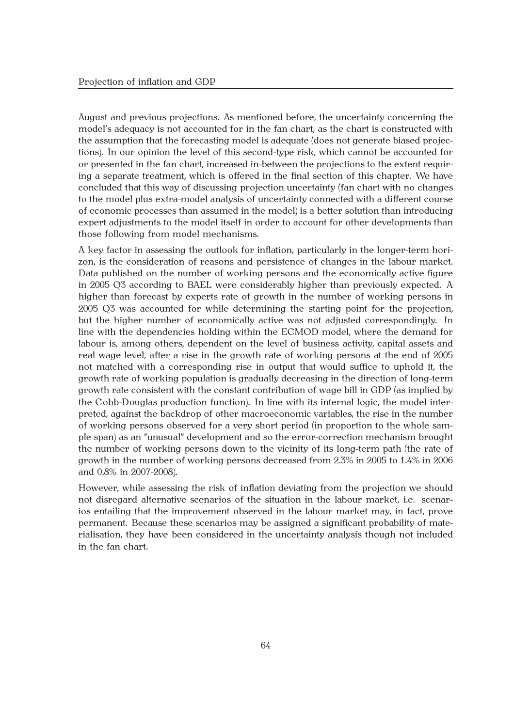August and previous projections. As mentioned before, the uncertainty concerning the model's adequacy is not accounted for in the fan chart, as the chart is constructed with the assumption that the forecasting model is adequate (does not generate biased projections). In our opinion the level of this second-type risk, which cannot be accounted for or presented in the fan chart, increased in-between the projections to the extent requiring a separate treatment, which is offered in the final section of this chapter. We have concluded that this way of discussing projection uncertainty (fan chart with no changes to the model plus extra-model analysis of uncertainty connected with a different course of economic processes than assumed in the model) is a better solution than introducing expert adjustments to the model itself in order to account for other developments than those following from model mechanisms.

A key factor in assessing the outlook for inflation, particularly in the longer-term horizon, is the consideration of reasons and persistence of changes in the labour market. Data published on the number of working persons and the economically active figure in 2005 Q3 according to BAEL were considerably higher than previously expected. A higher than forecast by experts rate of growth in the number of working persons in 2005 Q3 was accounted for while determining the starting point for the projection, but the higher number of economically active was not adjusted correspondingly. In line with the dependencies holding within the ECMOD model, where the demand for labour is, among others, dependent on the level of business activity, capital assets and real wage level, after a rise in the growth rate of working persons at the end of 2005 not matched with a corresponding rise in output that would suffice to uphold it, the growth rate of working population is gradually decreasing in the direction of long-term growth rate consistent with the constant contribution of wage bill in GDP (as implied by the Cobb-Douglas production function). In line with its internal logic, the model interpreted, against the backdrop of other macroeconomic variables, the rise in the number of working persons observed for a very short period (in proportion to the whole sample span) as an "unusual" development and so the error-correction mechanism brought the number of working persons down to the vicinity of its long-term path (the rate of growth in the number of working persons decreased from 2.3% in 2005 to 1.4% in 2006 and 0.8% in 2007-2008).

However, while assessing the risk of inflation deviating from the projection we should not disregard alternative scenarios of the situation in the labour market, i.e. scenarios entailing that the improvement observed in the labour market may, in fact, prove permanent. Because these scenarios may be assigned a significant probability of materialisation, they have been considered in the uncertainty analysis though not included in the fan chart.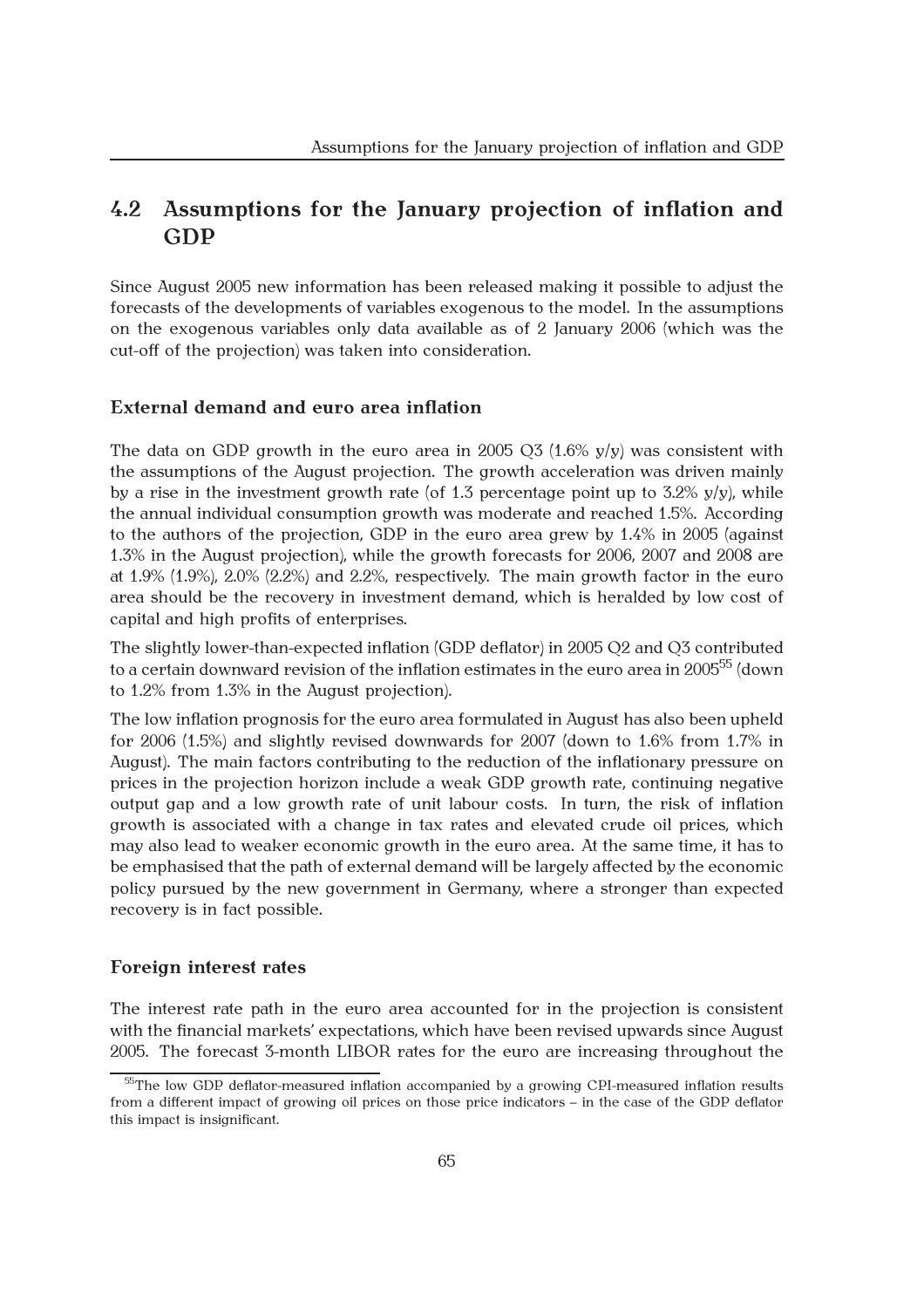## 4.2 Assumptions for the January projection of inflation and GDP

Since August 2005 new information has been released making it possible to adjust the forecasts of the developments of variables exogenous to the model. In the assumptions on the exogenous variables only data available as of 2 January 2006 (which was the cut-off of the projection) was taken into consideration.

### External demand and euro area inflation

The data on GDP growth in the euro area in 2005 Q3 (1.6% y/y) was consistent with the assumptions of the August projection. The growth acceleration was driven mainly by a rise in the investment growth rate (of 1.3 percentage point up to 3.2% y/y), while the annual individual consumption growth was moderate and reached 1.5%. According to the authors of the projection, GDP in the euro area grew by 1.4% in 2005 (against 1.3% in the August projection), while the growth forecasts for 2006, 2007 and 2008 are at 1.9% (1.9%), 2.0% (2.2%) and 2.2%, respectively. The main growth factor in the euro area should be the recovery in investment demand, which is heralded by low cost of capital and high profits of enterprises.

The slightly lower-than-expected inflation (GDP deflator) in 2005 Q2 and Q3 contributed to a certain downward revision of the inflation estimates in the euro area in 2005[55] (down to 1.2% from 1.3% in the August projection).

The low inflation prognosis for the euro area formulated in August has also been upheld for 2006 (1.5%) and slightly revised downwards for 2007 (down to 1.6% from 1.7% in August). The main factors contributing to the reduction of the inflationary pressure on prices in the projection horizon include a weak GDP growth rate, continuing negative output gap and a low growth rate of unit labour costs. In turn, the risk of inflation growth is associated with a change in tax rates and elevated crude oil prices, which may also lead to weaker economic growth in the euro area. At the same time, it has to be emphasised that the path of external demand will be largely affected by the economic policy pursued by the new government in Germany, where a stronger than expected recovery is in fact possible.

### Foreign interest rates

The interest rate path in the euro area accounted for in the projection is consistent with the financial markets' expectations, which have been revised upwards since August 2005. The forecast 3-month LIBOR rates for the euro are increasing throughout the

[55] The low GDP deflator-measured inflation accompanied by a growing CPI-measured inflation results from a different impact of growing oil prices on those price indicators – in the case of the GDP deflator this impact is insignificant.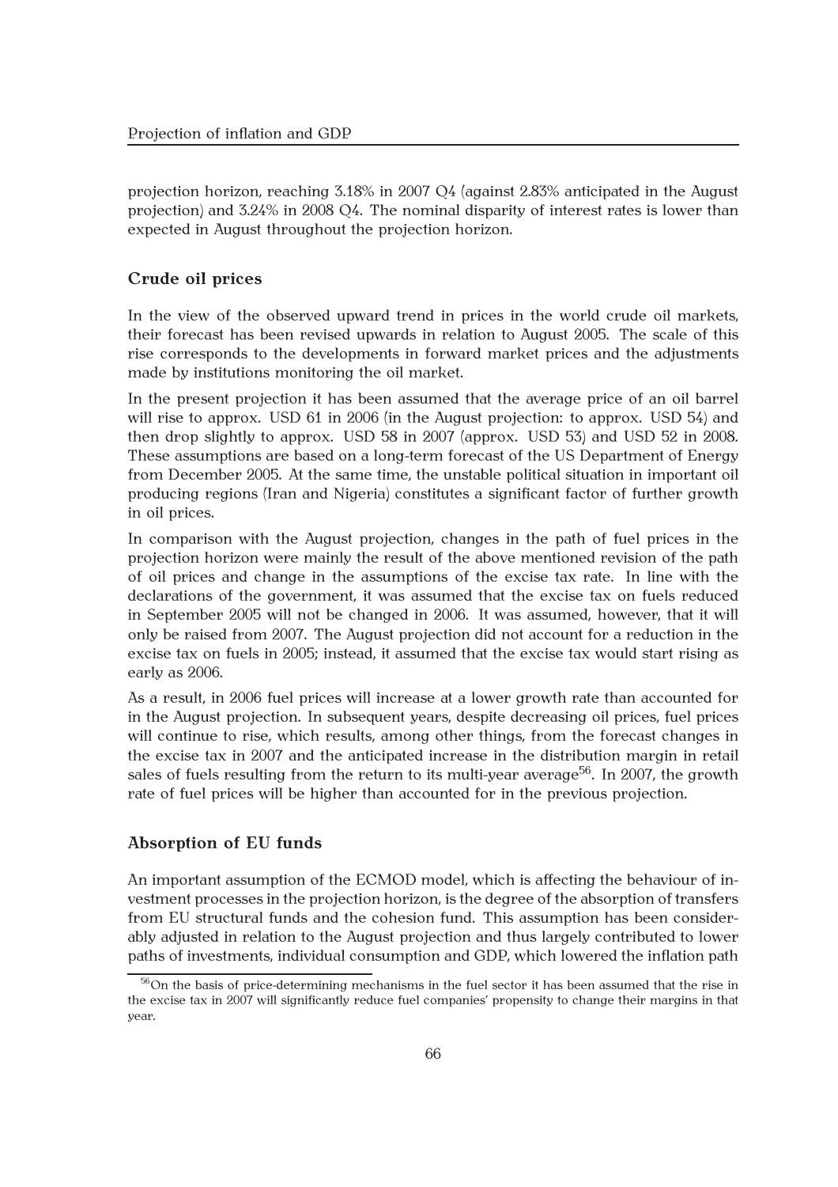projection horizon, reaching 3.18% in 2007 Q4 (against 2.83% anticipated in the August projection) and 3.24% in 2008 Q4. The nominal disparity of interest rates is lower than expected in August throughout the projection horizon.

### Crude oil prices

In the view of the observed upward trend in prices in the world crude oil markets, their forecast has been revised upwards in relation to August 2005. The scale of this rise corresponds to the developments in forward market prices and the adjustments made by institutions monitoring the oil market.

In the present projection it has been assumed that the average price of an oil barrel will rise to approx. USD 61 in 2006 (in the August projection: to approx. USD 54) and then drop slightly to approx. USD 58 in 2007 (approx. USD 53) and USD 52 in 2008. These assumptions are based on a long-term forecast of the US Department of Energy from December 2005. At the same time, the unstable political situation in important oil producing regions (Iran and Nigeria) constitutes a significant factor of further growth in oil prices.

In comparison with the August projection, changes in the path of fuel prices in the projection horizon were mainly the result of the above mentioned revision of the path of oil prices and change in the assumptions of the excise tax rate. In line with the declarations of the government, it was assumed that the excise tax on fuels reduced in September 2005 will not be changed in 2006. It was assumed, however, that it will only be raised from 2007. The August projection did not account for a reduction in the excise tax on fuels in 2005; instead, it assumed that the excise tax would start rising as early as 2006.

As a result, in 2006 fuel prices will increase at a lower growth rate than accounted for in the August projection. In subsequent years, despite decreasing oil prices, fuel prices will continue to rise, which results, among other things, from the forecast changes in the excise tax in 2007 and the anticipated increase in the distribution margin in retail sales of fuels resulting from the return to its multi-year average[56]. In 2007, the growth rate of fuel prices will be higher than accounted for in the previous projection.

### Absorption of EU funds

An important assumption of the ECMOD model, which is affecting the behaviour of investment processes in the projection horizon, is the degree of the absorption of transfers from EU structural funds and the cohesion fund. This assumption has been considerably adjusted in relation to the August projection and thus largely contributed to lower paths of investments, individual consumption and GDP, which lowered the inflation path

[56] On the basis of price-determining mechanisms in the fuel sector it has been assumed that the rise in the excise tax in 2007 will significantly reduce fuel companies' propensity to change their margins in that year.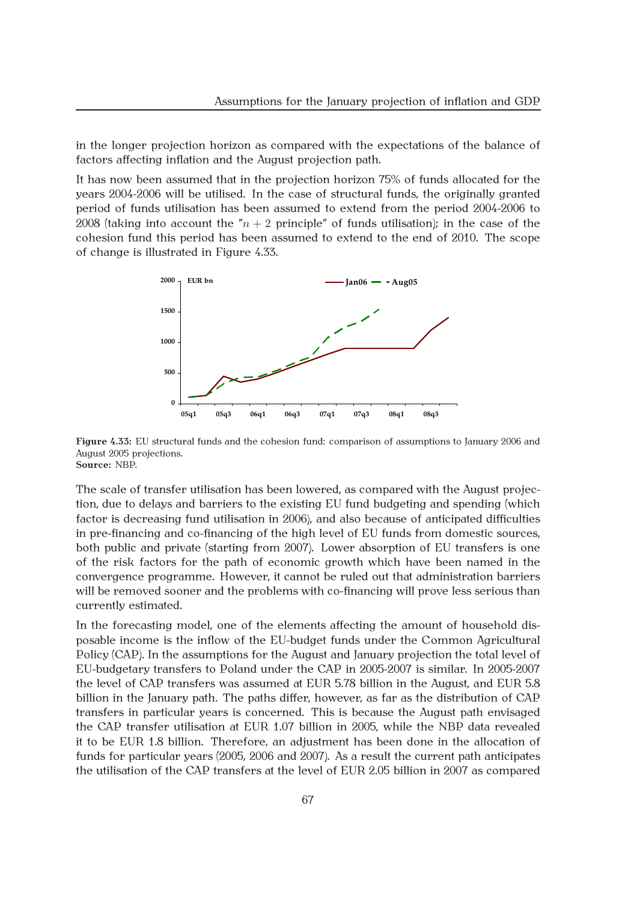in the longer projection horizon as compared with the expectations of the balance of factors affecting inflation and the August projection path.

It has now been assumed that in the projection horizon 75% of funds allocated for the years 2004-2006 will be utilised. In the case of structural funds, the originally granted period of funds utilisation has been assumed to extend from the period 2004-2006 to 2008 (taking into account the "$n + 2$ principle" of funds utilisation); in the case of the cohesion fund this period has been assumed to extend to the end of 2010. The scope of change is illustrated in Figure 4.33.

**Figure 4.33:** EU structural funds and the cohesion fund: comparison of assumptions to January 2006 and August 2005 projections.
**Source:** NBP.

The scale of transfer utilisation has been lowered, as compared with the August projection, due to delays and barriers to the existing EU fund budgeting and spending (which factor is decreasing fund utilisation in 2006), and also because of anticipated difficulties in pre-financing and co-financing of the high level of EU funds from domestic sources, both public and private (starting from 2007). Lower absorption of EU transfers is one of the risk factors for the path of economic growth which have been named in the convergence programme. However, it cannot be ruled out that administration barriers will be removed sooner and the problems with co-financing will prove less serious than currently estimated.

In the forecasting model, one of the elements affecting the amount of household disposable income is the inflow of the EU-budget funds under the Common Agricultural Policy (CAP). In the assumptions for the August and January projection the total level of EU-budgetary transfers to Poland under the CAP in 2005-2007 is similar. In 2005-2007 the level of CAP transfers was assumed at EUR 5.78 billion in the August, and EUR 5.8 billion in the January path. The paths differ, however, as far as the distribution of CAP transfers in particular years is concerned. This is because the August path envisaged the CAP transfer utilisation at EUR 1.07 billion in 2005, while the NBP data revealed it to be EUR 1.8 billion. Therefore, an adjustment has been done in the allocation of funds for particular years (2005, 2006 and 2007). As a result the current path anticipates the utilisation of the CAP transfers at the level of EUR 2.05 billion in 2007 as compared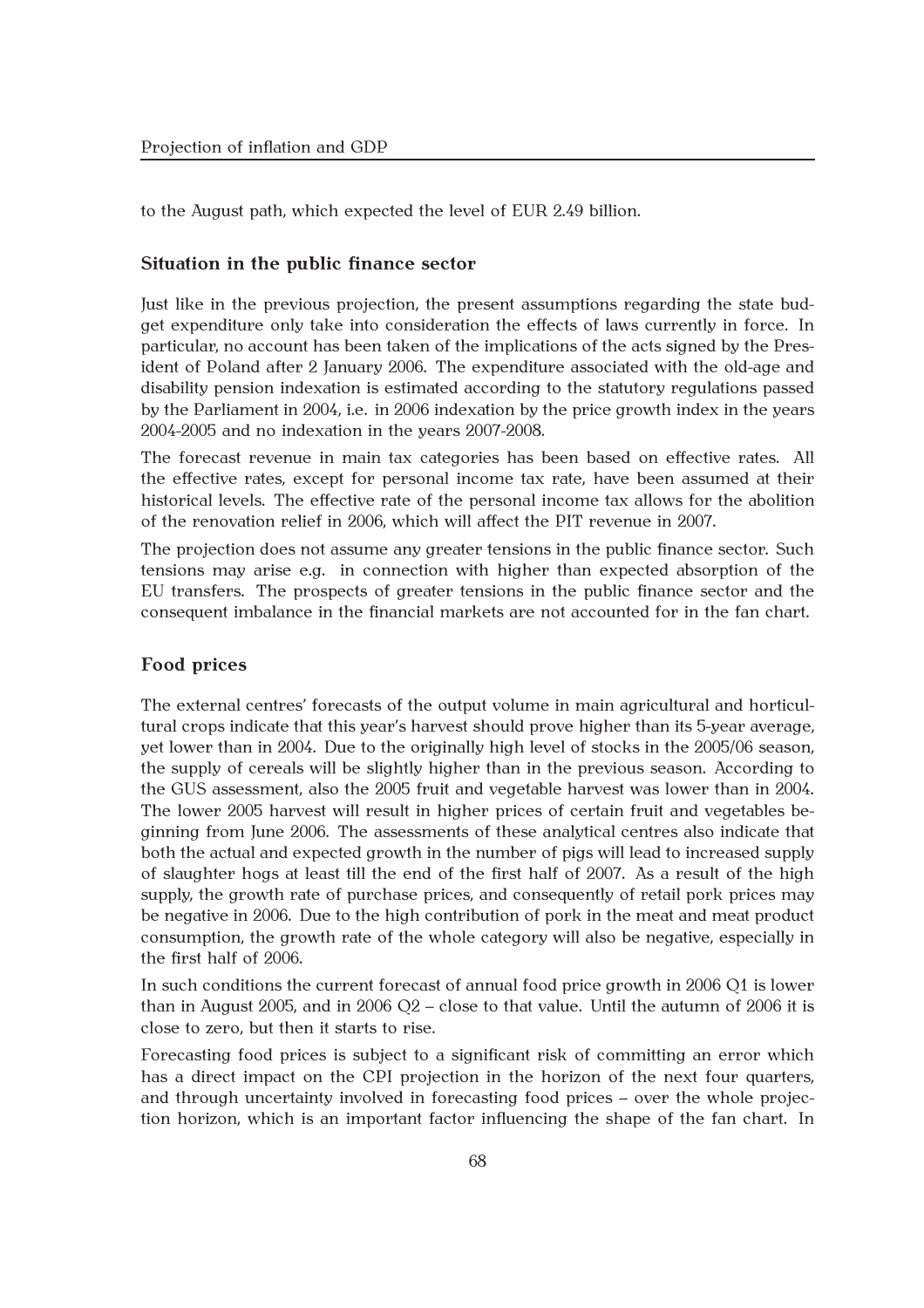to the August path, which expected the level of EUR 2.49 billion.

### Situation in the public finance sector

Just like in the previous projection, the present assumptions regarding the state budget expenditure only take into consideration the effects of laws currently in force. In particular, no account has been taken of the implications of the acts signed by the President of Poland after 2 January 2006. The expenditure associated with the old-age and disability pension indexation is estimated according to the statutory regulations passed by the Parliament in 2004, i.e. in 2006 indexation by the price growth index in the years 2004-2005 and no indexation in the years 2007-2008.

The forecast revenue in main tax categories has been based on effective rates. All the effective rates, except for personal income tax rate, have been assumed at their historical levels. The effective rate of the personal income tax allows for the abolition of the renovation relief in 2006, which will affect the PIT revenue in 2007.

The projection does not assume any greater tensions in the public finance sector. Such tensions may arise e.g. in connection with higher than expected absorption of the EU transfers. The prospects of greater tensions in the public finance sector and the consequent imbalance in the financial markets are not accounted for in the fan chart.

### Food prices

The external centres' forecasts of the output volume in main agricultural and horticultural crops indicate that this year's harvest should prove higher than its 5-year average, yet lower than in 2004. Due to the originally high level of stocks in the 2005/06 season, the supply of cereals will be slightly higher than in the previous season. According to the GUS assessment, also the 2005 fruit and vegetable harvest was lower than in 2004. The lower 2005 harvest will result in higher prices of certain fruit and vegetables beginning from June 2006. The assessments of these analytical centres also indicate that both the actual and expected growth in the number of pigs will lead to increased supply of slaughter hogs at least till the end of the first half of 2007. As a result of the high supply, the growth rate of purchase prices, and consequently of retail pork prices may be negative in 2006. Due to the high contribution of pork in the meat and meat product consumption, the growth rate of the whole category will also be negative, especially in the first half of 2006.

In such conditions the current forecast of annual food price growth in 2006 Q1 is lower than in August 2005, and in 2006 Q2 – close to that value. Until the autumn of 2006 it is close to zero, but then it starts to rise.

Forecasting food prices is subject to a significant risk of committing an error which has a direct impact on the CPI projection in the horizon of the next four quarters, and through uncertainty involved in forecasting food prices – over the whole projection horizon, which is an important factor influencing the shape of the fan chart. In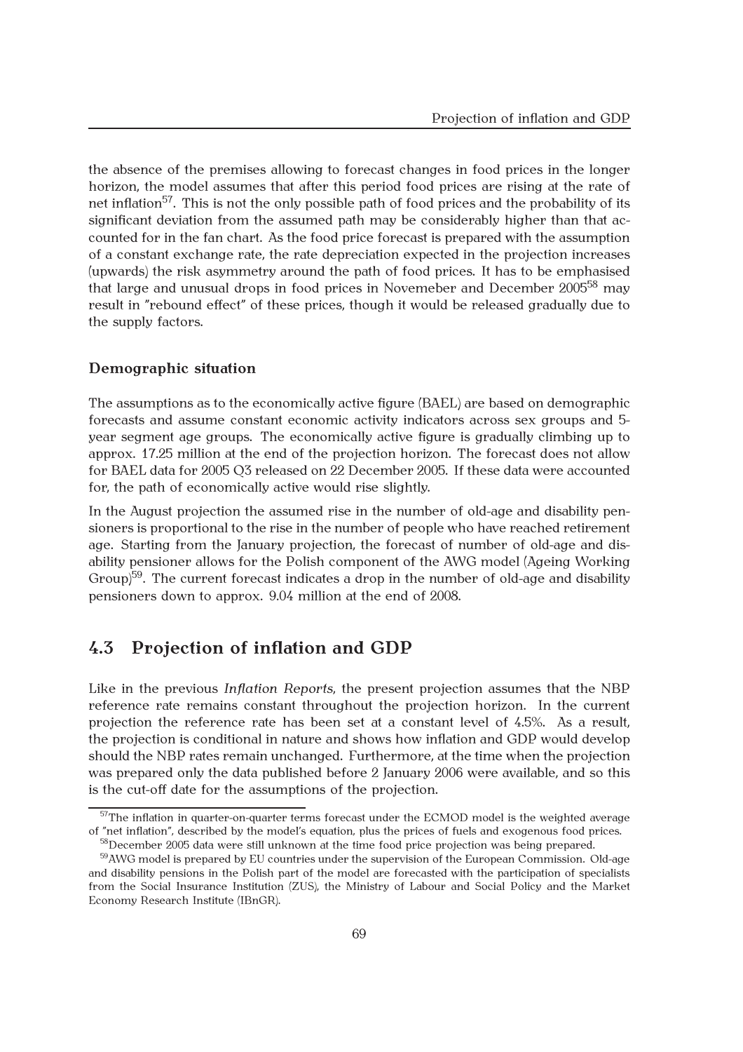the absence of the premises allowing to forecast changes in food prices in the longer horizon, the model assumes that after this period food prices are rising at the rate of net inflation[57]. This is not the only possible path of food prices and the probability of its significant deviation from the assumed path may be considerably higher than that accounted for in the fan chart. As the food price forecast is prepared with the assumption of a constant exchange rate, the rate depreciation expected in the projection increases (upwards) the risk asymmetry around the path of food prices. It has to be emphasised that large and unusual drops in food prices in Novemeber and December 2005[58] may result in "rebound effect" of these prices, though it would be released gradually due to the supply factors.

### Demographic situation

The assumptions as to the economically active figure (BAEL) are based on demographic forecasts and assume constant economic activity indicators across sex groups and 5-year segment age groups. The economically active figure is gradually climbing up to approx. 17.25 million at the end of the projection horizon. The forecast does not allow for BAEL data for 2005 Q3 released on 22 December 2005. If these data were accounted for, the path of economically active would rise slightly.

In the August projection the assumed rise in the number of old-age and disability pensioners is proportional to the rise in the number of people who have reached retirement age. Starting from the January projection, the forecast of number of old-age and disability pensioner allows for the Polish component of the AWG model (Ageing Working Group)[59]. The current forecast indicates a drop in the number of old-age and disability pensioners down to approx. 9.04 million at the end of 2008.

## 4.3 Projection of inflation and GDP

Like in the previous *Inflation Reports*, the present projection assumes that the NBP reference rate remains constant throughout the projection horizon. In the current projection the reference rate has been set at a constant level of 4.5%. As a result, the projection is conditional in nature and shows how inflation and GDP would develop should the NBP rates remain unchanged. Furthermore, at the time when the projection was prepared only the data published before 2 January 2006 were available, and so this is the cut-off date for the assumptions of the projection.

---

[57] The inflation in quarter-on-quarter terms forecast under the ECMOD model is the weighted average of "net inflation", described by the model's equation, plus the prices of fuels and exogenous food prices.

[58] December 2005 data were still unknown at the time food price projection was being prepared.

[59] AWG model is prepared by EU countries under the supervision of the European Commission. Old-age and disability pensions in the Polish part of the model are forecasted with the participation of specialists from the Social Insurance Institution (ZUS), the Ministry of Labour and Social Policy and the Market Economy Research Institute (IBnGR).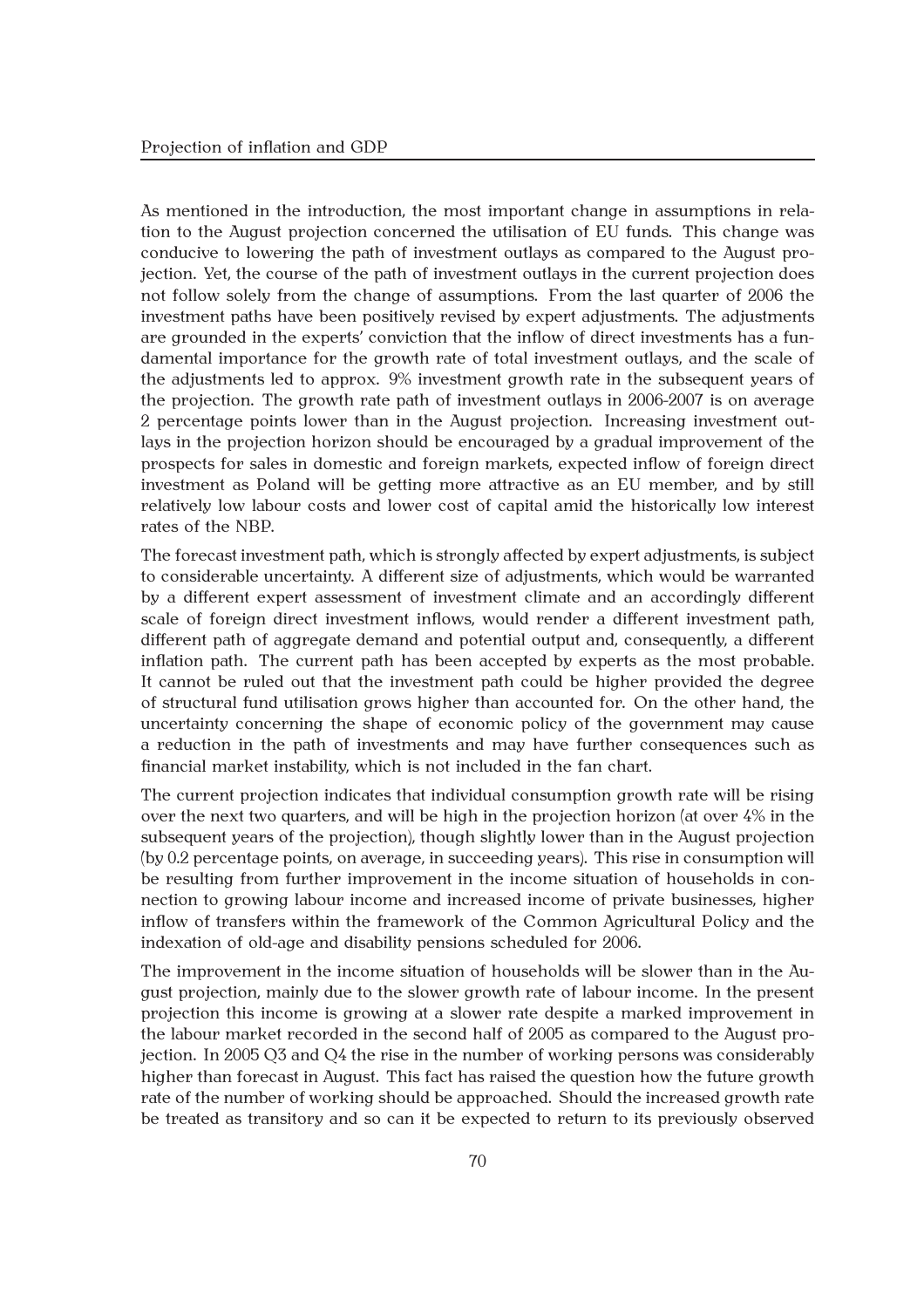As mentioned in the introduction, the most important change in assumptions in relation to the August projection concerned the utilisation of EU funds. This change was conducive to lowering the path of investment outlays as compared to the August projection. Yet, the course of the path of investment outlays in the current projection does not follow solely from the change of assumptions. From the last quarter of 2006 the investment paths have been positively revised by expert adjustments. The adjustments are grounded in the experts' conviction that the inflow of direct investments has a fundamental importance for the growth rate of total investment outlays, and the scale of the adjustments led to approx. 9% investment growth rate in the subsequent years of the projection. The growth rate path of investment outlays in 2006-2007 is on average 2 percentage points lower than in the August projection. Increasing investment outlays in the projection horizon should be encouraged by a gradual improvement of the prospects for sales in domestic and foreign markets, expected inflow of foreign direct investment as Poland will be getting more attractive as an EU member, and by still relatively low labour costs and lower cost of capital amid the historically low interest rates of the NBP.

The forecast investment path, which is strongly affected by expert adjustments, is subject to considerable uncertainty. A different size of adjustments, which would be warranted by a different expert assessment of investment climate and an accordingly different scale of foreign direct investment inflows, would render a different investment path, different path of aggregate demand and potential output and, consequently, a different inflation path. The current path has been accepted by experts as the most probable. It cannot be ruled out that the investment path could be higher provided the degree of structural fund utilisation grows higher than accounted for. On the other hand, the uncertainty concerning the shape of economic policy of the government may cause a reduction in the path of investments and may have further consequences such as financial market instability, which is not included in the fan chart.

The current projection indicates that individual consumption growth rate will be rising over the next two quarters, and will be high in the projection horizon (at over 4% in the subsequent years of the projection), though slightly lower than in the August projection (by 0.2 percentage points, on average, in succeeding years). This rise in consumption will be resulting from further improvement in the income situation of households in connection to growing labour income and increased income of private businesses, higher inflow of transfers within the framework of the Common Agricultural Policy and the indexation of old-age and disability pensions scheduled for 2006.

The improvement in the income situation of households will be slower than in the August projection, mainly due to the slower growth rate of labour income. In the present projection this income is growing at a slower rate despite a marked improvement in the labour market recorded in the second half of 2005 as compared to the August projection. In 2005 Q3 and Q4 the rise in the number of working persons was considerably higher than forecast in August. This fact has raised the question how the future growth rate of the number of working should be approached. Should the increased growth rate be treated as transitory and so can it be expected to return to its previously observed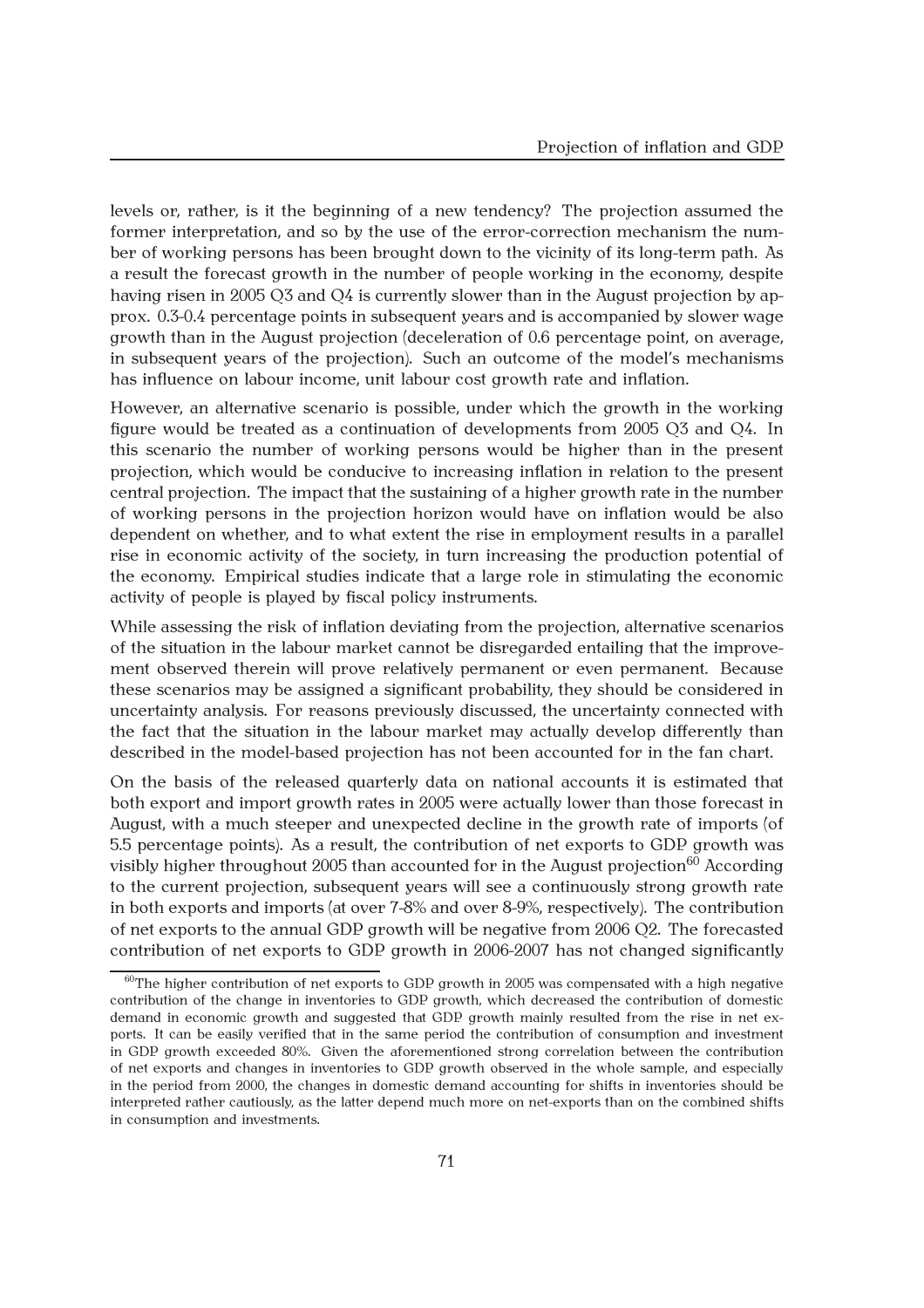levels or, rather, is it the beginning of a new tendency? The projection assumed the former interpretation, and so by the use of the error-correction mechanism the number of working persons has been brought down to the vicinity of its long-term path. As a result the forecast growth in the number of people working in the economy, despite having risen in 2005 Q3 and Q4 is currently slower than in the August projection by approx. 0.3-0.4 percentage points in subsequent years and is accompanied by slower wage growth than in the August projection (deceleration of 0.6 percentage point, on average, in subsequent years of the projection). Such an outcome of the model's mechanisms has influence on labour income, unit labour cost growth rate and inflation.

However, an alternative scenario is possible, under which the growth in the working figure would be treated as a continuation of developments from 2005 Q3 and Q4. In this scenario the number of working persons would be higher than in the present projection, which would be conducive to increasing inflation in relation to the present central projection. The impact that the sustaining of a higher growth rate in the number of working persons in the projection horizon would have on inflation would be also dependent on whether, and to what extent the rise in employment results in a parallel rise in economic activity of the society, in turn increasing the production potential of the economy. Empirical studies indicate that a large role in stimulating the economic activity of people is played by fiscal policy instruments.

While assessing the risk of inflation deviating from the projection, alternative scenarios of the situation in the labour market cannot be disregarded entailing that the improvement observed therein will prove relatively permanent or even permanent. Because these scenarios may be assigned a significant probability, they should be considered in uncertainty analysis. For reasons previously discussed, the uncertainty connected with the fact that the situation in the labour market may actually develop differently than described in the model-based projection has not been accounted for in the fan chart.

On the basis of the released quarterly data on national accounts it is estimated that both export and import growth rates in 2005 were actually lower than those forecast in August, with a much steeper and unexpected decline in the growth rate of imports (of 5.5 percentage points). As a result, the contribution of net exports to GDP growth was visibly higher throughout 2005 than accounted for in the August projection[60] According to the current projection, subsequent years will see a continuously strong growth rate in both exports and imports (at over 7-8% and over 8-9%, respectively). The contribution of net exports to the annual GDP growth will be negative from 2006 Q2. The forecasted contribution of net exports to GDP growth in 2006-2007 has not changed significantly

[60] The higher contribution of net exports to GDP growth in 2005 was compensated with a high negative contribution of the change in inventories to GDP growth, which decreased the contribution of domestic demand in economic growth and suggested that GDP growth mainly resulted from the rise in net exports. It can be easily verified that in the same period the contribution of consumption and investment in GDP growth exceeded 80%. Given the aforementioned strong correlation between the contribution of net exports and changes in inventories to GDP growth observed in the whole sample, and especially in the period from 2000, the changes in domestic demand accounting for shifts in inventories should be interpreted rather cautiously, as the latter depend much more on net-exports than on the combined shifts in consumption and investments.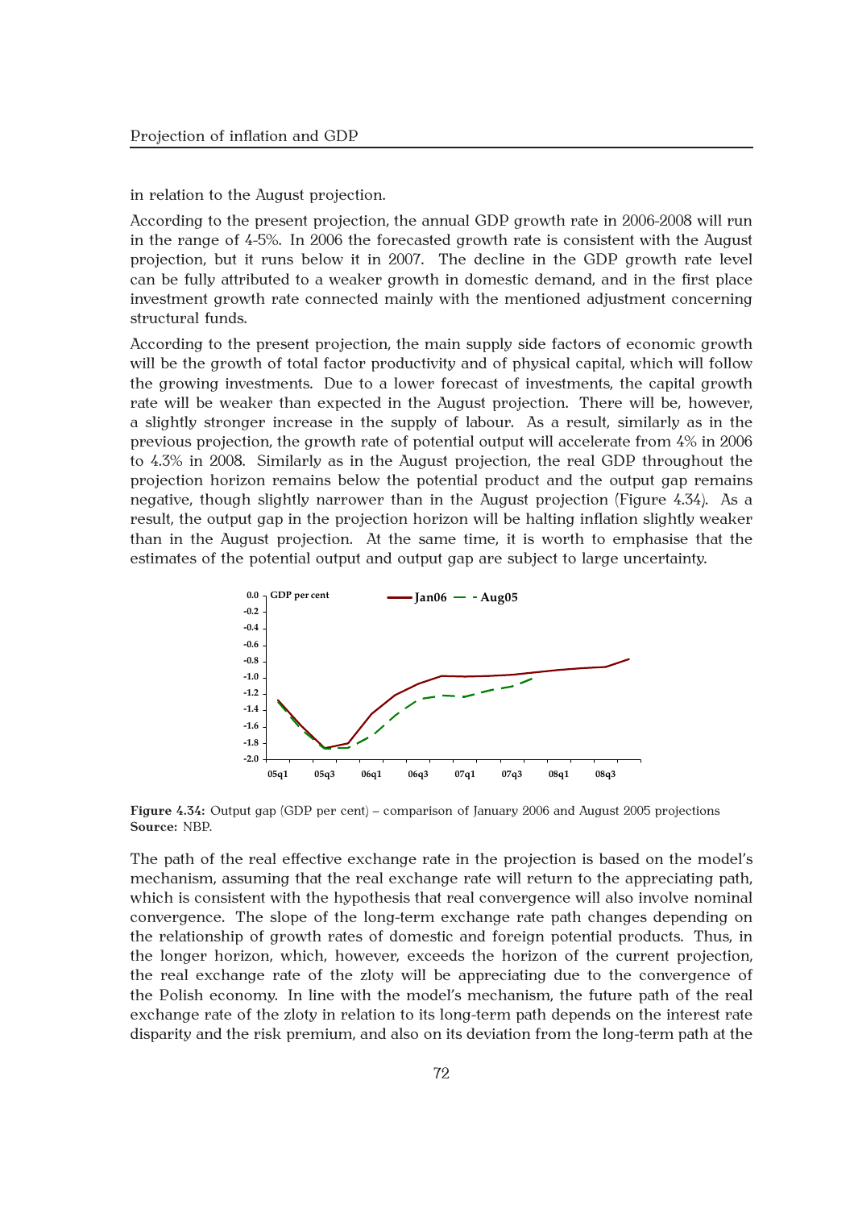in relation to the August projection.

According to the present projection, the annual GDP growth rate in 2006-2008 will run in the range of 4-5%. In 2006 the forecasted growth rate is consistent with the August projection, but it runs below it in 2007. The decline in the GDP growth rate level can be fully attributed to a weaker growth in domestic demand, and in the first place investment growth rate connected mainly with the mentioned adjustment concerning structural funds.

According to the present projection, the main supply side factors of economic growth will be the growth of total factor productivity and of physical capital, which will follow the growing investments. Due to a lower forecast of investments, the capital growth rate will be weaker than expected in the August projection. There will be, however, a slightly stronger increase in the supply of labour. As a result, similarly as in the previous projection, the growth rate of potential output will accelerate from 4% in 2006 to 4.3% in 2008. Similarly as in the August projection, the real GDP throughout the projection horizon remains below the potential product and the output gap remains negative, though slightly narrower than in the August projection (Figure 4.34). As a result, the output gap in the projection horizon will be halting inflation slightly weaker than in the August projection. At the same time, it is worth to emphasise that the estimates of the potential output and output gap are subject to large uncertainty.

**Figure 4.34:** Output gap (GDP per cent) – comparison of January 2006 and August 2005 projections
**Source:** NBP.

The path of the real effective exchange rate in the projection is based on the model's mechanism, assuming that the real exchange rate will return to the appreciating path, which is consistent with the hypothesis that real convergence will also involve nominal convergence. The slope of the long-term exchange rate path changes depending on the relationship of growth rates of domestic and foreign potential products. Thus, in the longer horizon, which, however, exceeds the horizon of the current projection, the real exchange rate of the zloty will be appreciating due to the convergence of the Polish economy. In line with the model's mechanism, the future path of the real exchange rate of the zloty in relation to its long-term path depends on the interest rate disparity and the risk premium, and also on its deviation from the long-term path at the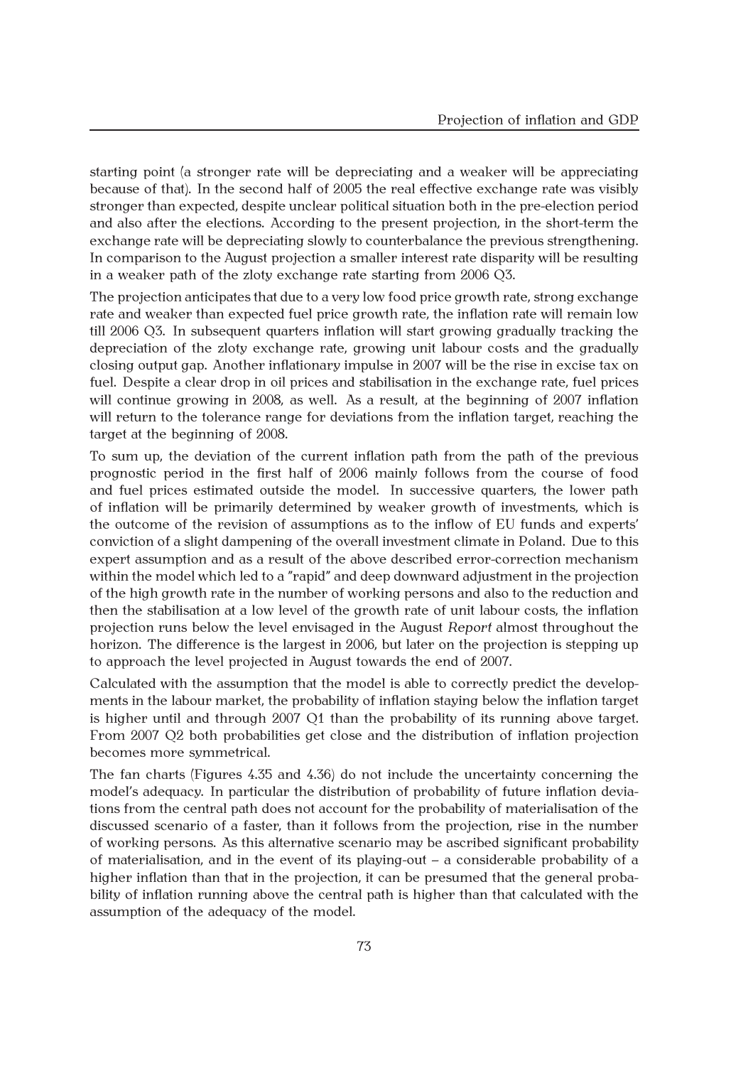starting point (a stronger rate will be depreciating and a weaker will be appreciating because of that). In the second half of 2005 the real effective exchange rate was visibly stronger than expected, despite unclear political situation both in the pre-election period and also after the elections. According to the present projection, in the short-term the exchange rate will be depreciating slowly to counterbalance the previous strengthening. In comparison to the August projection a smaller interest rate disparity will be resulting in a weaker path of the zloty exchange rate starting from 2006 Q3.

The projection anticipates that due to a very low food price growth rate, strong exchange rate and weaker than expected fuel price growth rate, the inflation rate will remain low till 2006 Q3. In subsequent quarters inflation will start growing gradually tracking the depreciation of the zloty exchange rate, growing unit labour costs and the gradually closing output gap. Another inflationary impulse in 2007 will be the rise in excise tax on fuel. Despite a clear drop in oil prices and stabilisation in the exchange rate, fuel prices will continue growing in 2008, as well. As a result, at the beginning of 2007 inflation will return to the tolerance range for deviations from the inflation target, reaching the target at the beginning of 2008.

To sum up, the deviation of the current inflation path from the path of the previous prognostic period in the first half of 2006 mainly follows from the course of food and fuel prices estimated outside the model. In successive quarters, the lower path of inflation will be primarily determined by weaker growth of investments, which is the outcome of the revision of assumptions as to the inflow of EU funds and experts' conviction of a slight dampening of the overall investment climate in Poland. Due to this expert assumption and as a result of the above described error-correction mechanism within the model which led to a "rapid" and deep downward adjustment in the projection of the high growth rate in the number of working persons and also to the reduction and then the stabilisation at a low level of the growth rate of unit labour costs, the inflation projection runs below the level envisaged in the August *Report* almost throughout the horizon. The difference is the largest in 2006, but later on the projection is stepping up to approach the level projected in August towards the end of 2007.

Calculated with the assumption that the model is able to correctly predict the developments in the labour market, the probability of inflation staying below the inflation target is higher until and through 2007 Q1 than the probability of its running above target. From 2007 Q2 both probabilities get close and the distribution of inflation projection becomes more symmetrical.

The fan charts (Figures 4.35 and 4.36) do not include the uncertainty concerning the model's adequacy. In particular the distribution of probability of future inflation deviations from the central path does not account for the probability of materialisation of the discussed scenario of a faster, than it follows from the projection, rise in the number of working persons. As this alternative scenario may be ascribed significant probability of materialisation, and in the event of its playing-out – a considerable probability of a higher inflation than that in the projection, it can be presumed that the general probability of inflation running above the central path is higher than that calculated with the assumption of the adequacy of the model.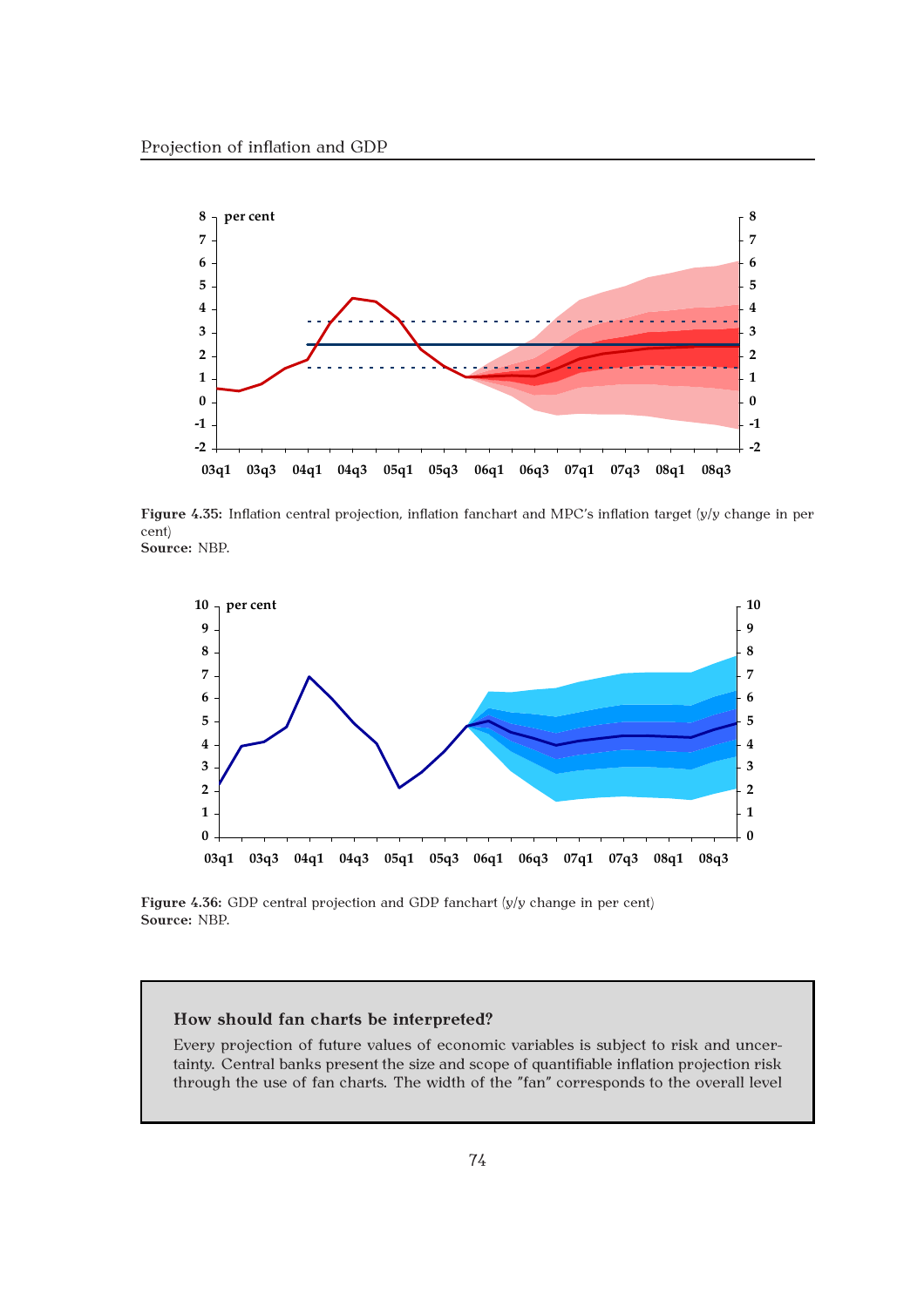Figure 4.35: Inflation central projection, inflation fanchart and MPC's inflation target (y/y change in per cent)
**Source:** NBP.

Figure 4.36: GDP central projection and GDP fanchart (y/y change in per cent)
**Source:** NBP.

### How should fan charts be interpreted?

Every projection of future values of economic variables is subject to risk and uncertainty. Central banks present the size and scope of quantifiable inflation projection risk through the use of fan charts. The width of the "fan" corresponds to the overall level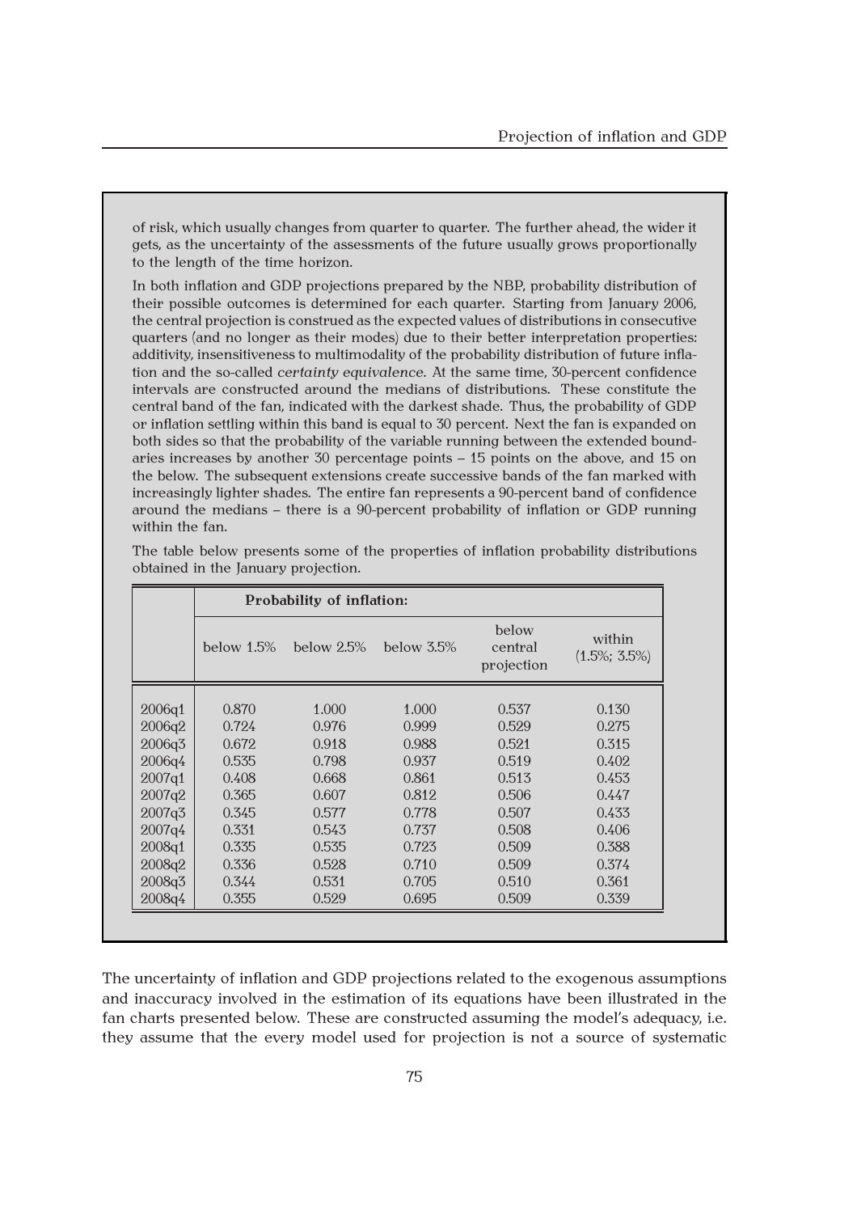of risk, which usually changes from quarter to quarter. The further ahead, the wider it gets, as the uncertainty of the assessments of the future usually grows proportionally to the length of the time horizon.

In both inflation and GDP projections prepared by the NBP, probability distribution of their possible outcomes is determined for each quarter. Starting from January 2006, the central projection is construed as the expected values of distributions in consecutive quarters (and no longer as their modes) due to their better interpretation properties: additivity, insensitiveness to multimodality of the probability distribution of future inflation and the so-called *certainty equivalence*. At the same time, 30-percent confidence intervals are constructed around the medians of distributions. These constitute the central band of the fan, indicated with the darkest shade. Thus, the probability of GDP or inflation settling within this band is equal to 30 percent. Next the fan is expanded on both sides so that the probability of the variable running between the extended boundaries increases by another 30 percentage points – 15 points on the above, and 15 on the below. The subsequent extensions create successive bands of the fan marked with increasingly lighter shades. The entire fan represents a 90-percent band of confidence around the medians – there is a 90-percent probability of inflation or GDP running within the fan.

The table below presents some of the properties of inflation probability distributions obtained in the January projection.

| | **Probability of inflation:** | | | | |
|---|---|---|---|---|---|
| | below 1.5% | below 2.5% | below 3.5% | below central projection | within (1.5%; 3.5%) |
| 2006q1 | 0.870 | 1.000 | 1.000 | 0.537 | 0.130 |
| 2006q2 | 0.724 | 0.976 | 0.999 | 0.529 | 0.275 |
| 2006q3 | 0.672 | 0.918 | 0.988 | 0.521 | 0.315 |
| 2006q4 | 0.535 | 0.798 | 0.937 | 0.519 | 0.402 |
| 2007q1 | 0.408 | 0.668 | 0.861 | 0.513 | 0.453 |
| 2007q2 | 0.365 | 0.607 | 0.812 | 0.506 | 0.447 |
| 2007q3 | 0.345 | 0.577 | 0.778 | 0.507 | 0.433 |
| 2007q4 | 0.331 | 0.543 | 0.737 | 0.508 | 0.406 |
| 2008q1 | 0.335 | 0.535 | 0.723 | 0.509 | 0.388 |
| 2008q2 | 0.336 | 0.528 | 0.710 | 0.509 | 0.374 |
| 2008q3 | 0.344 | 0.531 | 0.705 | 0.510 | 0.361 |
| 2008q4 | 0.355 | 0.529 | 0.695 | 0.509 | 0.339 |

The uncertainty of inflation and GDP projections related to the exogenous assumptions and inaccuracy involved in the estimation of its equations have been illustrated in the fan charts presented below. These are constructed assuming the model's adequacy, i.e. they assume that the every model used for projection is not a source of systematic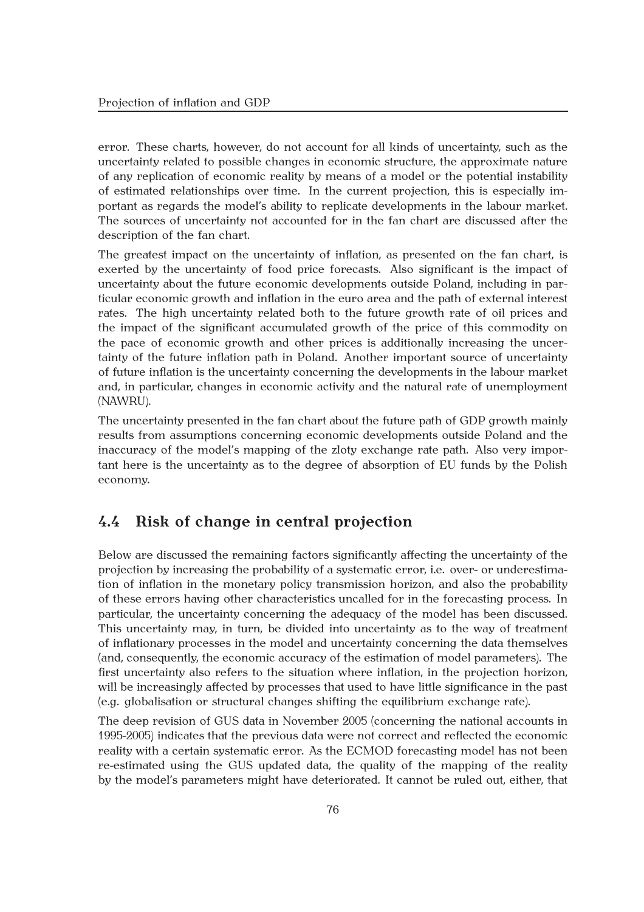error. These charts, however, do not account for all kinds of uncertainty, such as the uncertainty related to possible changes in economic structure, the approximate nature of any replication of economic reality by means of a model or the potential instability of estimated relationships over time. In the current projection, this is especially important as regards the model's ability to replicate developments in the labour market. The sources of uncertainty not accounted for in the fan chart are discussed after the description of the fan chart.

The greatest impact on the uncertainty of inflation, as presented on the fan chart, is exerted by the uncertainty of food price forecasts. Also significant is the impact of uncertainty about the future economic developments outside Poland, including in particular economic growth and inflation in the euro area and the path of external interest rates. The high uncertainty related both to the future growth rate of oil prices and the impact of the significant accumulated growth of the price of this commodity on the pace of economic growth and other prices is additionally increasing the uncertainty of the future inflation path in Poland. Another important source of uncertainty of future inflation is the uncertainty concerning the developments in the labour market and, in particular, changes in economic activity and the natural rate of unemployment (NAWRU).

The uncertainty presented in the fan chart about the future path of GDP growth mainly results from assumptions concerning economic developments outside Poland and the inaccuracy of the model's mapping of the zloty exchange rate path. Also very important here is the uncertainty as to the degree of absorption of EU funds by the Polish economy.

## 4.4 Risk of change in central projection

Below are discussed the remaining factors significantly affecting the uncertainty of the projection by increasing the probability of a systematic error, i.e. over- or underestimation of inflation in the monetary policy transmission horizon, and also the probability of these errors having other characteristics uncalled for in the forecasting process. In particular, the uncertainty concerning the adequacy of the model has been discussed. This uncertainty may, in turn, be divided into uncertainty as to the way of treatment of inflationary processes in the model and uncertainty concerning the data themselves (and, consequently, the economic accuracy of the estimation of model parameters). The first uncertainty also refers to the situation where inflation, in the projection horizon, will be increasingly affected by processes that used to have little significance in the past (e.g. globalisation or structural changes shifting the equilibrium exchange rate).

The deep revision of GUS data in November 2005 (concerning the national accounts in 1995-2005) indicates that the previous data were not correct and reflected the economic reality with a certain systematic error. As the ECMOD forecasting model has not been re-estimated using the GUS updated data, the quality of the mapping of the reality by the model's parameters might have deteriorated. It cannot be ruled out, either, that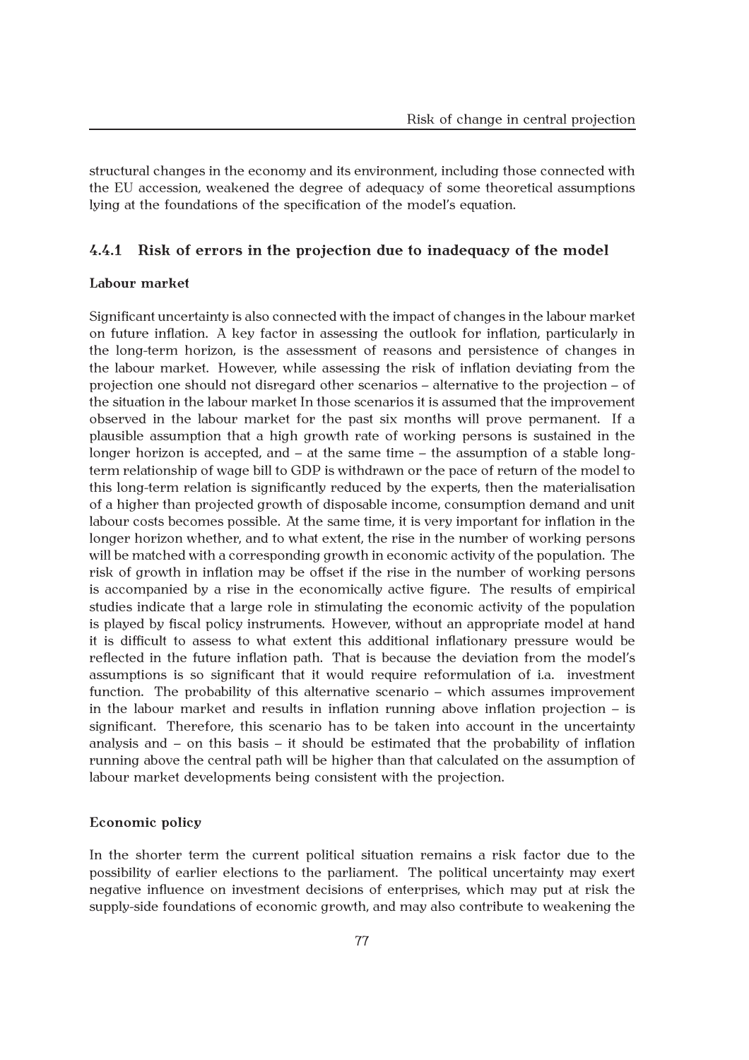structural changes in the economy and its environment, including those connected with the EU accession, weakened the degree of adequacy of some theoretical assumptions lying at the foundations of the specification of the model's equation.

### 4.4.1 Risk of errors in the projection due to inadequacy of the model

**Labour market**

Significant uncertainty is also connected with the impact of changes in the labour market on future inflation. A key factor in assessing the outlook for inflation, particularly in the long-term horizon, is the assessment of reasons and persistence of changes in the labour market. However, while assessing the risk of inflation deviating from the projection one should not disregard other scenarios – alternative to the projection – of the situation in the labour market In those scenarios it is assumed that the improvement observed in the labour market for the past six months will prove permanent. If a plausible assumption that a high growth rate of working persons is sustained in the longer horizon is accepted, and – at the same time – the assumption of a stable long-term relationship of wage bill to GDP is withdrawn or the pace of return of the model to this long-term relation is significantly reduced by the experts, then the materialisation of a higher than projected growth of disposable income, consumption demand and unit labour costs becomes possible. At the same time, it is very important for inflation in the longer horizon whether, and to what extent, the rise in the number of working persons will be matched with a corresponding growth in economic activity of the population. The risk of growth in inflation may be offset if the rise in the number of working persons is accompanied by a rise in the economically active figure. The results of empirical studies indicate that a large role in stimulating the economic activity of the population is played by fiscal policy instruments. However, without an appropriate model at hand it is difficult to assess to what extent this additional inflationary pressure would be reflected in the future inflation path. That is because the deviation from the model's assumptions is so significant that it would require reformulation of i.a. investment function. The probability of this alternative scenario – which assumes improvement in the labour market and results in inflation running above inflation projection – is significant. Therefore, this scenario has to be taken into account in the uncertainty analysis and – on this basis – it should be estimated that the probability of inflation running above the central path will be higher than that calculated on the assumption of labour market developments being consistent with the projection.

**Economic policy**

In the shorter term the current political situation remains a risk factor due to the possibility of earlier elections to the parliament. The political uncertainty may exert negative influence on investment decisions of enterprises, which may put at risk the supply-side foundations of economic growth, and may also contribute to weakening the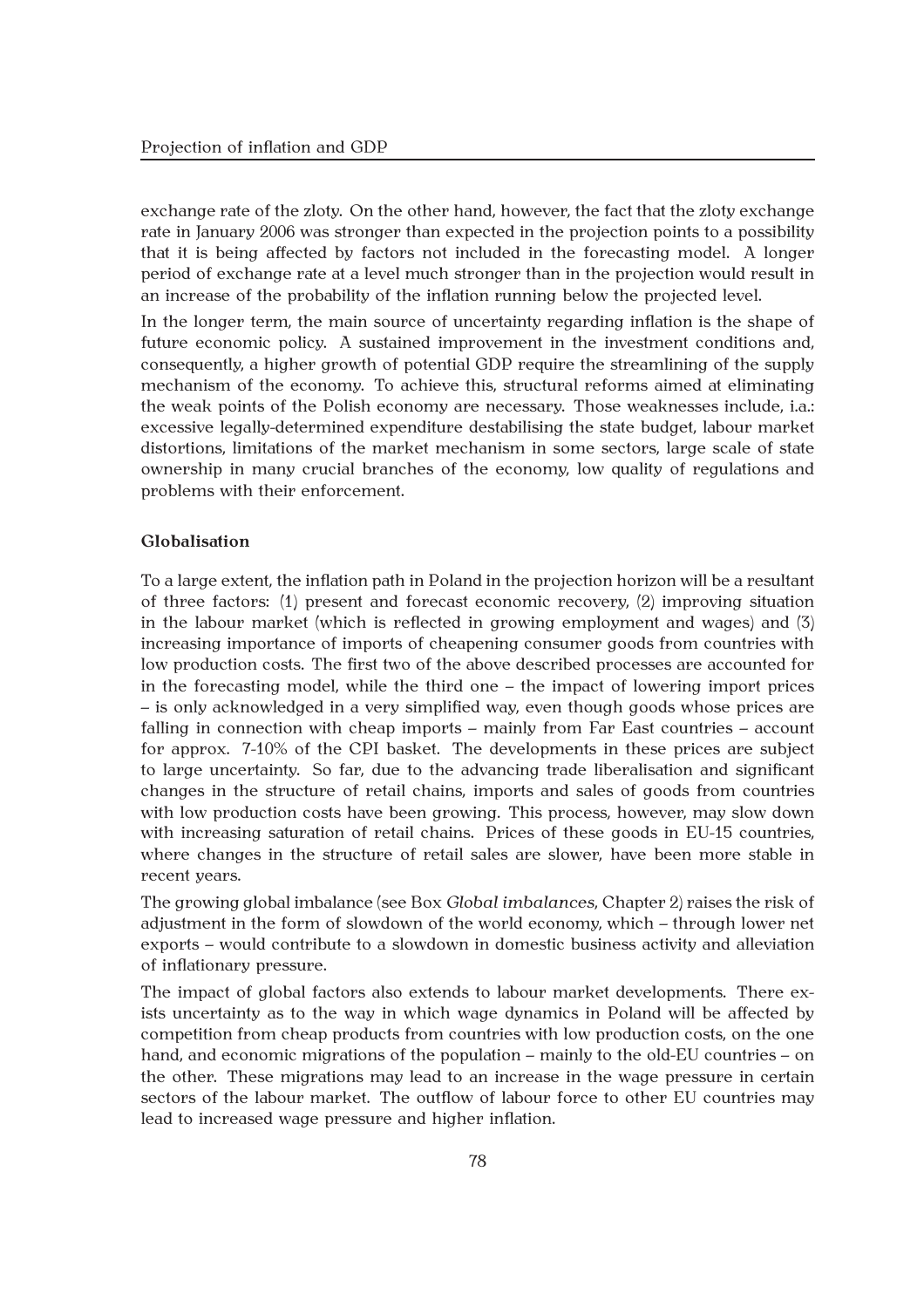exchange rate of the zloty. On the other hand, however, the fact that the zloty exchange rate in January 2006 was stronger than expected in the projection points to a possibility that it is being affected by factors not included in the forecasting model. A longer period of exchange rate at a level much stronger than in the projection would result in an increase of the probability of the inflation running below the projected level.

In the longer term, the main source of uncertainty regarding inflation is the shape of future economic policy. A sustained improvement in the investment conditions and, consequently, a higher growth of potential GDP require the streamlining of the supply mechanism of the economy. To achieve this, structural reforms aimed at eliminating the weak points of the Polish economy are necessary. Those weaknesses include, i.a.: excessive legally-determined expenditure destabilising the state budget, labour market distortions, limitations of the market mechanism in some sectors, large scale of state ownership in many crucial branches of the economy, low quality of regulations and problems with their enforcement.

**Globalisation**

To a large extent, the inflation path in Poland in the projection horizon will be a resultant of three factors: (1) present and forecast economic recovery, (2) improving situation in the labour market (which is reflected in growing employment and wages) and (3) increasing importance of imports of cheapening consumer goods from countries with low production costs. The first two of the above described processes are accounted for in the forecasting model, while the third one – the impact of lowering import prices – is only acknowledged in a very simplified way, even though goods whose prices are falling in connection with cheap imports – mainly from Far East countries – account for approx. 7-10% of the CPI basket. The developments in these prices are subject to large uncertainty. So far, due to the advancing trade liberalisation and significant changes in the structure of retail chains, imports and sales of goods from countries with low production costs have been growing. This process, however, may slow down with increasing saturation of retail chains. Prices of these goods in EU-15 countries, where changes in the structure of retail sales are slower, have been more stable in recent years.

The growing global imbalance (see Box *Global imbalances*, Chapter 2) raises the risk of adjustment in the form of slowdown of the world economy, which – through lower net exports – would contribute to a slowdown in domestic business activity and alleviation of inflationary pressure.

The impact of global factors also extends to labour market developments. There exists uncertainty as to the way in which wage dynamics in Poland will be affected by competition from cheap products from countries with low production costs, on the one hand, and economic migrations of the population – mainly to the old-EU countries – on the other. These migrations may lead to an increase in the wage pressure in certain sectors of the labour market. The outflow of labour force to other EU countries may lead to increased wage pressure and higher inflation.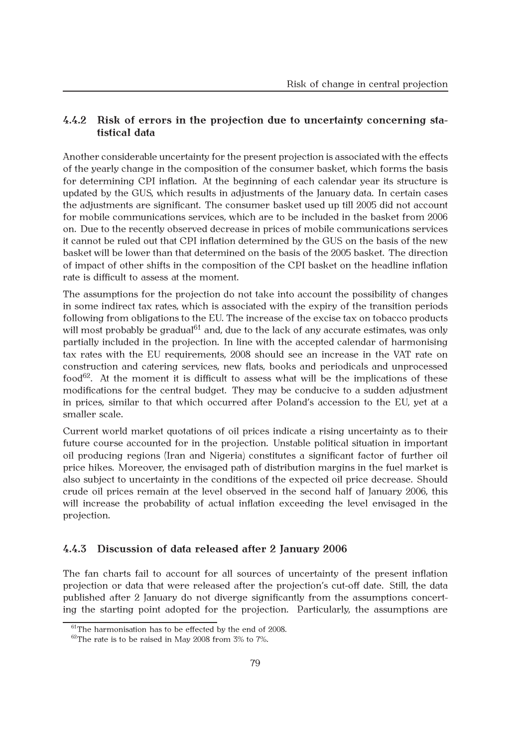### 4.4.2 Risk of errors in the projection due to uncertainty concerning statistical data

Another considerable uncertainty for the present projection is associated with the effects of the yearly change in the composition of the consumer basket, which forms the basis for determining CPI inflation. At the beginning of each calendar year its structure is updated by the GUS, which results in adjustments of the January data. In certain cases the adjustments are significant. The consumer basket used up till 2005 did not account for mobile communications services, which are to be included in the basket from 2006 on. Due to the recently observed decrease in prices of mobile communications services it cannot be ruled out that CPI inflation determined by the GUS on the basis of the new basket will be lower than that determined on the basis of the 2005 basket. The direction of impact of other shifts in the composition of the CPI basket on the headline inflation rate is difficult to assess at the moment.

The assumptions for the projection do not take into account the possibility of changes in some indirect tax rates, which is associated with the expiry of the transition periods following from obligations to the EU. The increase of the excise tax on tobacco products will most probably be gradual[61] and, due to the lack of any accurate estimates, was only partially included in the projection. In line with the accepted calendar of harmonising tax rates with the EU requirements, 2008 should see an increase in the VAT rate on construction and catering services, new flats, books and periodicals and unprocessed food[62]. At the moment it is difficult to assess what will be the implications of these modifications for the central budget. They may be conducive to a sudden adjustment in prices, similar to that which occurred after Poland's accession to the EU, yet at a smaller scale.

Current world market quotations of oil prices indicate a rising uncertainty as to their future course accounted for in the projection. Unstable political situation in important oil producing regions (Iran and Nigeria) constitutes a significant factor of further oil price hikes. Moreover, the envisaged path of distribution margins in the fuel market is also subject to uncertainty in the conditions of the expected oil price decrease. Should crude oil prices remain at the level observed in the second half of January 2006, this will increase the probability of actual inflation exceeding the level envisaged in the projection.

### 4.4.3 Discussion of data released after 2 January 2006

The fan charts fail to account for all sources of uncertainty of the present inflation projection or data that were released after the projection's cut-off date. Still, the data published after 2 January do not diverge significantly from the assumptions concerting the starting point adopted for the projection. Particularly, the assumptions are

[61] The harmonisation has to be effected by the end of 2008.

[62] The rate is to be raised in May 2008 from 3% to 7%.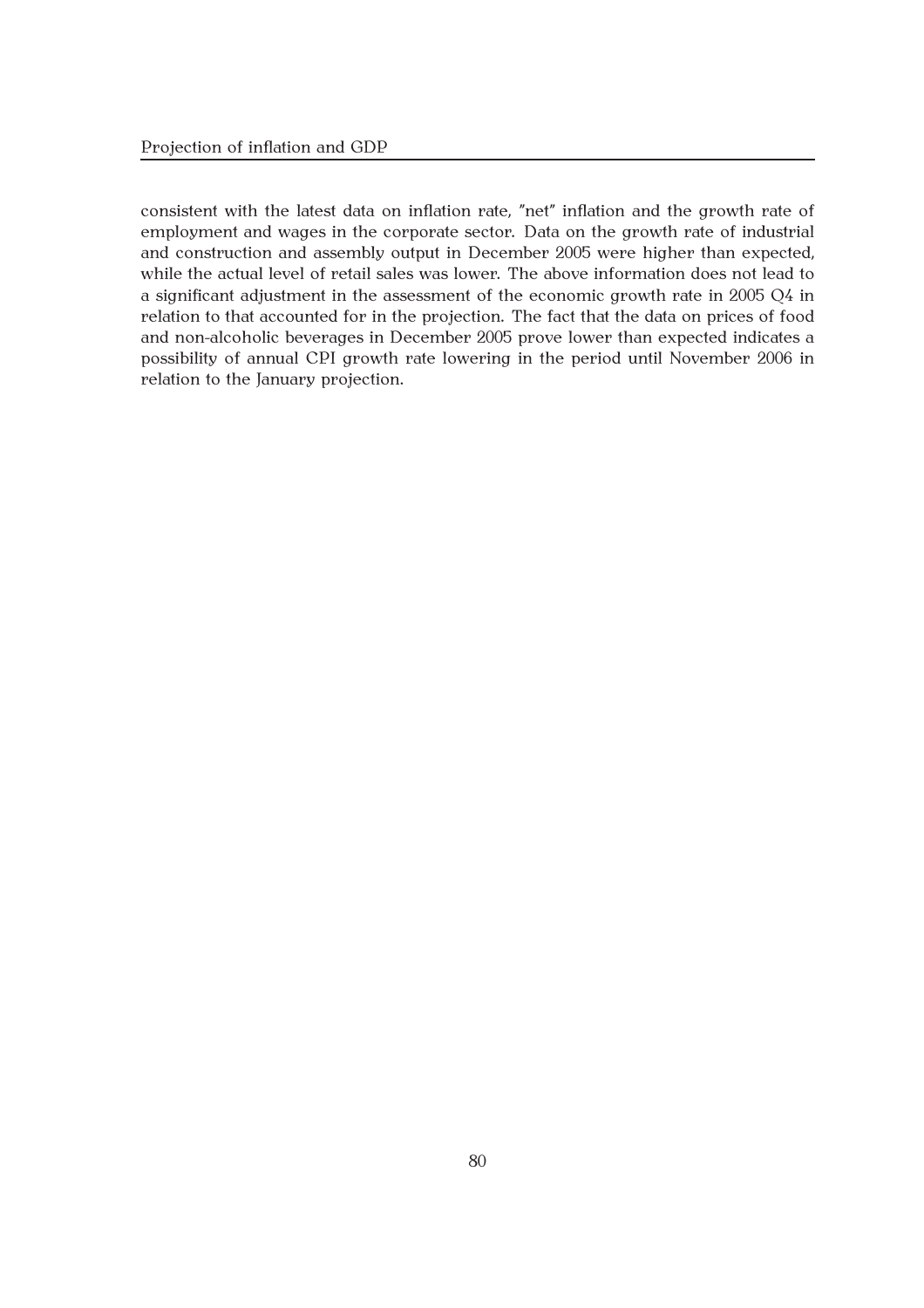consistent with the latest data on inflation rate, "net" inflation and the growth rate of employment and wages in the corporate sector. Data on the growth rate of industrial and construction and assembly output in December 2005 were higher than expected, while the actual level of retail sales was lower. The above information does not lead to a significant adjustment in the assessment of the economic growth rate in 2005 Q4 in relation to that accounted for in the projection. The fact that the data on prices of food and non-alcoholic beverages in December 2005 prove lower than expected indicates a possibility of annual CPI growth rate lowering in the period until November 2006 in relation to the January projection.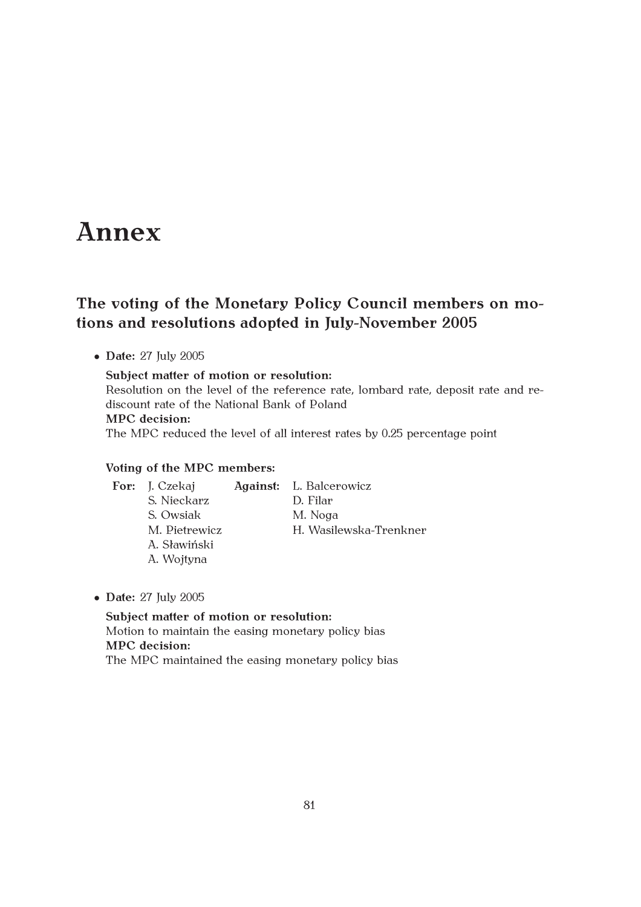# Annex

## The voting of the Monetary Policy Council members on motions and resolutions adopted in July-November 2005

- **Date:** 27 July 2005

  **Subject matter of motion or resolution:**
  Resolution on the level of the reference rate, lombard rate, deposit rate and rediscount rate of the National Bank of Poland
  **MPC decision:**
  The MPC reduced the level of all interest rates by 0.25 percentage point

  **Voting of the MPC members:**

  **For:** J. Czekaj, S. Nieckarz, S. Owsiak, M. Pietrewicz, A. Sławiński, A. Wojtyna

  **Against:** L. Balcerowicz, D. Filar, M. Noga, H. Wasilewska-Trenkner

- **Date:** 27 July 2005

  **Subject matter of motion or resolution:**
  Motion to maintain the easing monetary policy bias
  **MPC decision:**
  The MPC maintained the easing monetary policy bias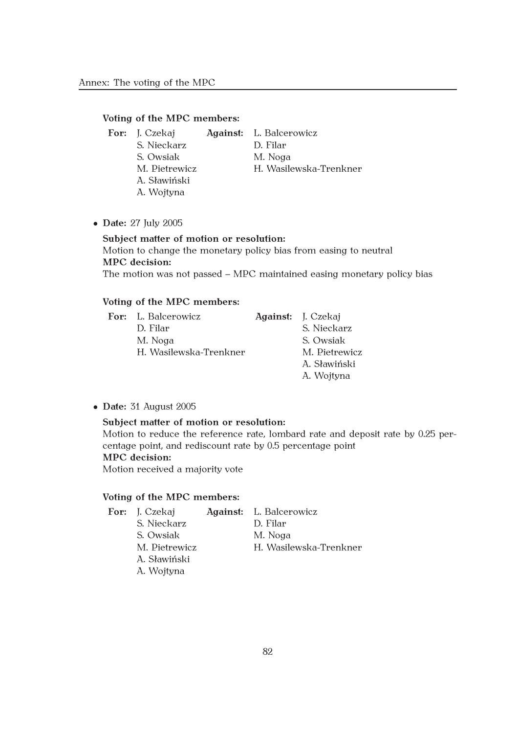**Voting of the MPC members:**

| For: | Against: |
|---|---|
| J. Czekaj | L. Balcerowicz |
| S. Nieckarz | D. Filar |
| S. Owsiak | M. Noga |
| M. Pietrewicz | H. Wasilewska-Trenkner |
| A. Sławiński | |
| A. Wojtyna | |

- **Date:** 27 July 2005

  **Subject matter of motion or resolution:**
  Motion to change the monetary policy bias from easing to neutral
  **MPC decision:**
  The motion was not passed – MPC maintained easing monetary policy bias

  **Voting of the MPC members:**

| For: | Against: |
|---|---|
| L. Balcerowicz | J. Czekaj |
| D. Filar | S. Nieckarz |
| M. Noga | S. Owsiak |
| H. Wasilewska-Trenkner | M. Pietrewicz |
| | A. Sławiński |
| | A. Wojtyna |

- **Date:** 31 August 2005

  **Subject matter of motion or resolution:**
  Motion to reduce the reference rate, lombard rate and deposit rate by 0.25 percentage point, and rediscount rate by 0.5 percentage point
  **MPC decision:**
  Motion received a majority vote

  **Voting of the MPC members:**

| For: | Against: |
|---|---|
| J. Czekaj | L. Balcerowicz |
| S. Nieckarz | D. Filar |
| S. Owsiak | M. Noga |
| M. Pietrewicz | H. Wasilewska-Trenkner |
| A. Sławiński | |
| A. Wojtyna | |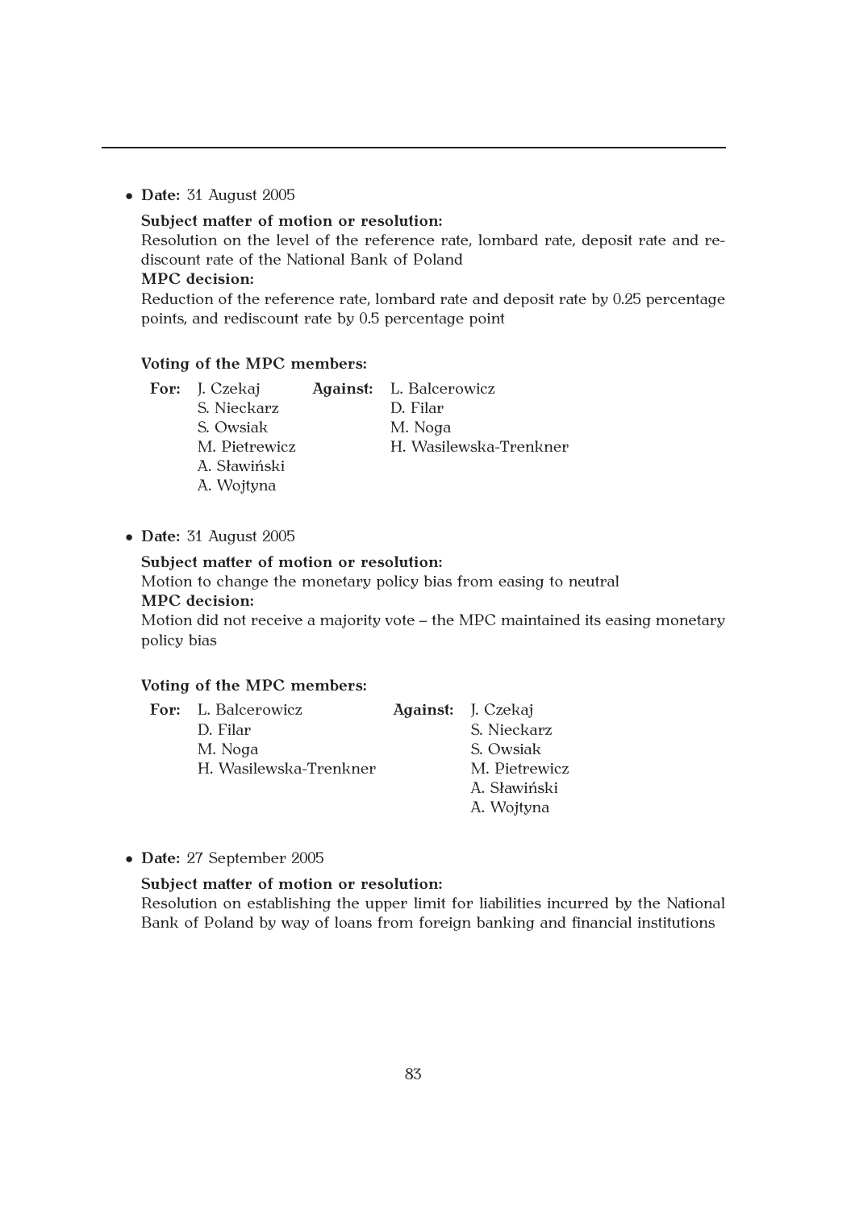- **Date:** 31 August 2005

  **Subject matter of motion or resolution:**
  Resolution on the level of the reference rate, lombard rate, deposit rate and rediscount rate of the National Bank of Poland
  **MPC decision:**
  Reduction of the reference rate, lombard rate and deposit rate by 0.25 percentage points, and rediscount rate by 0.5 percentage point

  **Voting of the MPC members:**

  | **For:** | **Against:** |
  |---|---|
  | J. Czekaj | L. Balcerowicz |
  | S. Nieckarz | D. Filar |
  | S. Owsiak | M. Noga |
  | M. Pietrewicz | H. Wasilewska-Trenkner |
  | A. Sławiński | |
  | A. Wojtyna | |

- **Date:** 31 August 2005

  **Subject matter of motion or resolution:**
  Motion to change the monetary policy bias from easing to neutral
  **MPC decision:**
  Motion did not receive a majority vote – the MPC maintained its easing monetary policy bias

  **Voting of the MPC members:**

  | **For:** | **Against:** |
  |---|---|
  | L. Balcerowicz | J. Czekaj |
  | D. Filar | S. Nieckarz |
  | M. Noga | S. Owsiak |
  | H. Wasilewska-Trenkner | M. Pietrewicz |
  | | A. Sławiński |
  | | A. Wojtyna |

- **Date:** 27 September 2005

  **Subject matter of motion or resolution:**
  Resolution on establishing the upper limit for liabilities incurred by the National Bank of Poland by way of loans from foreign banking and financial institutions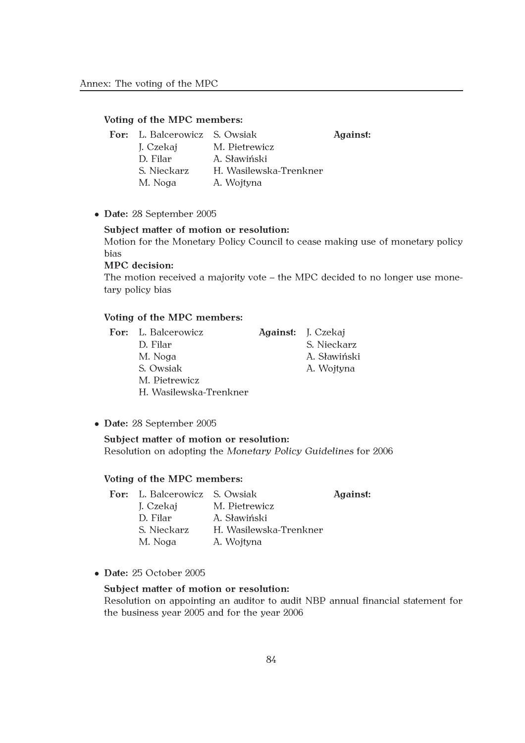**Voting of the MPC members:**

| For: | | Against: |
|---|---|---|
| L. Balcerowicz | S. Owsiak | |
| J. Czekaj | M. Pietrewicz | |
| D. Filar | A. Sławiński | |
| S. Nieckarz | H. Wasilewska-Trenkner | |
| M. Noga | A. Wojtyna | |

- **Date:** 28 September 2005

  **Subject matter of motion or resolution:**
  Motion for the Monetary Policy Council to cease making use of monetary policy bias

  **MPC decision:**
  The motion received a majority vote – the MPC decided to no longer use monetary policy bias

  **Voting of the MPC members:**

| For: | Against: |
|---|---|
| L. Balcerowicz | J. Czekaj |
| D. Filar | S. Nieckarz |
| M. Noga | A. Sławiński |
| S. Owsiak | A. Wojtyna |
| M. Pietrewicz | |
| H. Wasilewska-Trenkner | |

- **Date:** 28 September 2005

  **Subject matter of motion or resolution:**
  Resolution on adopting the *Monetary Policy Guidelines* for 2006

  **Voting of the MPC members:**

| For: | | Against: |
|---|---|---|
| L. Balcerowicz | S. Owsiak | |
| J. Czekaj | M. Pietrewicz | |
| D. Filar | A. Sławiński | |
| S. Nieckarz | H. Wasilewska-Trenkner | |
| M. Noga | A. Wojtyna | |

- **Date:** 25 October 2005

  **Subject matter of motion or resolution:**
  Resolution on appointing an auditor to audit NBP annual financial statement for the business year 2005 and for the year 2006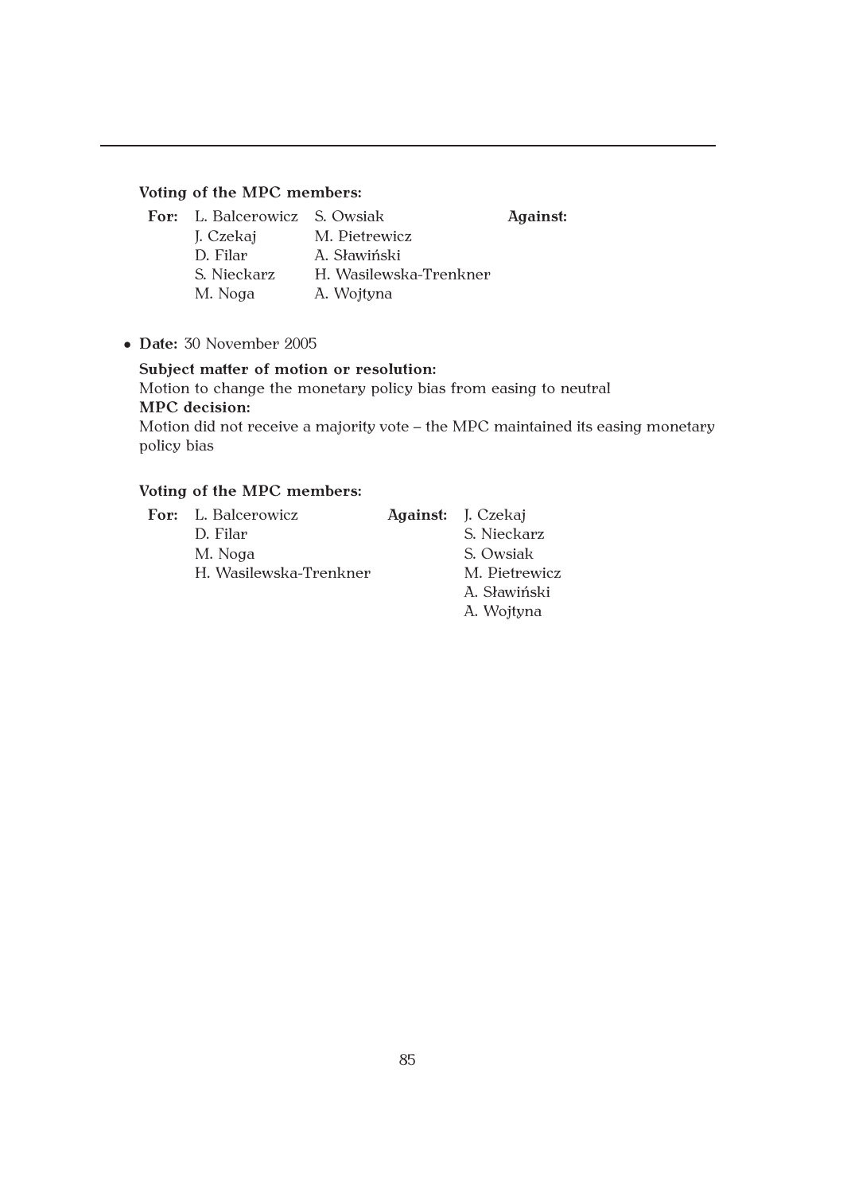**Voting of the MPC members:**

**For:** L. Balcerowicz
J. Czekaj
D. Filar
S. Nieckarz
M. Noga
S. Owsiak
M. Pietrewicz
A. Sławiński
H. Wasilewska-Trenkner
A. Wojtyna

**Against:**

- **Date:** 30 November 2005

  **Subject matter of motion or resolution:**
  Motion to change the monetary policy bias from easing to neutral
  **MPC decision:**
  Motion did not receive a majority vote – the MPC maintained its easing monetary policy bias

  **Voting of the MPC members:**

  **For:** L. Balcerowicz
  D. Filar
  M. Noga
  H. Wasilewska-Trenkner

  **Against:** J. Czekaj
  S. Nieckarz
  S. Owsiak
  M. Pietrewicz
  A. Sławiński
  A. Wojtyna